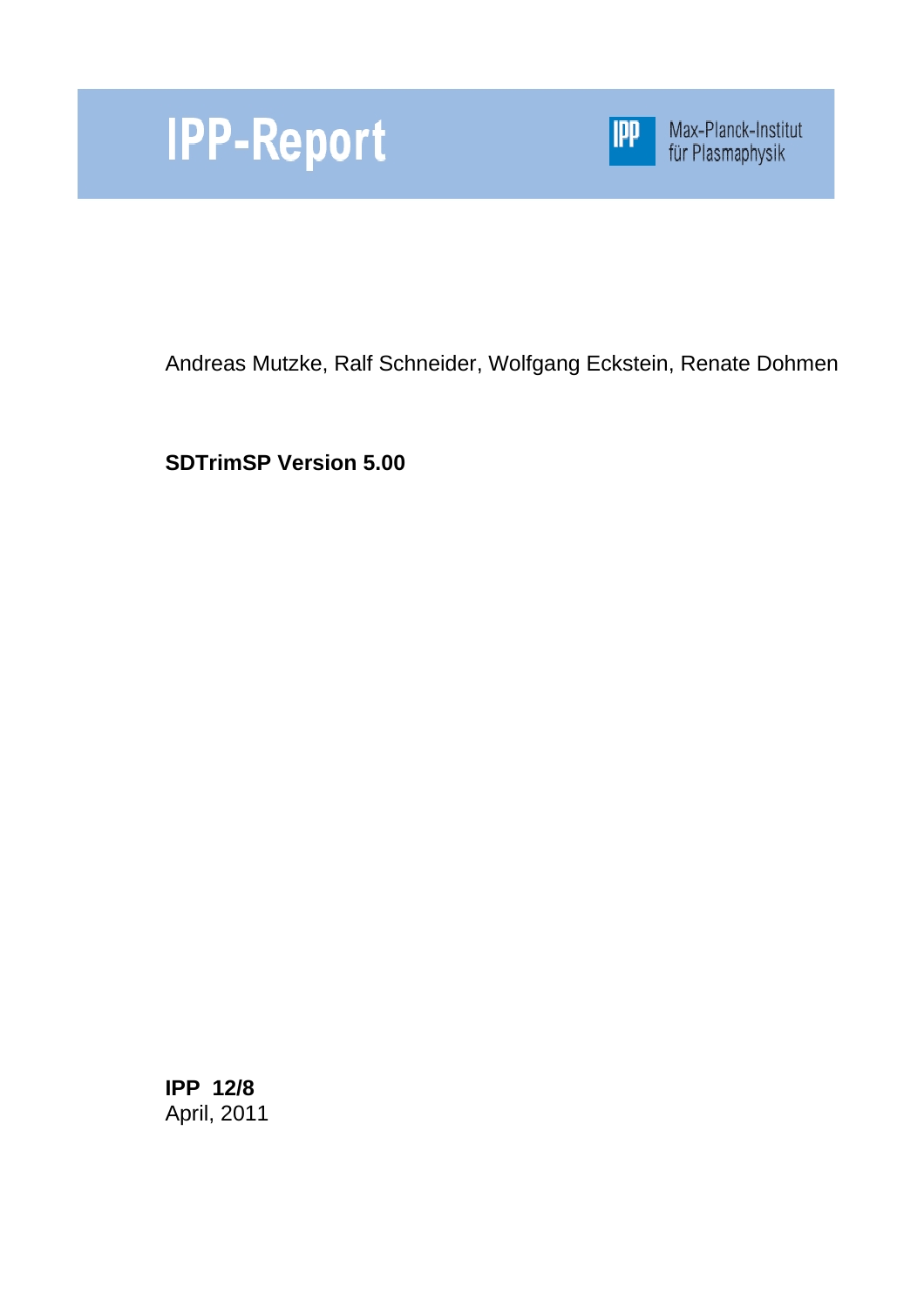# IPP-Report

Max-Planck-Institut für Plasmaphysik

Andreas Mutzke, Ralf Schneider, Wolfgang Eckstein, Renate Dohmen

**SDTrimSP Version 5.00**

**IPP 12/8**
April, 2011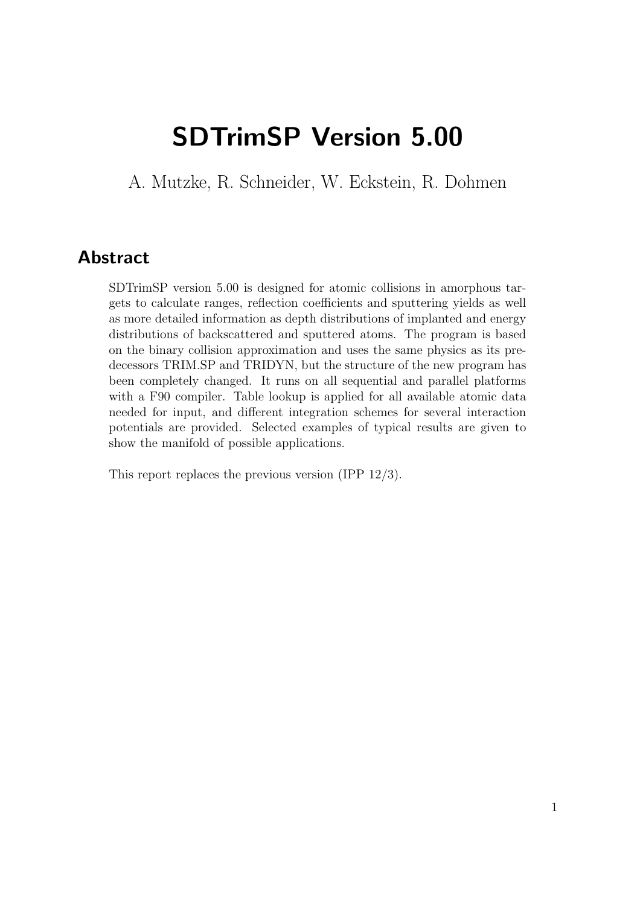# SDTrimSP Version 5.00

A. Mutzke, R. Schneider, W. Eckstein, R. Dohmen

## Abstract

SDTrimSP version 5.00 is designed for atomic collisions in amorphous targets to calculate ranges, reflection coefficients and sputtering yields as well as more detailed information as depth distributions of implanted and energy distributions of backscattered and sputtered atoms. The program is based on the binary collision approximation and uses the same physics as its predecessors TRIM.SP and TRIDYN, but the structure of the new program has been completely changed. It runs on all sequential and parallel platforms with a F90 compiler. Table lookup is applied for all available atomic data needed for input, and different integration schemes for several interaction potentials are provided. Selected examples of typical results are given to show the manifold of possible applications.

This report replaces the previous version (IPP 12/3).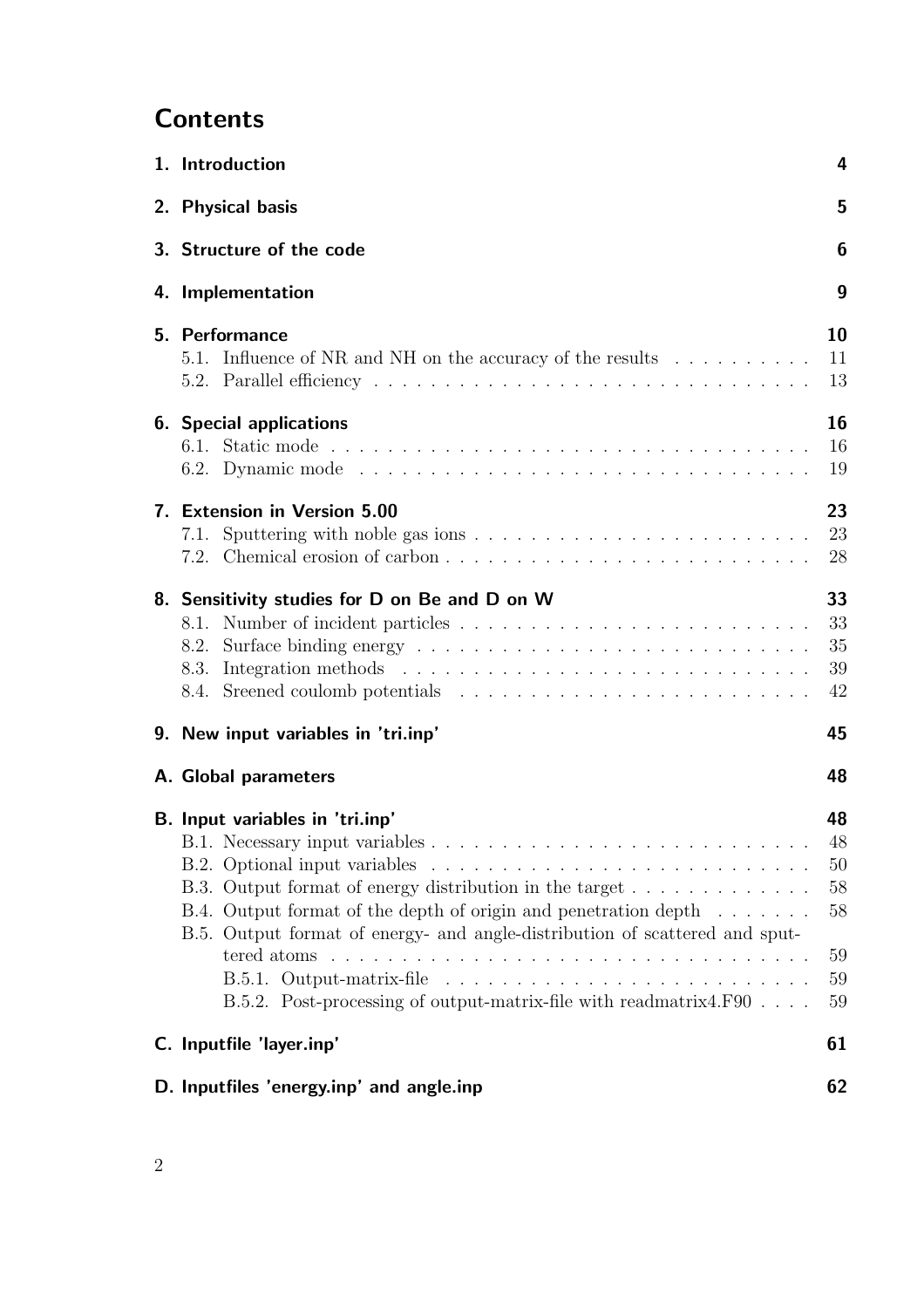# Contents

- **1. Introduction** — 4
- **2. Physical basis** — 5
- **3. Structure of the code** — 6
- **4. Implementation** — 9
- **5. Performance** — 10
  - 5.1. Influence of NR and NH on the accuracy of the results — 11
  - 5.2. Parallel efficiency — 13
- **6. Special applications** — 16
  - 6.1. Static mode — 16
  - 6.2. Dynamic mode — 19
- **7. Extension in Version 5.00** — 23
  - 7.1. Sputtering with noble gas ions — 23
  - 7.2. Chemical erosion of carbon — 28
- **8. Sensitivity studies for D on Be and D on W** — 33
  - 8.1. Number of incident particles — 33
  - 8.2. Surface binding energy — 35
  - 8.3. Integration methods — 39
  - 8.4. Sreened coulomb potentials — 42
- **9. New input variables in 'tri.inp'** — 45
- **A. Global parameters** — 48
- **B. Input variables in 'tri.inp'** — 48
  - B.1. Necessary input variables — 48
  - B.2. Optional input variables — 50
  - B.3. Output format of energy distribution in the target — 58
  - B.4. Output format of the depth of origin and penetration depth — 58
  - B.5. Output format of energy- and angle-distribution of scattered and sputtered atoms — 59
    - B.5.1. Output-matrix-file — 59
    - B.5.2. Post-processing of output-matrix-file with readmatrix4.F90 — 59
- **C. Inputfile 'layer.inp'** — 61
- **D. Inputfiles 'energy.inp' and angle.inp** — 62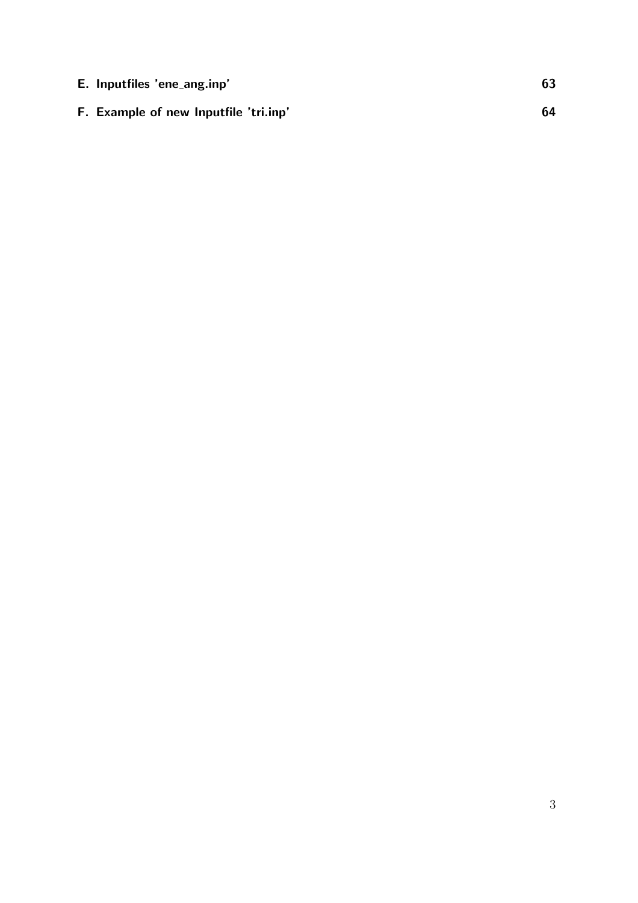**E. Inputfiles 'ene_ang.inp'** **63**

**F. Example of new Inputfile 'tri.inp'** **64**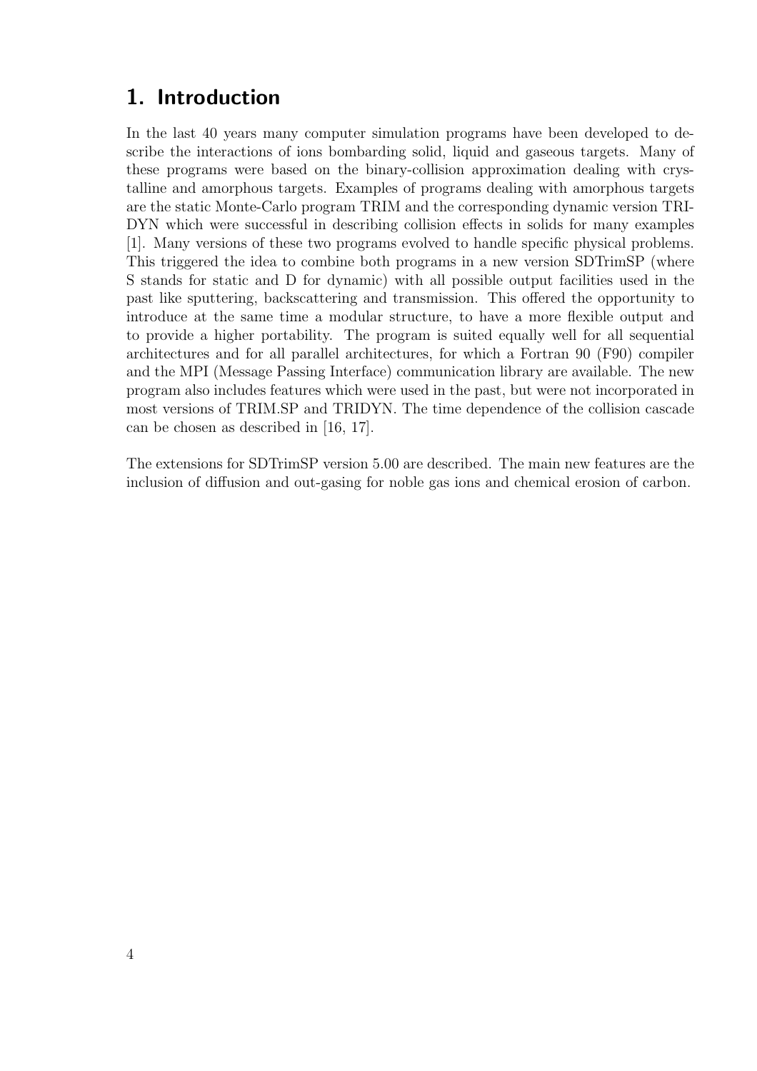# 1. Introduction

In the last 40 years many computer simulation programs have been developed to describe the interactions of ions bombarding solid, liquid and gaseous targets. Many of these programs were based on the binary-collision approximation dealing with crystalline and amorphous targets. Examples of programs dealing with amorphous targets are the static Monte-Carlo program TRIM and the corresponding dynamic version TRIDYN which were successful in describing collision effects in solids for many examples [1]. Many versions of these two programs evolved to handle specific physical problems. This triggered the idea to combine both programs in a new version SDTrimSP (where S stands for static and D for dynamic) with all possible output facilities used in the past like sputtering, backscattering and transmission. This offered the opportunity to introduce at the same time a modular structure, to have a more flexible output and to provide a higher portability. The program is suited equally well for all sequential architectures and for all parallel architectures, for which a Fortran 90 (F90) compiler and the MPI (Message Passing Interface) communication library are available. The new program also includes features which were used in the past, but were not incorporated in most versions of TRIM.SP and TRIDYN. The time dependence of the collision cascade can be chosen as described in [16, 17].

The extensions for SDTrimSP version 5.00 are described. The main new features are the inclusion of diffusion and out-gasing for noble gas ions and chemical erosion of carbon.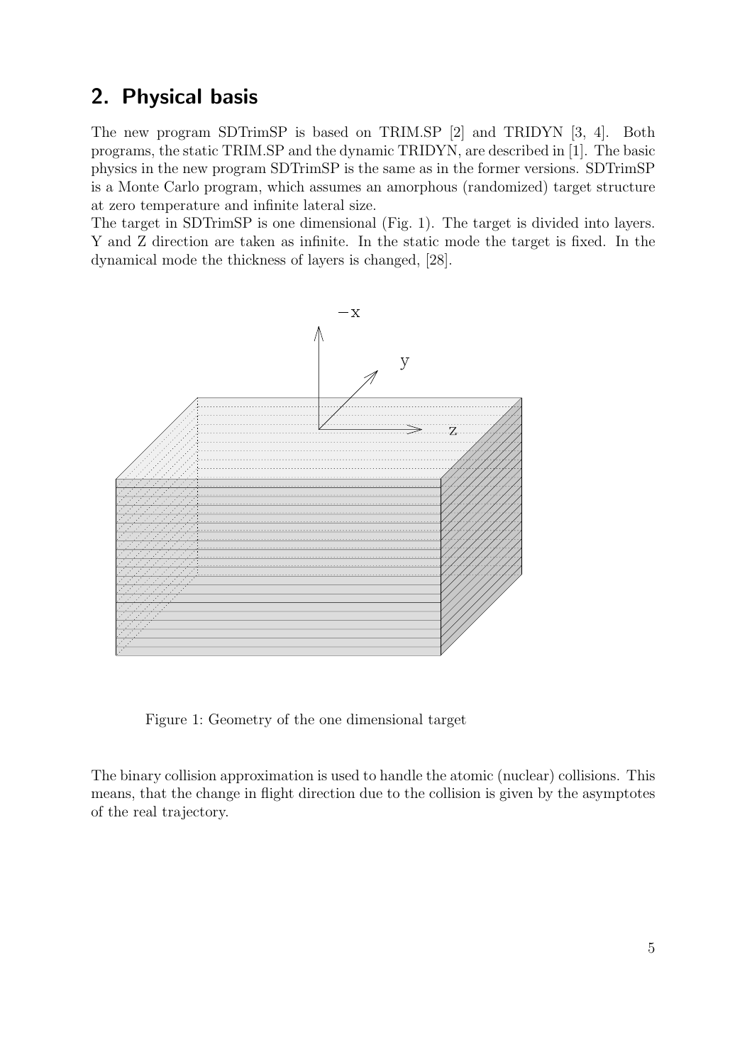## 2. Physical basis

The new program SDTrimSP is based on TRIM.SP [2] and TRIDYN [3, 4]. Both programs, the static TRIM.SP and the dynamic TRIDYN, are described in [1]. The basic physics in the new program SDTrimSP is the same as in the former versions. SDTrimSP is a Monte Carlo program, which assumes an amorphous (randomized) target structure at zero temperature and infinite lateral size.
The target in SDTrimSP is one dimensional (Fig. 1). The target is divided into layers. Y and Z direction are taken as infinite. In the static mode the target is fixed. In the dynamical mode the thickness of layers is changed, [28].

Figure 1: Geometry of the one dimensional target

The binary collision approximation is used to handle the atomic (nuclear) collisions. This means, that the change in flight direction due to the collision is given by the asymptotes of the real trajectory.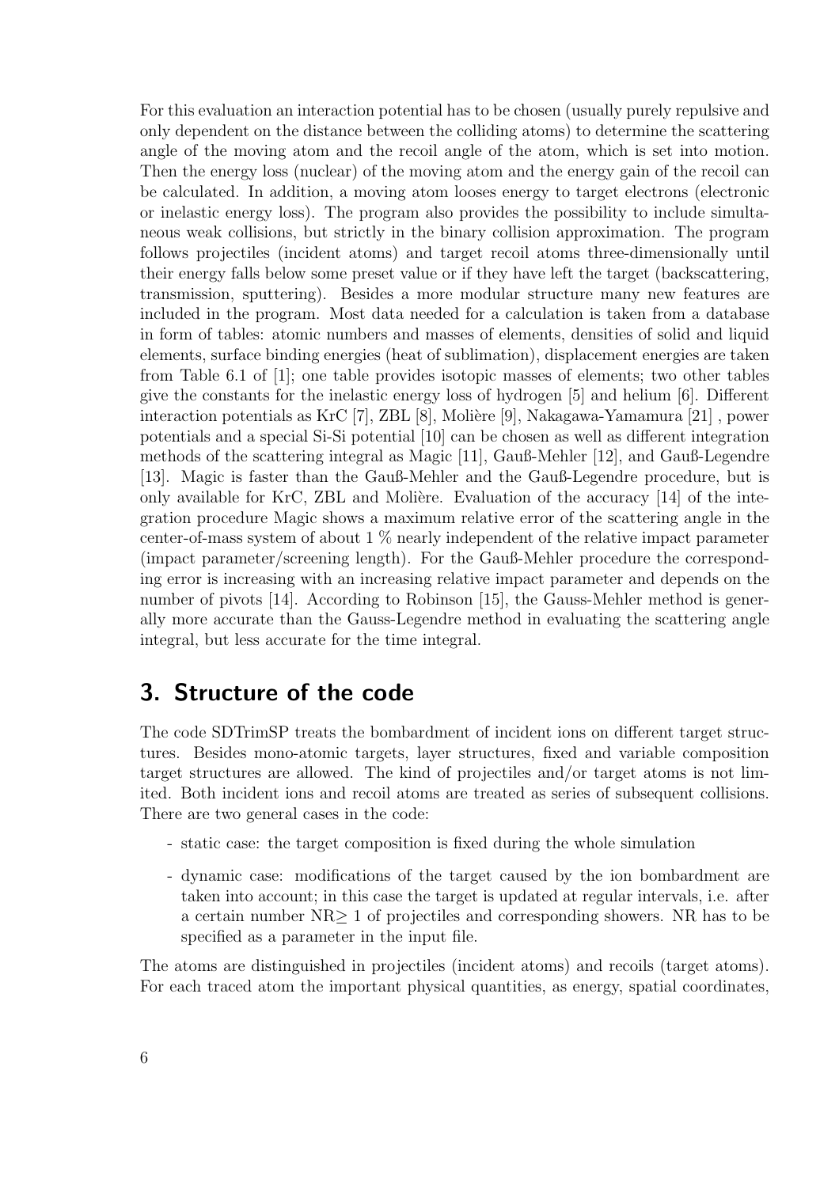For this evaluation an interaction potential has to be chosen (usually purely repulsive and only dependent on the distance between the colliding atoms) to determine the scattering angle of the moving atom and the recoil angle of the atom, which is set into motion. Then the energy loss (nuclear) of the moving atom and the energy gain of the recoil can be calculated. In addition, a moving atom looses energy to target electrons (electronic or inelastic energy loss). The program also provides the possibility to include simultaneous weak collisions, but strictly in the binary collision approximation. The program follows projectiles (incident atoms) and target recoil atoms three-dimensionally until their energy falls below some preset value or if they have left the target (backscattering, transmission, sputtering). Besides a more modular structure many new features are included in the program. Most data needed for a calculation is taken from a database in form of tables: atomic numbers and masses of elements, densities of solid and liquid elements, surface binding energies (heat of sublimation), displacement energies are taken from Table 6.1 of [1]; one table provides isotopic masses of elements; two other tables give the constants for the inelastic energy loss of hydrogen [5] and helium [6]. Different interaction potentials as KrC [7], ZBL [8], Molière [9], Nakagawa-Yamamura [21] , power potentials and a special Si-Si potential [10] can be chosen as well as different integration methods of the scattering integral as Magic [11], Gauß-Mehler [12], and Gauß-Legendre [13]. Magic is faster than the Gauß-Mehler and the Gauß-Legendre procedure, but is only available for KrC, ZBL and Molière. Evaluation of the accuracy [14] of the integration procedure Magic shows a maximum relative error of the scattering angle in the center-of-mass system of about 1 % nearly independent of the relative impact parameter (impact parameter/screening length). For the Gauß-Mehler procedure the corresponding error is increasing with an increasing relative impact parameter and depends on the number of pivots [14]. According to Robinson [15], the Gauss-Mehler method is generally more accurate than the Gauss-Legendre method in evaluating the scattering angle integral, but less accurate for the time integral.

# 3. Structure of the code

The code SDTrimSP treats the bombardment of incident ions on different target structures. Besides mono-atomic targets, layer structures, fixed and variable composition target structures are allowed. The kind of projectiles and/or target atoms is not limited. Both incident ions and recoil atoms are treated as series of subsequent collisions. There are two general cases in the code:

- static case: the target composition is fixed during the whole simulation
- dynamic case: modifications of the target caused by the ion bombardment are taken into account; in this case the target is updated at regular intervals, i.e. after a certain number NR$\geq$ 1 of projectiles and corresponding showers. NR has to be specified as a parameter in the input file.

The atoms are distinguished in projectiles (incident atoms) and recoils (target atoms). For each traced atom the important physical quantities, as energy, spatial coordinates,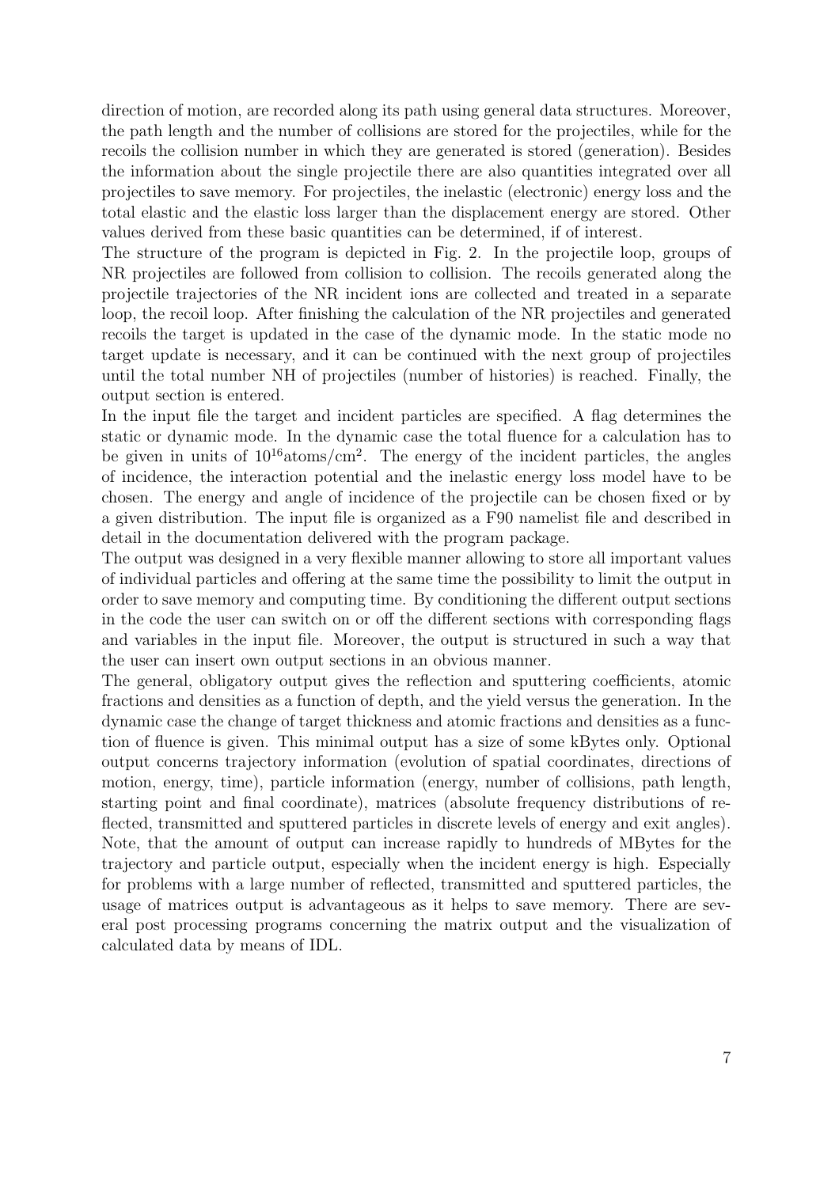direction of motion, are recorded along its path using general data structures. Moreover, the path length and the number of collisions are stored for the projectiles, while for the recoils the collision number in which they are generated is stored (generation). Besides the information about the single projectile there are also quantities integrated over all projectiles to save memory. For projectiles, the inelastic (electronic) energy loss and the total elastic and the elastic loss larger than the displacement energy are stored. Other values derived from these basic quantities can be determined, if of interest.

The structure of the program is depicted in Fig. 2. In the projectile loop, groups of NR projectiles are followed from collision to collision. The recoils generated along the projectile trajectories of the NR incident ions are collected and treated in a separate loop, the recoil loop. After finishing the calculation of the NR projectiles and generated recoils the target is updated in the case of the dynamic mode. In the static mode no target update is necessary, and it can be continued with the next group of projectiles until the total number NH of projectiles (number of histories) is reached. Finally, the output section is entered.

In the input file the target and incident particles are specified. A flag determines the static or dynamic mode. In the dynamic case the total fluence for a calculation has to be given in units of $10^{16}$atoms/cm$^2$. The energy of the incident particles, the angles of incidence, the interaction potential and the inelastic energy loss model have to be chosen. The energy and angle of incidence of the projectile can be chosen fixed or by a given distribution. The input file is organized as a F90 namelist file and described in detail in the documentation delivered with the program package.

The output was designed in a very flexible manner allowing to store all important values of individual particles and offering at the same time the possibility to limit the output in order to save memory and computing time. By conditioning the different output sections in the code the user can switch on or off the different sections with corresponding flags and variables in the input file. Moreover, the output is structured in such a way that the user can insert own output sections in an obvious manner.

The general, obligatory output gives the reflection and sputtering coefficients, atomic fractions and densities as a function of depth, and the yield versus the generation. In the dynamic case the change of target thickness and atomic fractions and densities as a function of fluence is given. This minimal output has a size of some kBytes only. Optional output concerns trajectory information (evolution of spatial coordinates, directions of motion, energy, time), particle information (energy, number of collisions, path length, starting point and final coordinate), matrices (absolute frequency distributions of reflected, transmitted and sputtered particles in discrete levels of energy and exit angles). Note, that the amount of output can increase rapidly to hundreds of MBytes for the trajectory and particle output, especially when the incident energy is high. Especially for problems with a large number of reflected, transmitted and sputtered particles, the usage of matrices output is advantageous as it helps to save memory. There are several post processing programs concerning the matrix output and the visualization of calculated data by means of IDL.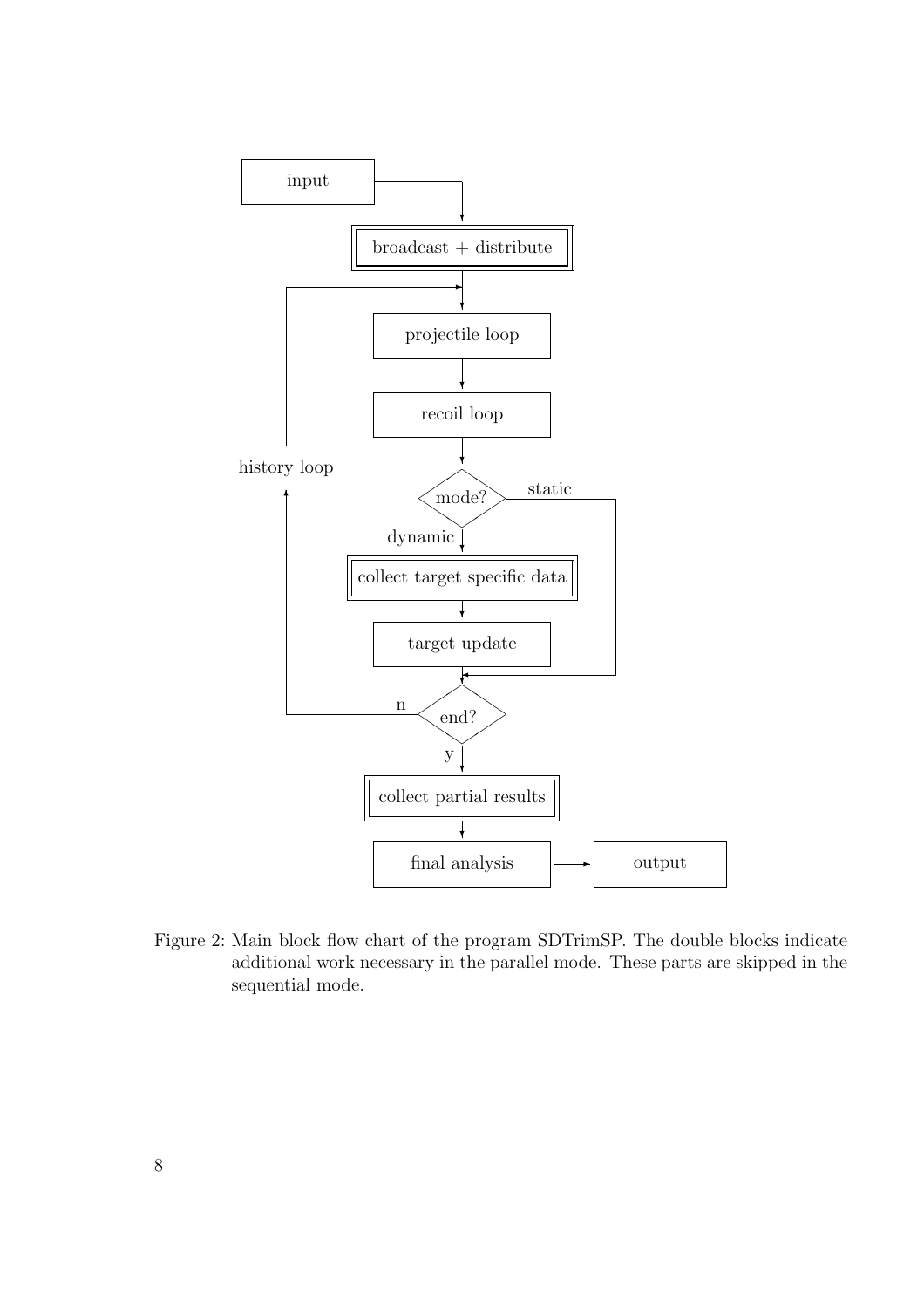Figure 2: Main block flow chart of the program SDTrimSP. The double blocks indicate additional work necessary in the parallel mode. These parts are skipped in the sequential mode.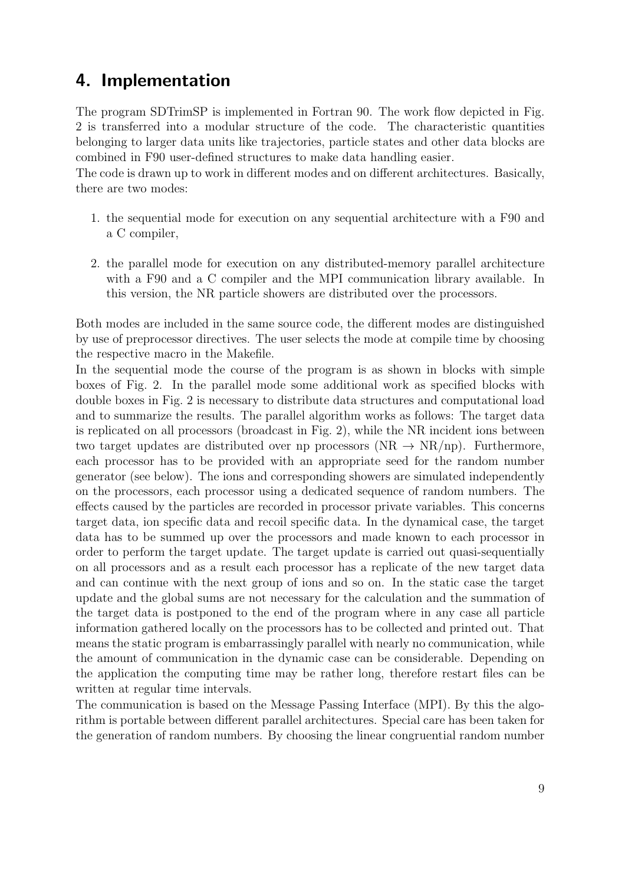# 4. Implementation

The program SDTrimSP is implemented in Fortran 90. The work flow depicted in Fig. 2 is transferred into a modular structure of the code. The characteristic quantities belonging to larger data units like trajectories, particle states and other data blocks are combined in F90 user-defined structures to make data handling easier.

The code is drawn up to work in different modes and on different architectures. Basically, there are two modes:

1. the sequential mode for execution on any sequential architecture with a F90 and a C compiler,

2. the parallel mode for execution on any distributed-memory parallel architecture with a F90 and a C compiler and the MPI communication library available. In this version, the NR particle showers are distributed over the processors.

Both modes are included in the same source code, the different modes are distinguished by use of preprocessor directives. The user selects the mode at compile time by choosing the respective macro in the Makefile.

In the sequential mode the course of the program is as shown in blocks with simple boxes of Fig. 2. In the parallel mode some additional work as specified blocks with double boxes in Fig. 2 is necessary to distribute data structures and computational load and to summarize the results. The parallel algorithm works as follows: The target data is replicated on all processors (broadcast in Fig. 2), while the NR incident ions between two target updates are distributed over np processors (NR → NR/np). Furthermore, each processor has to be provided with an appropriate seed for the random number generator (see below). The ions and corresponding showers are simulated independently on the processors, each processor using a dedicated sequence of random numbers. The effects caused by the particles are recorded in processor private variables. This concerns target data, ion specific data and recoil specific data. In the dynamical case, the target data has to be summed up over the processors and made known to each processor in order to perform the target update. The target update is carried out quasi-sequentially on all processors and as a result each processor has a replicate of the new target data and can continue with the next group of ions and so on. In the static case the target update and the global sums are not necessary for the calculation and the summation of the target data is postponed to the end of the program where in any case all particle information gathered locally on the processors has to be collected and printed out. That means the static program is embarrassingly parallel with nearly no communication, while the amount of communication in the dynamic case can be considerable. Depending on the application the computing time may be rather long, therefore restart files can be written at regular time intervals.

The communication is based on the Message Passing Interface (MPI). By this the algorithm is portable between different parallel architectures. Special care has been taken for the generation of random numbers. By choosing the linear congruential random number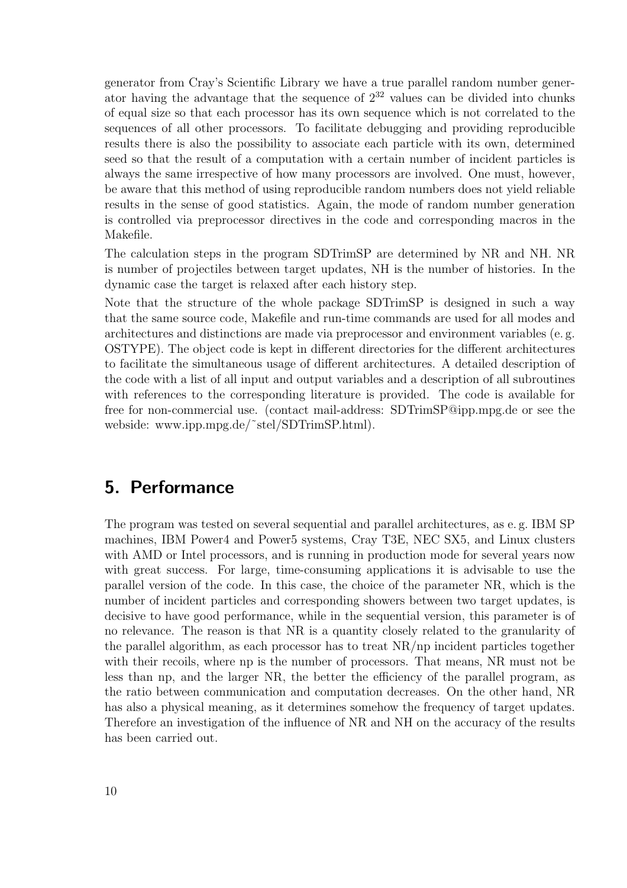generator from Cray's Scientific Library we have a true parallel random number generator having the advantage that the sequence of $2^{32}$ values can be divided into chunks of equal size so that each processor has its own sequence which is not correlated to the sequences of all other processors. To facilitate debugging and providing reproducible results there is also the possibility to associate each particle with its own, determined seed so that the result of a computation with a certain number of incident particles is always the same irrespective of how many processors are involved. One must, however, be aware that this method of using reproducible random numbers does not yield reliable results in the sense of good statistics. Again, the mode of random number generation is controlled via preprocessor directives in the code and corresponding macros in the Makefile.

The calculation steps in the program SDTrimSP are determined by NR and NH. NR is number of projectiles between target updates, NH is the number of histories. In the dynamic case the target is relaxed after each history step.

Note that the structure of the whole package SDTrimSP is designed in such a way that the same source code, Makefile and run-time commands are used for all modes and architectures and distinctions are made via preprocessor and environment variables (e. g. OSTYPE). The object code is kept in different directories for the different architectures to facilitate the simultaneous usage of different architectures. A detailed description of the code with a list of all input and output variables and a description of all subroutines with references to the corresponding literature is provided. The code is available for free for non-commercial use. (contact mail-address: SDTrimSP@ipp.mpg.de or see the webside: www.ipp.mpg.de/˜stel/SDTrimSP.html).

# 5. Performance

The program was tested on several sequential and parallel architectures, as e. g. IBM SP machines, IBM Power4 and Power5 systems, Cray T3E, NEC SX5, and Linux clusters with AMD or Intel processors, and is running in production mode for several years now with great success. For large, time-consuming applications it is advisable to use the parallel version of the code. In this case, the choice of the parameter NR, which is the number of incident particles and corresponding showers between two target updates, is decisive to have good performance, while in the sequential version, this parameter is of no relevance. The reason is that NR is a quantity closely related to the granularity of the parallel algorithm, as each processor has to treat NR/np incident particles together with their recoils, where np is the number of processors. That means, NR must not be less than np, and the larger NR, the better the efficiency of the parallel program, as the ratio between communication and computation decreases. On the other hand, NR has also a physical meaning, as it determines somehow the frequency of target updates. Therefore an investigation of the influence of NR and NH on the accuracy of the results has been carried out.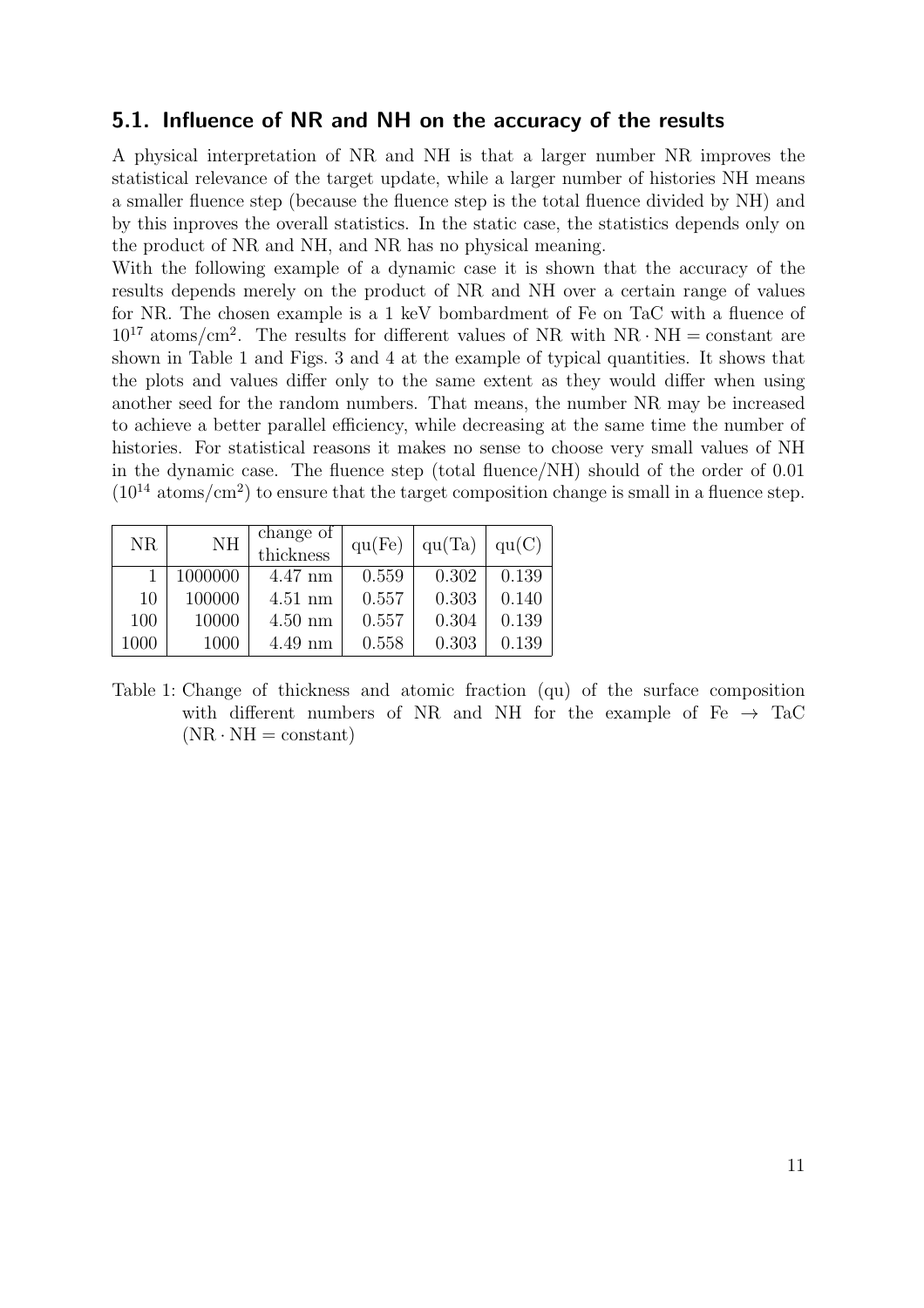### 5.1. Influence of NR and NH on the accuracy of the results

A physical interpretation of NR and NH is that a larger number NR improves the statistical relevance of the target update, while a larger number of histories NH means a smaller fluence step (because the fluence step is the total fluence divided by NH) and by this inproves the overall statistics. In the static case, the statistics depends only on the product of NR and NH, and NR has no physical meaning.

With the following example of a dynamic case it is shown that the accuracy of the results depends merely on the product of NR and NH over a certain range of values for NR. The chosen example is a 1 keV bombardment of Fe on TaC with a fluence of $10^{17}$ atoms/cm$^2$. The results for different values of NR with $\mathrm{NR} \cdot \mathrm{NH} = \mathrm{constant}$ are shown in Table 1 and Figs. 3 and 4 at the example of typical quantities. It shows that the plots and values differ only to the same extent as they would differ when using another seed for the random numbers. That means, the number NR may be increased to achieve a better parallel efficiency, while decreasing at the same time the number of histories. For statistical reasons it makes no sense to choose very small values of NH in the dynamic case. The fluence step (total fluence/NH) should of the order of 0.01 ($10^{14}$ atoms/cm$^2$) to ensure that the target composition change is small in a fluence step.

| NR | NH | change of thickness | qu(Fe) | qu(Ta) | qu(C) |
|---|---|---|---|---|---|
| 1 | 1000000 | 4.47 nm | 0.559 | 0.302 | 0.139 |
| 10 | 100000 | 4.51 nm | 0.557 | 0.303 | 0.140 |
| 100 | 10000 | 4.50 nm | 0.557 | 0.304 | 0.139 |
| 1000 | 1000 | 4.49 nm | 0.558 | 0.303 | 0.139 |

Table 1: Change of thickness and atomic fraction (qu) of the surface composition with different numbers of NR and NH for the example of Fe $\rightarrow$ TaC ($\mathrm{NR} \cdot \mathrm{NH} = \mathrm{constant}$)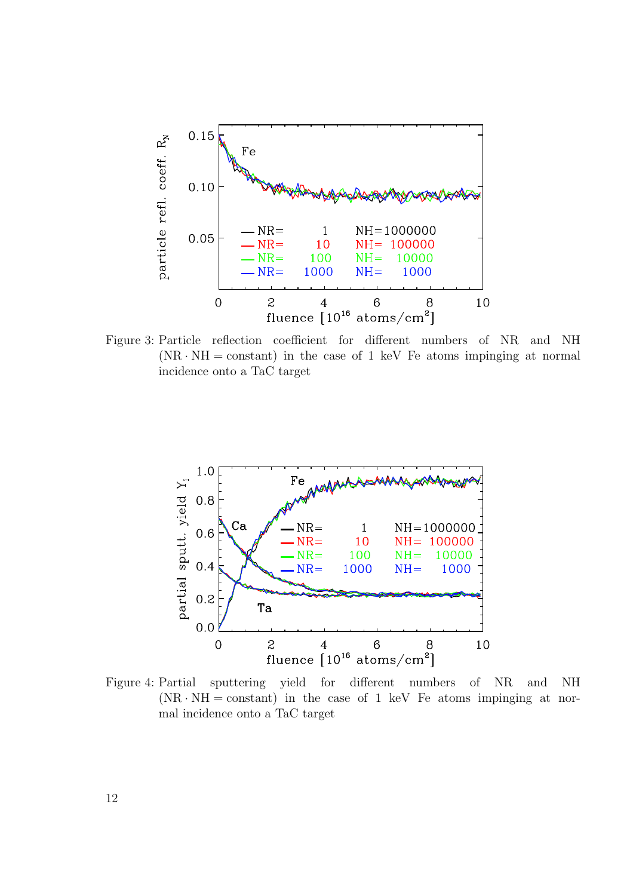Figure 3: Particle reflection coefficient for different numbers of NR and NH ($NR \cdot NH = \text{constant}$) in the case of 1 keV Fe atoms impinging at normal incidence onto a TaC target

Figure 4: Partial sputtering yield for different numbers of NR and NH ($NR \cdot NH = \text{constant}$) in the case of 1 keV Fe atoms impinging at normal incidence onto a TaC target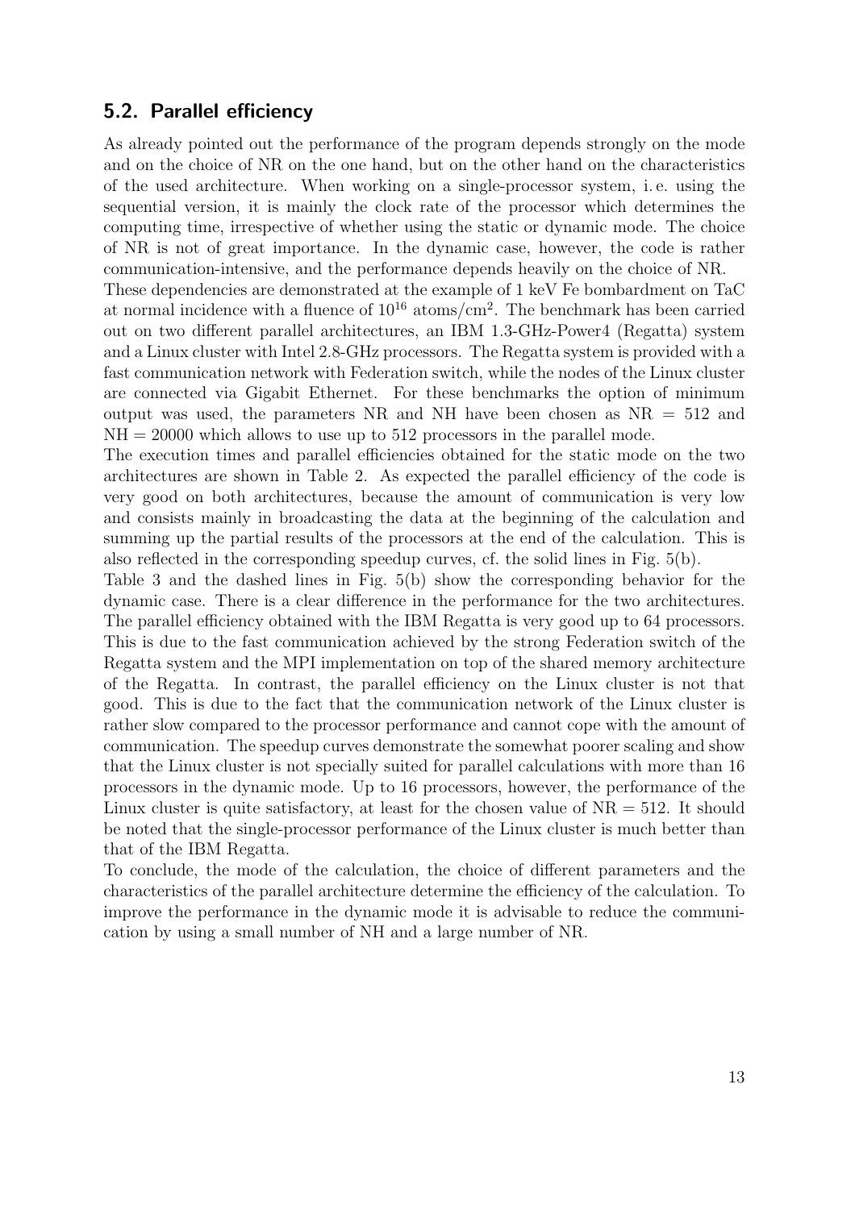## 5.2. Parallel efficiency

As already pointed out the performance of the program depends strongly on the mode and on the choice of NR on the one hand, but on the other hand on the characteristics of the used architecture. When working on a single-processor system, i. e. using the sequential version, it is mainly the clock rate of the processor which determines the computing time, irrespective of whether using the static or dynamic mode. The choice of NR is not of great importance. In the dynamic case, however, the code is rather communication-intensive, and the performance depends heavily on the choice of NR.

These dependencies are demonstrated at the example of 1 keV Fe bombardment on TaC at normal incidence with a fluence of $10^{16}$ atoms/cm$^2$. The benchmark has been carried out on two different parallel architectures, an IBM 1.3-GHz-Power4 (Regatta) system and a Linux cluster with Intel 2.8-GHz processors. The Regatta system is provided with a fast communication network with Federation switch, while the nodes of the Linux cluster are connected via Gigabit Ethernet. For these benchmarks the option of minimum output was used, the parameters NR and NH have been chosen as NR = 512 and NH = 20000 which allows to use up to 512 processors in the parallel mode.

The execution times and parallel efficiencies obtained for the static mode on the two architectures are shown in Table 2. As expected the parallel efficiency of the code is very good on both architectures, because the amount of communication is very low and consists mainly in broadcasting the data at the beginning of the calculation and summing up the partial results of the processors at the end of the calculation. This is also reflected in the corresponding speedup curves, cf. the solid lines in Fig. 5(b).

Table 3 and the dashed lines in Fig. 5(b) show the corresponding behavior for the dynamic case. There is a clear difference in the performance for the two architectures. The parallel efficiency obtained with the IBM Regatta is very good up to 64 processors. This is due to the fast communication achieved by the strong Federation switch of the Regatta system and the MPI implementation on top of the shared memory architecture of the Regatta. In contrast, the parallel efficiency on the Linux cluster is not that good. This is due to the fact that the communication network of the Linux cluster is rather slow compared to the processor performance and cannot cope with the amount of communication. The speedup curves demonstrate the somewhat poorer scaling and show that the Linux cluster is not specially suited for parallel calculations with more than 16 processors in the dynamic mode. Up to 16 processors, however, the performance of the Linux cluster is quite satisfactory, at least for the chosen value of NR = 512. It should be noted that the single-processor performance of the Linux cluster is much better than that of the IBM Regatta.

To conclude, the mode of the calculation, the choice of different parameters and the characteristics of the parallel architecture determine the efficiency of the calculation. To improve the performance in the dynamic mode it is advisable to reduce the communication by using a small number of NH and a large number of NR.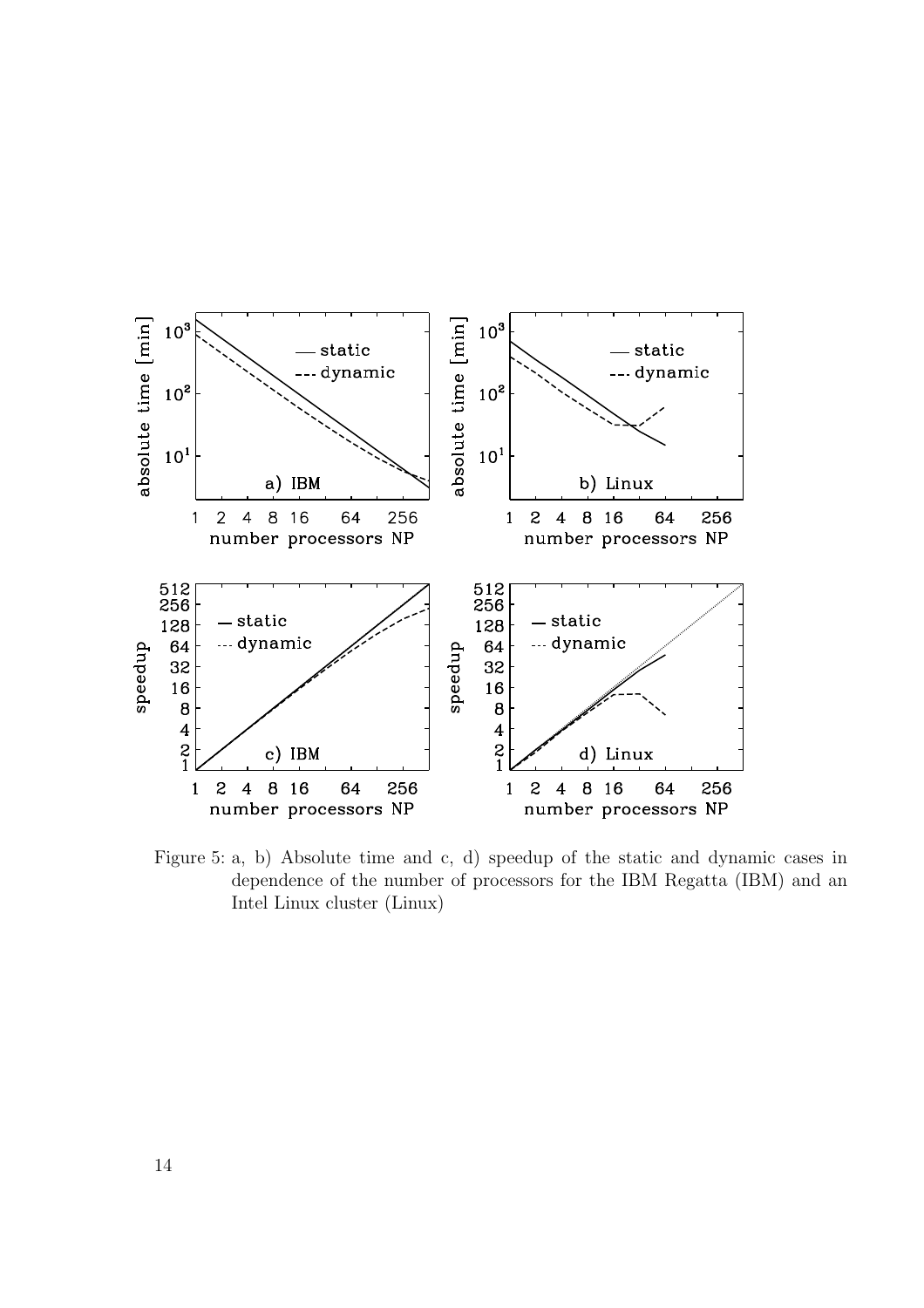Figure 5: a, b) Absolute time and c, d) speedup of the static and dynamic cases in dependence of the number of processors for the IBM Regatta (IBM) and an Intel Linux cluster (Linux)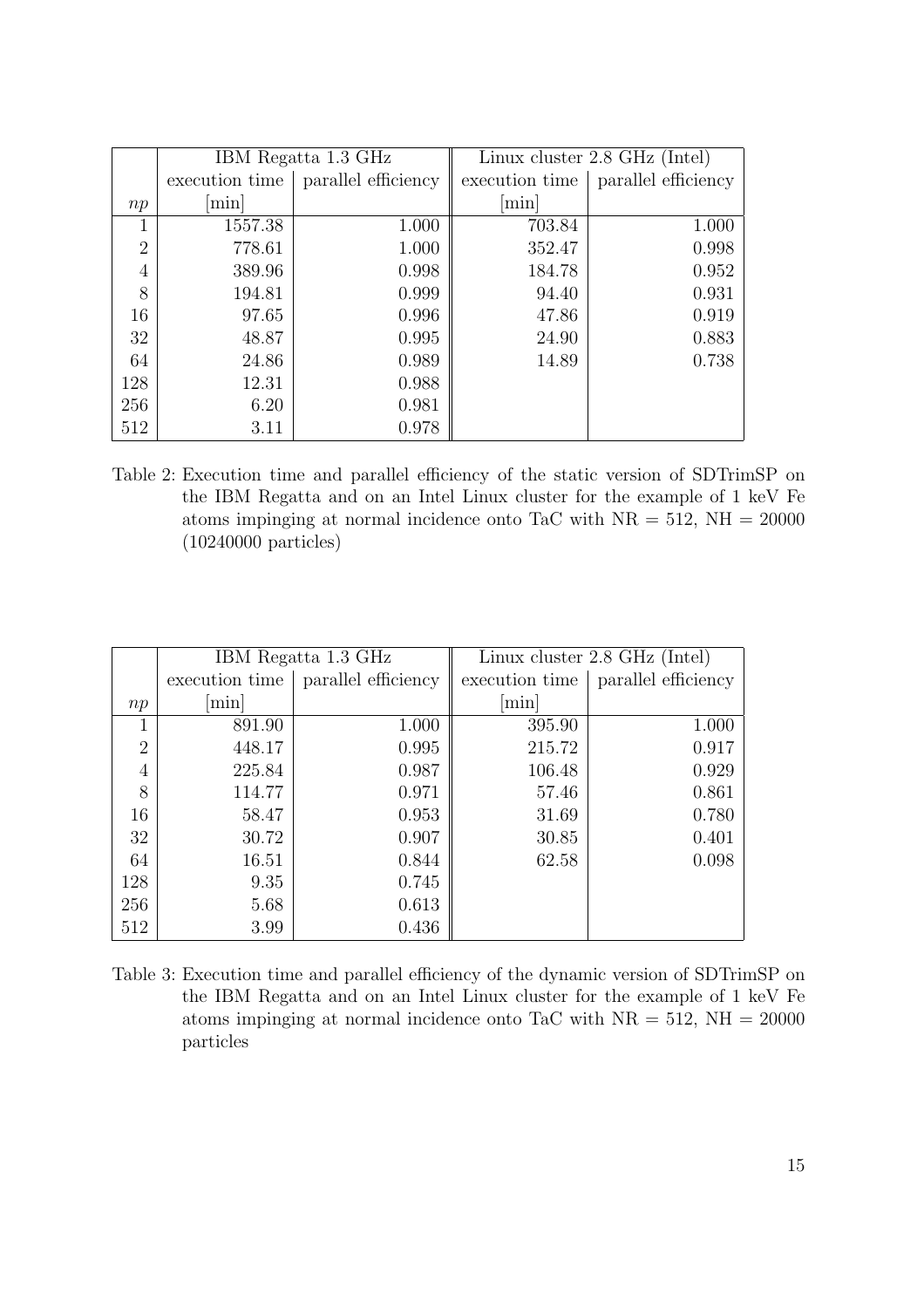| | IBM Regatta 1.3 GHz | | Linux cluster 2.8 GHz (Intel) | |
|---|---|---|---|---|
| | execution time | parallel efficiency | execution time | parallel efficiency |
| $np$ | [min] | | [min] | |
| 1 | 1557.38 | 1.000 | 703.84 | 1.000 |
| 2 | 778.61 | 1.000 | 352.47 | 0.998 |
| 4 | 389.96 | 0.998 | 184.78 | 0.952 |
| 8 | 194.81 | 0.999 | 94.40 | 0.931 |
| 16 | 97.65 | 0.996 | 47.86 | 0.919 |
| 32 | 48.87 | 0.995 | 24.90 | 0.883 |
| 64 | 24.86 | 0.989 | 14.89 | 0.738 |
| 128 | 12.31 | 0.988 | | |
| 256 | 6.20 | 0.981 | | |
| 512 | 3.11 | 0.978 | | |

Table 2: Execution time and parallel efficiency of the static version of SDTrimSP on the IBM Regatta and on an Intel Linux cluster for the example of 1 keV Fe atoms impinging at normal incidence onto TaC with NR = 512, NH = 20000 (10240000 particles)

| | IBM Regatta 1.3 GHz | | Linux cluster 2.8 GHz (Intel) | |
|---|---|---|---|---|
| | execution time | parallel efficiency | execution time | parallel efficiency |
| $np$ | [min] | | [min] | |
| 1 | 891.90 | 1.000 | 395.90 | 1.000 |
| 2 | 448.17 | 0.995 | 215.72 | 0.917 |
| 4 | 225.84 | 0.987 | 106.48 | 0.929 |
| 8 | 114.77 | 0.971 | 57.46 | 0.861 |
| 16 | 58.47 | 0.953 | 31.69 | 0.780 |
| 32 | 30.72 | 0.907 | 30.85 | 0.401 |
| 64 | 16.51 | 0.844 | 62.58 | 0.098 |
| 128 | 9.35 | 0.745 | | |
| 256 | 5.68 | 0.613 | | |
| 512 | 3.99 | 0.436 | | |

Table 3: Execution time and parallel efficiency of the dynamic version of SDTrimSP on the IBM Regatta and on an Intel Linux cluster for the example of 1 keV Fe atoms impinging at normal incidence onto TaC with NR = 512, NH = 20000 particles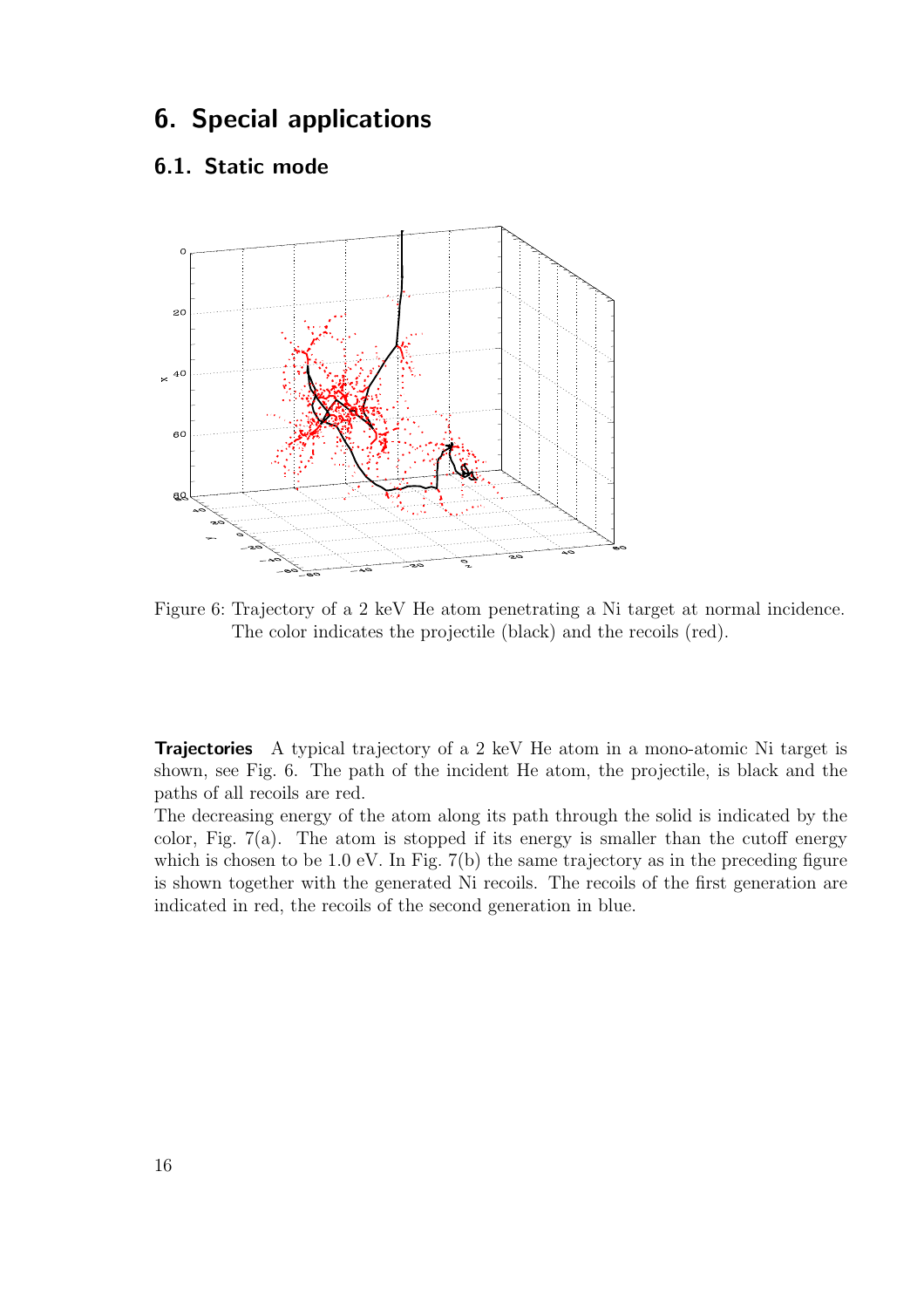# 6. Special applications

## 6.1. Static mode

Figure 6: Trajectory of a 2 keV He atom penetrating a Ni target at normal incidence. The color indicates the projectile (black) and the recoils (red).

**Trajectories** A typical trajectory of a 2 keV He atom in a mono-atomic Ni target is shown, see Fig. 6. The path of the incident He atom, the projectile, is black and the paths of all recoils are red.

The decreasing energy of the atom along its path through the solid is indicated by the color, Fig. 7(a). The atom is stopped if its energy is smaller than the cutoff energy which is chosen to be 1.0 eV. In Fig. 7(b) the same trajectory as in the preceding figure is shown together with the generated Ni recoils. The recoils of the first generation are indicated in red, the recoils of the second generation in blue.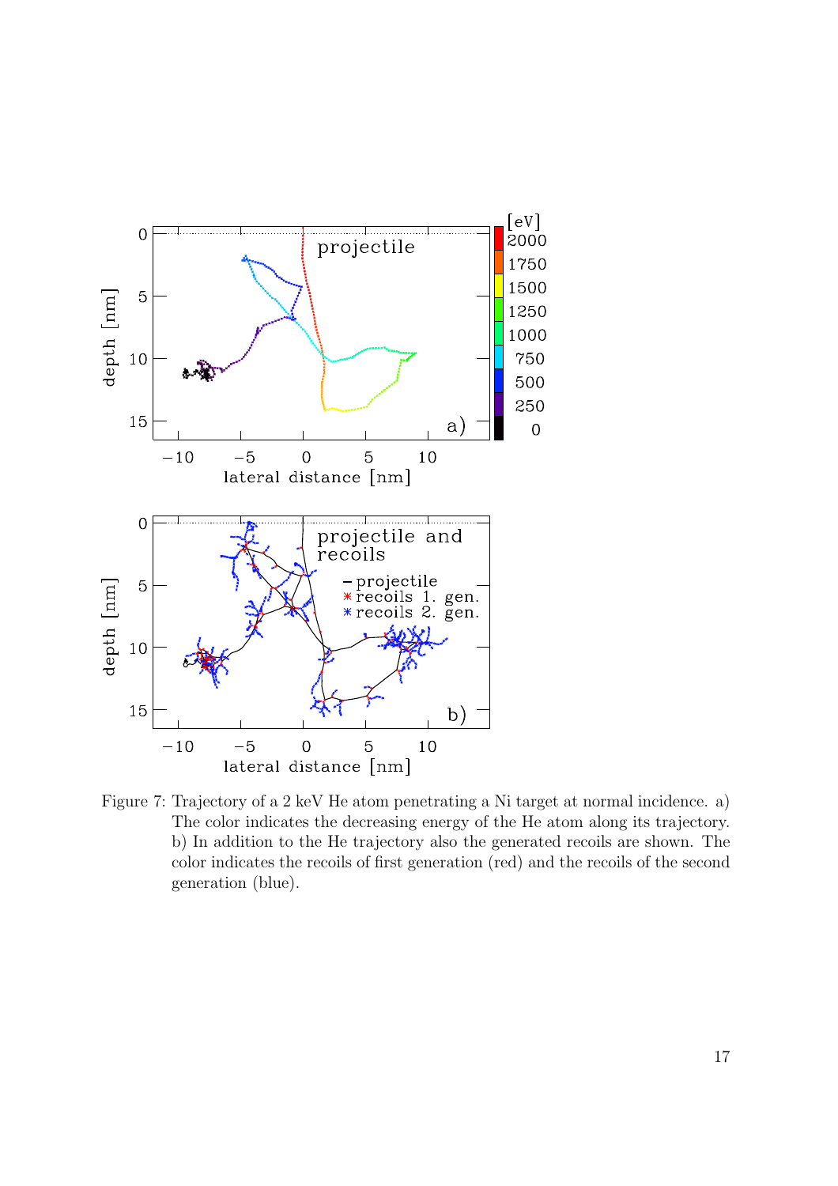Figure 7: Trajectory of a 2 keV He atom penetrating a Ni target at normal incidence. a) The color indicates the decreasing energy of the He atom along its trajectory. b) In addition to the He trajectory also the generated recoils are shown. The color indicates the recoils of first generation (red) and the recoils of the second generation (blue).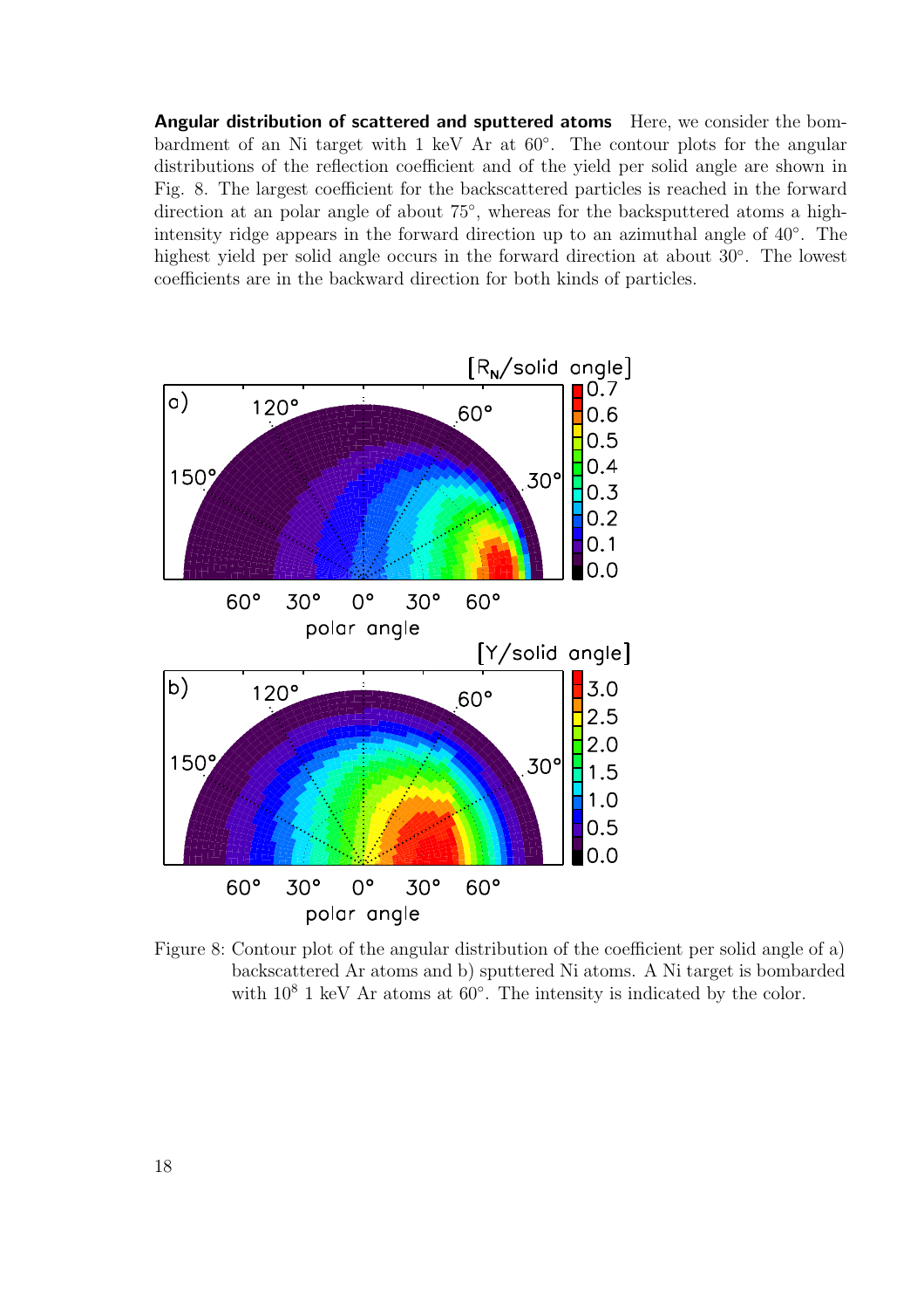**Angular distribution of scattered and sputtered atoms** Here, we consider the bombardment of an Ni target with 1 keV Ar at 60°. The contour plots for the angular distributions of the reflection coefficient and of the yield per solid angle are shown in Fig. 8. The largest coefficient for the backscattered particles is reached in the forward direction at an polar angle of about 75°, whereas for the backsputtered atoms a high-intensity ridge appears in the forward direction up to an azimuthal angle of 40°. The highest yield per solid angle occurs in the forward direction at about 30°. The lowest coefficients are in the backward direction for both kinds of particles.

Figure 8: Contour plot of the angular distribution of the coefficient per solid angle of a) backscattered Ar atoms and b) sputtered Ni atoms. A Ni target is bombarded with $10^8$ 1 keV Ar atoms at 60°. The intensity is indicated by the color.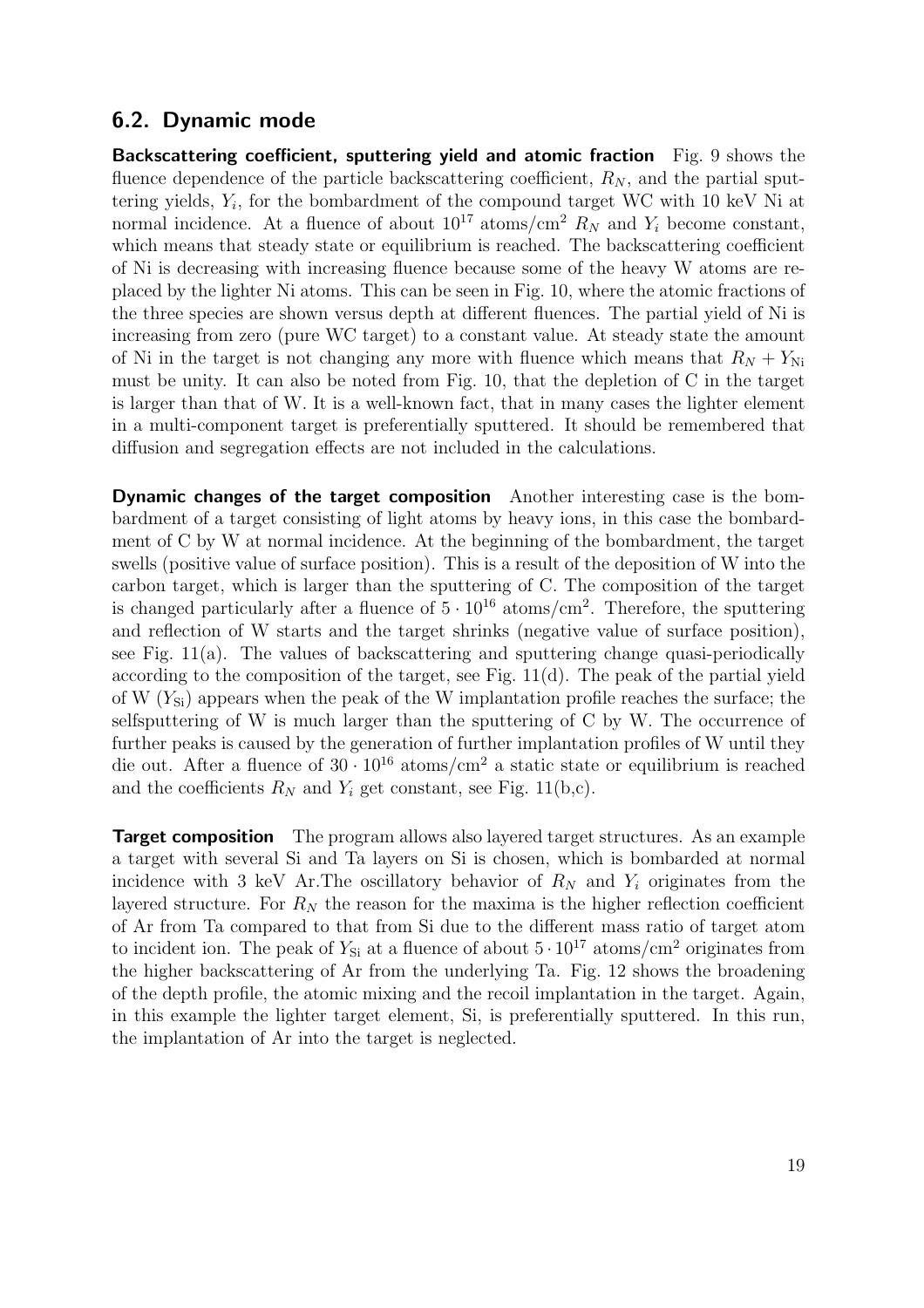## 6.2. Dynamic mode

**Backscattering coefficient, sputtering yield and atomic fraction** Fig. 9 shows the fluence dependence of the particle backscattering coefficient, $R_N$, and the partial sputtering yields, $Y_i$, for the bombardment of the compound target WC with 10 keV Ni at normal incidence. At a fluence of about $10^{17}$ atoms/cm$^2$ $R_N$ and $Y_i$ become constant, which means that steady state or equilibrium is reached. The backscattering coefficient of Ni is decreasing with increasing fluence because some of the heavy W atoms are replaced by the lighter Ni atoms. This can be seen in Fig. 10, where the atomic fractions of the three species are shown versus depth at different fluences. The partial yield of Ni is increasing from zero (pure WC target) to a constant value. At steady state the amount of Ni in the target is not changing any more with fluence which means that $R_N + Y_{\mathrm{Ni}}$ must be unity. It can also be noted from Fig. 10, that the depletion of C in the target is larger than that of W. It is a well-known fact, that in many cases the lighter element in a multi-component target is preferentially sputtered. It should be remembered that diffusion and segregation effects are not included in the calculations.

**Dynamic changes of the target composition** Another interesting case is the bombardment of a target consisting of light atoms by heavy ions, in this case the bombardment of C by W at normal incidence. At the beginning of the bombardment, the target swells (positive value of surface position). This is a result of the deposition of W into the carbon target, which is larger than the sputtering of C. The composition of the target is changed particularly after a fluence of $5 \cdot 10^{16}$ atoms/cm$^2$. Therefore, the sputtering and reflection of W starts and the target shrinks (negative value of surface position), see Fig. 11(a). The values of backscattering and sputtering change quasi-periodically according to the composition of the target, see Fig. 11(d). The peak of the partial yield of W ($Y_{\mathrm{Si}}$) appears when the peak of the W implantation profile reaches the surface; the selfsputtering of W is much larger than the sputtering of C by W. The occurrence of further peaks is caused by the generation of further implantation profiles of W until they die out. After a fluence of $30 \cdot 10^{16}$ atoms/cm$^2$ a static state or equilibrium is reached and the coefficients $R_N$ and $Y_i$ get constant, see Fig. 11(b,c).

**Target composition** The program allows also layered target structures. As an example a target with several Si and Ta layers on Si is chosen, which is bombarded at normal incidence with 3 keV Ar.The oscillatory behavior of $R_N$ and $Y_i$ originates from the layered structure. For $R_N$ the reason for the maxima is the higher reflection coefficient of Ar from Ta compared to that from Si due to the different mass ratio of target atom to incident ion. The peak of $Y_{\mathrm{Si}}$ at a fluence of about $5 \cdot 10^{17}$ atoms/cm$^2$ originates from the higher backscattering of Ar from the underlying Ta. Fig. 12 shows the broadening of the depth profile, the atomic mixing and the recoil implantation in the target. Again, in this example the lighter target element, Si, is preferentially sputtered. In this run, the implantation of Ar into the target is neglected.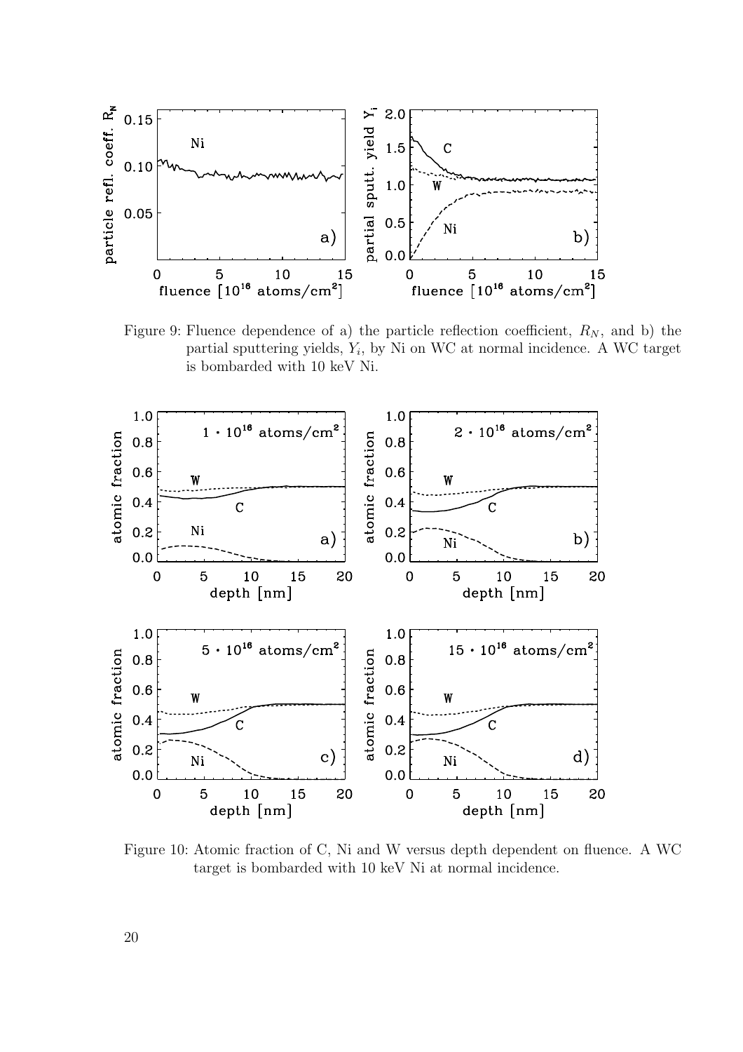Figure 9: Fluence dependence of a) the particle reflection coefficient, $R_N$, and b) the partial sputtering yields, $Y_i$, by Ni on WC at normal incidence. A WC target is bombarded with 10 keV Ni.

Figure 10: Atomic fraction of C, Ni and W versus depth dependent on fluence. A WC target is bombarded with 10 keV Ni at normal incidence.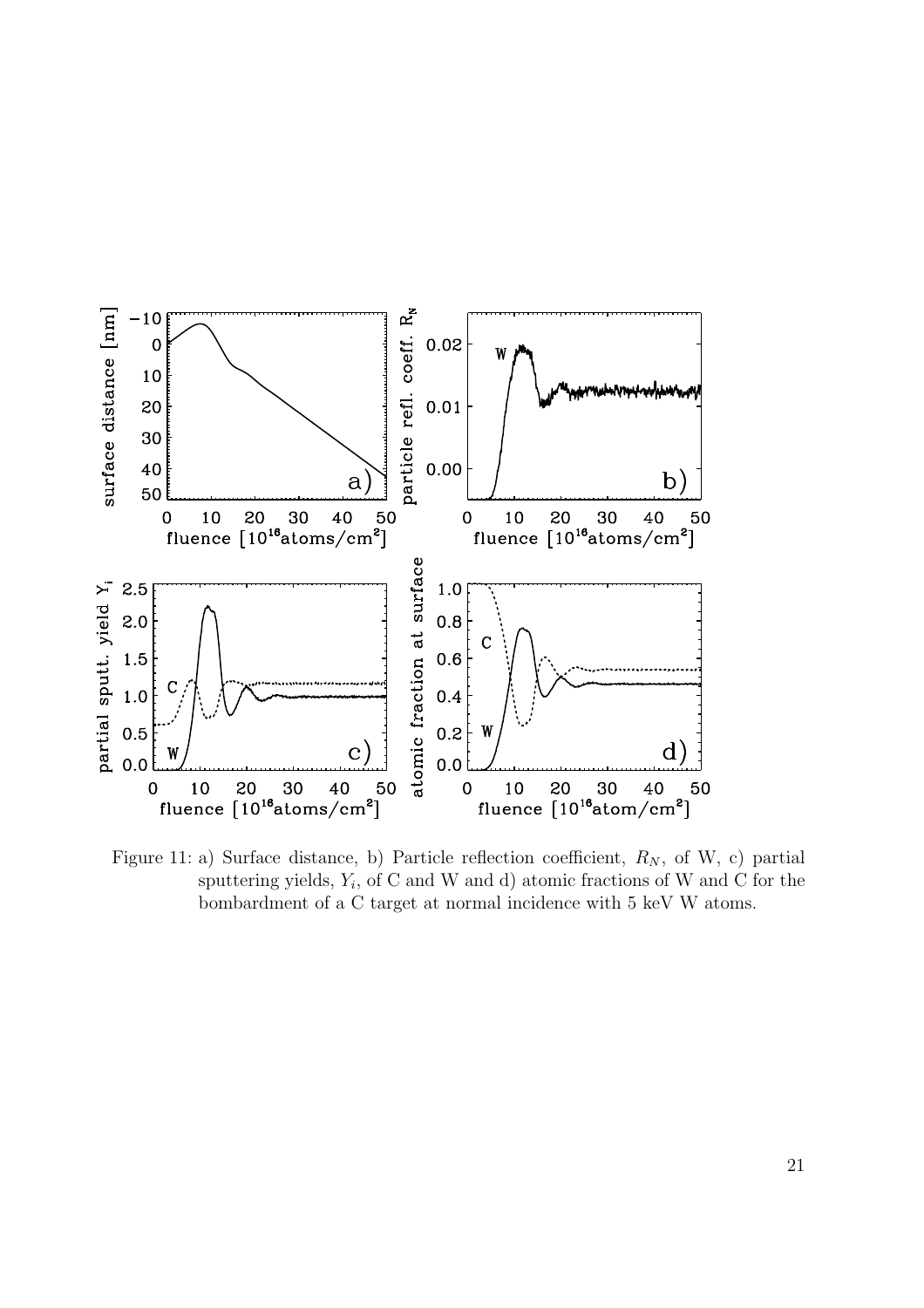Figure 11: a) Surface distance, b) Particle reflection coefficient, $R_N$, of W, c) partial sputtering yields, $Y_i$, of C and W and d) atomic fractions of W and C for the bombardment of a C target at normal incidence with 5 keV W atoms.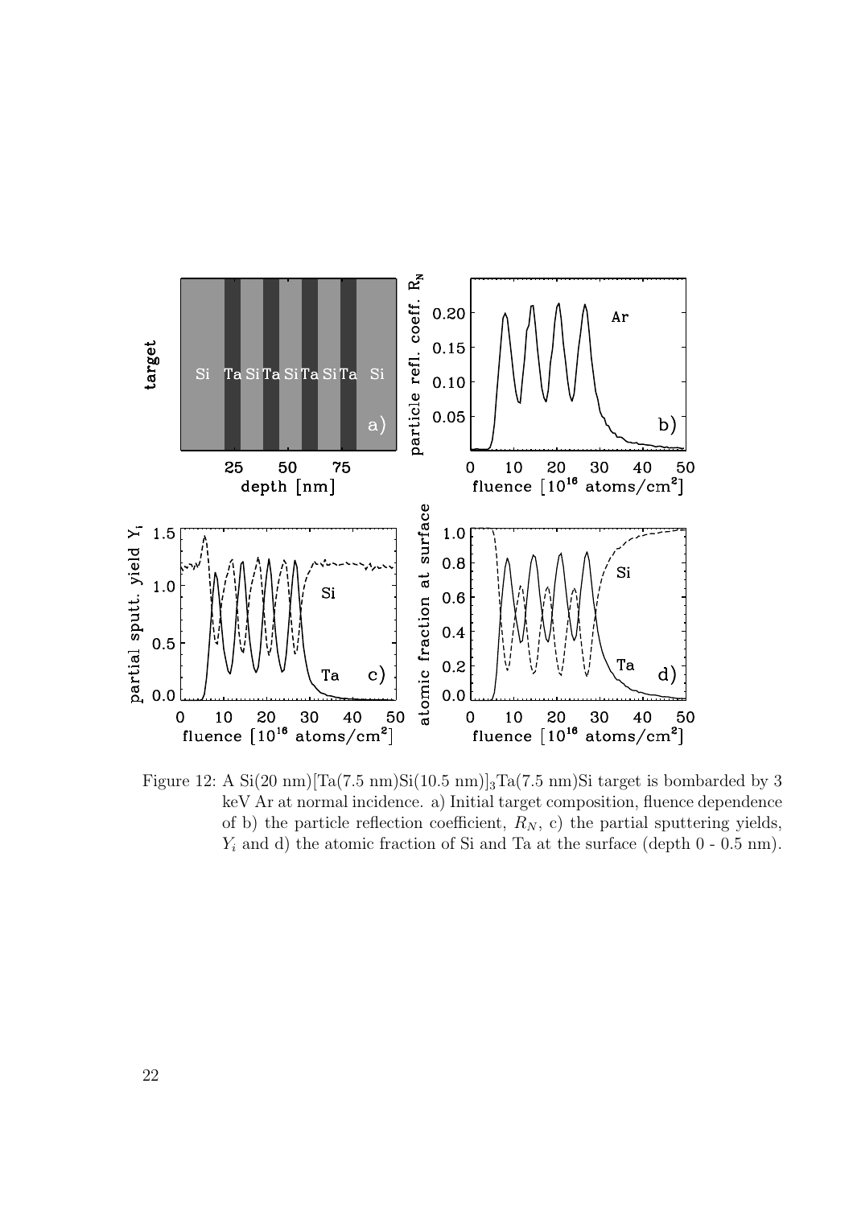Figure 12: A Si(20 nm)[Ta(7.5 nm)Si(10.5 nm)]$_3$Ta(7.5 nm)Si target is bombarded by 3 keV Ar at normal incidence. a) Initial target composition, fluence dependence of b) the particle reflection coefficient, $R_N$, c) the partial sputtering yields, $Y_i$ and d) the atomic fraction of Si and Ta at the surface (depth 0 - 0.5 nm).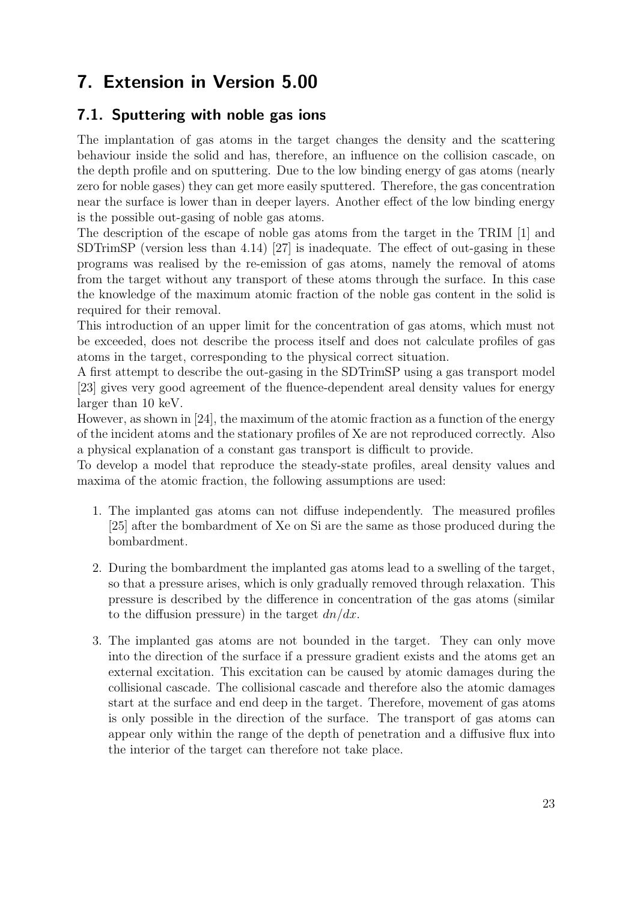# 7. Extension in Version 5.00

## 7.1. Sputtering with noble gas ions

The implantation of gas atoms in the target changes the density and the scattering behaviour inside the solid and has, therefore, an influence on the collision cascade, on the depth profile and on sputtering. Due to the low binding energy of gas atoms (nearly zero for noble gases) they can get more easily sputtered. Therefore, the gas concentration near the surface is lower than in deeper layers. Another effect of the low binding energy is the possible out-gasing of noble gas atoms.

The description of the escape of noble gas atoms from the target in the TRIM [1] and SDTrimSP (version less than 4.14) [27] is inadequate. The effect of out-gasing in these programs was realised by the re-emission of gas atoms, namely the removal of atoms from the target without any transport of these atoms through the surface. In this case the knowledge of the maximum atomic fraction of the noble gas content in the solid is required for their removal.

This introduction of an upper limit for the concentration of gas atoms, which must not be exceeded, does not describe the process itself and does not calculate profiles of gas atoms in the target, corresponding to the physical correct situation.

A first attempt to describe the out-gasing in the SDTrimSP using a gas transport model [23] gives very good agreement of the fluence-dependent areal density values for energy larger than 10 keV.

However, as shown in [24], the maximum of the atomic fraction as a function of the energy of the incident atoms and the stationary profiles of Xe are not reproduced correctly. Also a physical explanation of a constant gas transport is difficult to provide.

To develop a model that reproduce the steady-state profiles, areal density values and maxima of the atomic fraction, the following assumptions are used:

1. The implanted gas atoms can not diffuse independently. The measured profiles [25] after the bombardment of Xe on Si are the same as those produced during the bombardment.

2. During the bombardment the implanted gas atoms lead to a swelling of the target, so that a pressure arises, which is only gradually removed through relaxation. This pressure is described by the difference in concentration of the gas atoms (similar to the diffusion pressure) in the target $dn/dx$.

3. The implanted gas atoms are not bounded in the target. They can only move into the direction of the surface if a pressure gradient exists and the atoms get an external excitation. This excitation can be caused by atomic damages during the collisional cascade. The collisional cascade and therefore also the atomic damages start at the surface and end deep in the target. Therefore, movement of gas atoms is only possible in the direction of the surface. The transport of gas atoms can appear only within the range of the depth of penetration and a diffusive flux into the interior of the target can therefore not take place.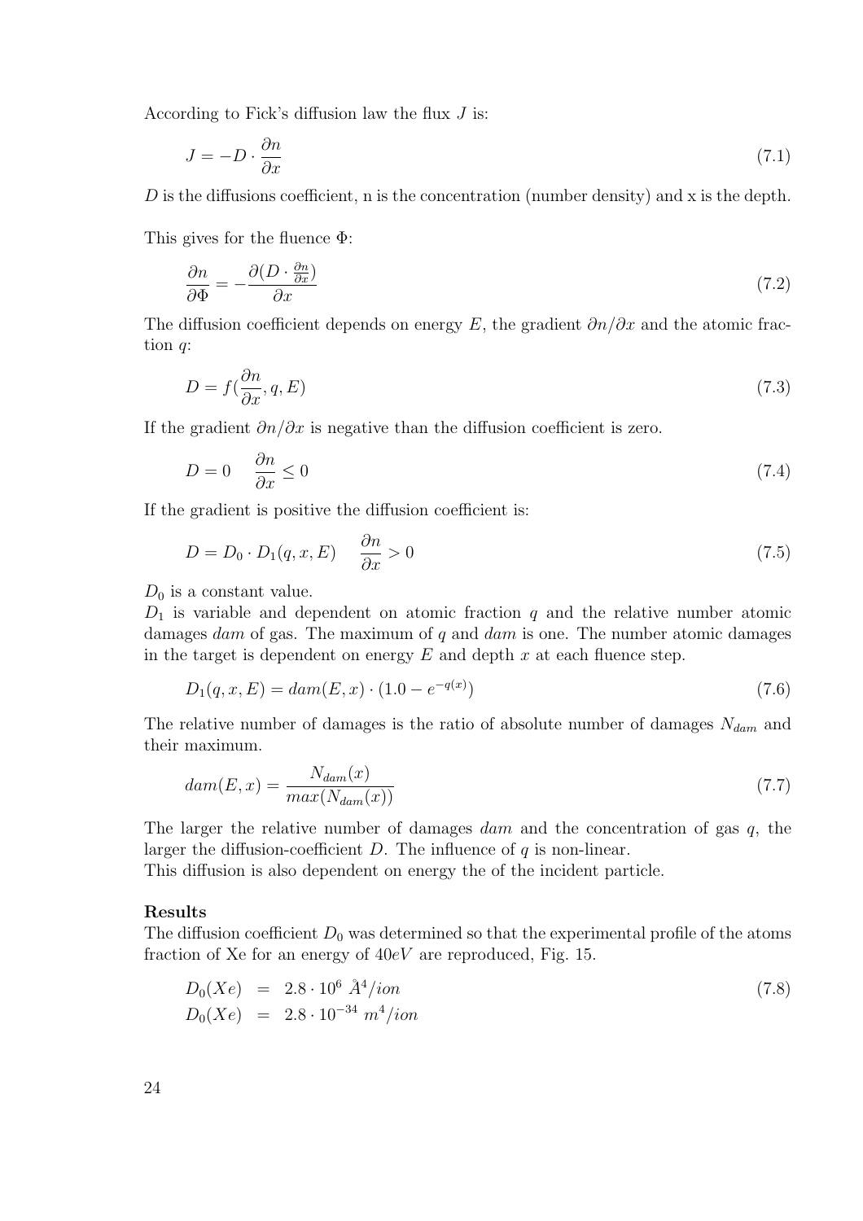According to Fick's diffusion law the flux $J$ is:

$$J = -D \cdot \frac{\partial n}{\partial x} \tag{7.1}$$

$D$ is the diffusions coefficient, n is the concentration (number density) and x is the depth.

This gives for the fluence $\Phi$:

$$\frac{\partial n}{\partial \Phi} = -\frac{\partial (D \cdot \frac{\partial n}{\partial x})}{\partial x} \tag{7.2}$$

The diffusion coefficient depends on energy $E$, the gradient $\partial n/\partial x$ and the atomic fraction $q$:

$$D = f(\frac{\partial n}{\partial x}, q, E) \tag{7.3}$$

If the gradient $\partial n/\partial x$ is negative than the diffusion coefficient is zero.

$$D = 0 \quad \frac{\partial n}{\partial x} \leq 0 \tag{7.4}$$

If the gradient is positive the diffusion coefficient is:

$$D = D_0 \cdot D_1(q, x, E) \quad \frac{\partial n}{\partial x} > 0 \tag{7.5}$$

$D_0$ is a constant value.
$D_1$ is variable and dependent on atomic fraction $q$ and the relative number atomic damages $dam$ of gas. The maximum of $q$ and $dam$ is one. The number atomic damages in the target is dependent on energy $E$ and depth $x$ at each fluence step.

$$D_1(q, x, E) = dam(E, x) \cdot (1.0 - e^{-q(x)}) \tag{7.6}$$

The relative number of damages is the ratio of absolute number of damages $N_{dam}$ and their maximum.

$$dam(E, x) = \frac{N_{dam}(x)}{max(N_{dam}(x))} \tag{7.7}$$

The larger the relative number of damages $dam$ and the concentration of gas $q$, the larger the diffusion-coefficient $D$. The influence of $q$ is non-linear.
This diffusion is also dependent on energy the of the incident particle.

**Results**
The diffusion coefficient $D_0$ was determined so that the experimental profile of the atoms fraction of Xe for an energy of $40eV$ are reproduced, Fig. 15.

$$\begin{aligned} D_0(Xe) &= 2.8 \cdot 10^{6} \ \mathring{A}^4/ion \\ D_0(Xe) &= 2.8 \cdot 10^{-34} \ m^4/ion \end{aligned} \tag{7.8}$$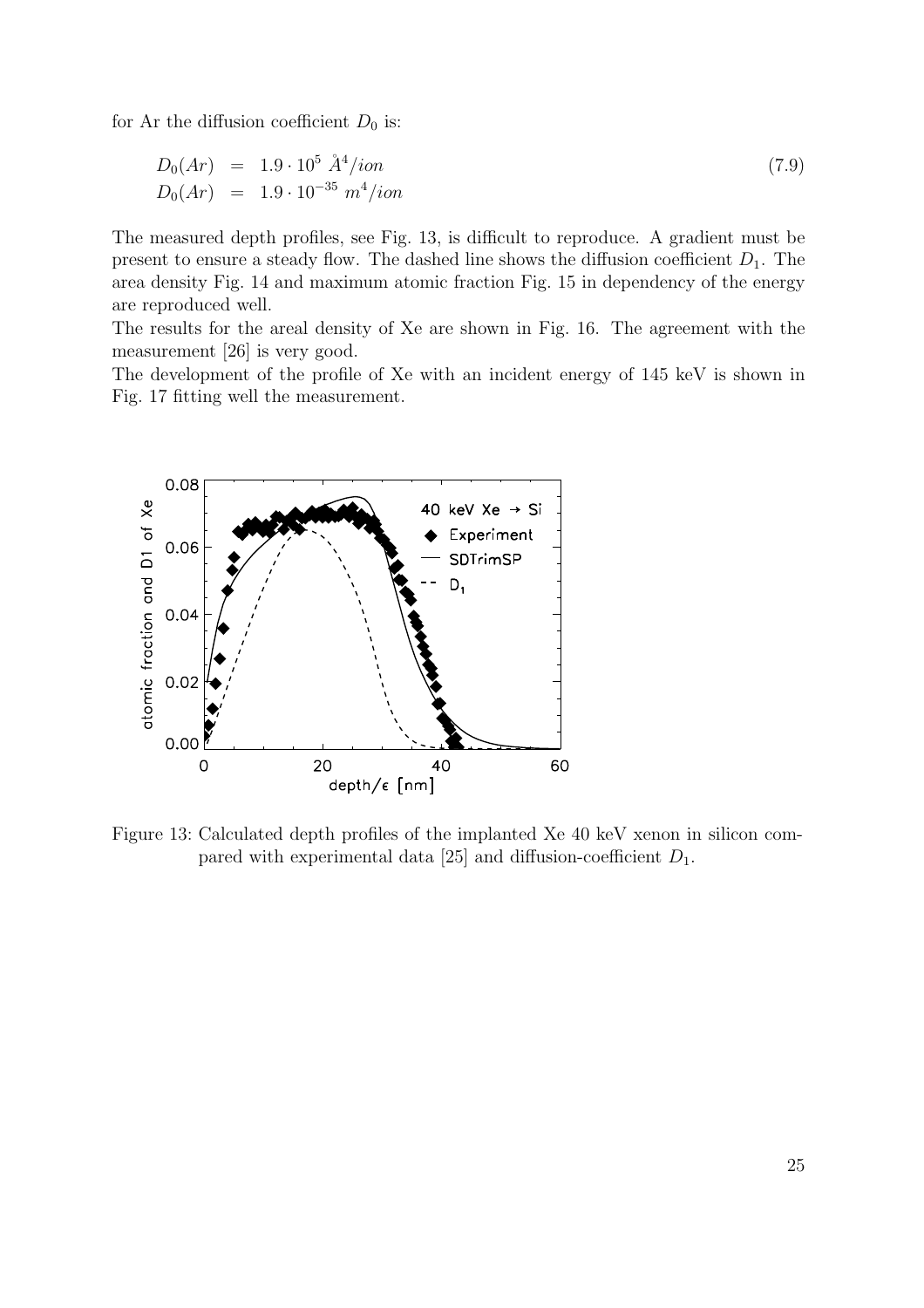for Ar the diffusion coefficient $D_0$ is:

$$
\begin{aligned}
D_0(Ar) &= 1.9 \cdot 10^5 \ \mathring{A}^4/ion \\
D_0(Ar) &= 1.9 \cdot 10^{-35} \ m^4/ion
\end{aligned}
\tag{7.9}
$$

The measured depth profiles, see Fig. 13, is difficult to reproduce. A gradient must be present to ensure a steady flow. The dashed line shows the diffusion coefficient $D_1$. The area density Fig. 14 and maximum atomic fraction Fig. 15 in dependency of the energy are reproduced well.

The results for the areal density of Xe are shown in Fig. 16. The agreement with the measurement [26] is very good.

The development of the profile of Xe with an incident energy of 145 keV is shown in Fig. 17 fitting well the measurement.

Figure 13: Calculated depth profiles of the implanted Xe 40 keV xenon in silicon compared with experimental data [25] and diffusion-coefficient $D_1$.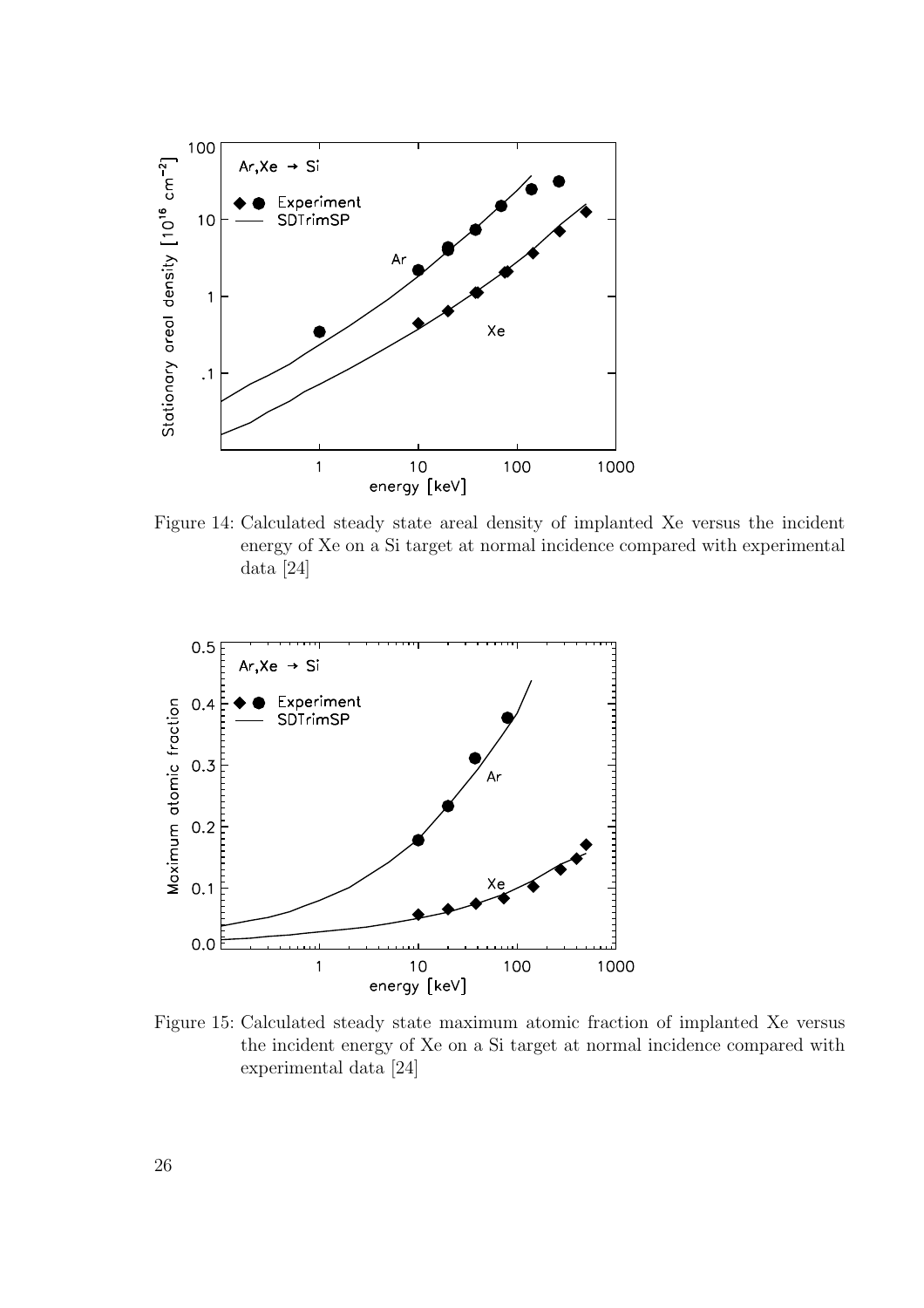Figure 14: Calculated steady state areal density of implanted Xe versus the incident energy of Xe on a Si target at normal incidence compared with experimental data [24]

Figure 15: Calculated steady state maximum atomic fraction of implanted Xe versus the incident energy of Xe on a Si target at normal incidence compared with experimental data [24]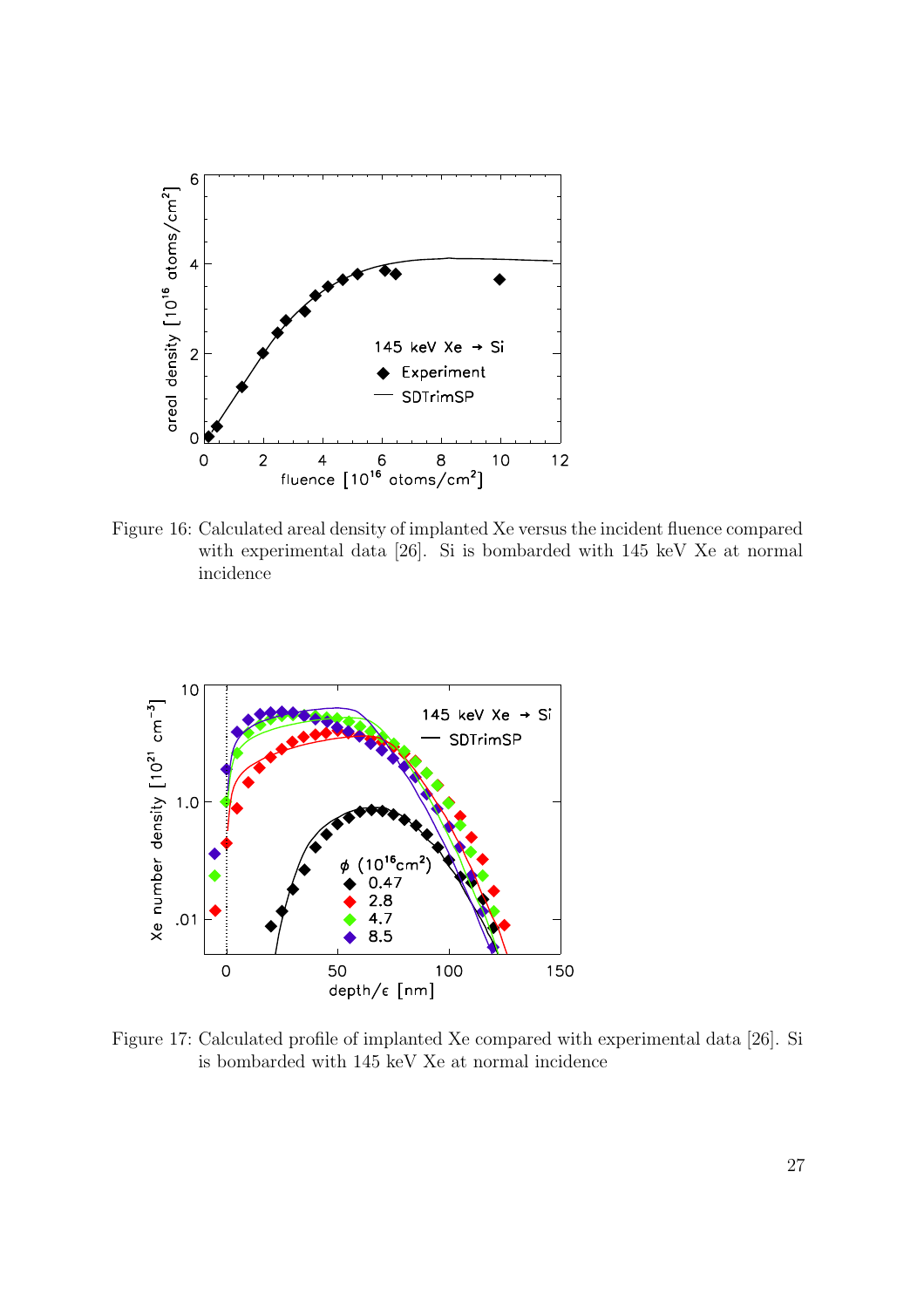Figure 16: Calculated areal density of implanted Xe versus the incident fluence compared with experimental data [26]. Si is bombarded with 145 keV Xe at normal incidence

Figure 17: Calculated profile of implanted Xe compared with experimental data [26]. Si is bombarded with 145 keV Xe at normal incidence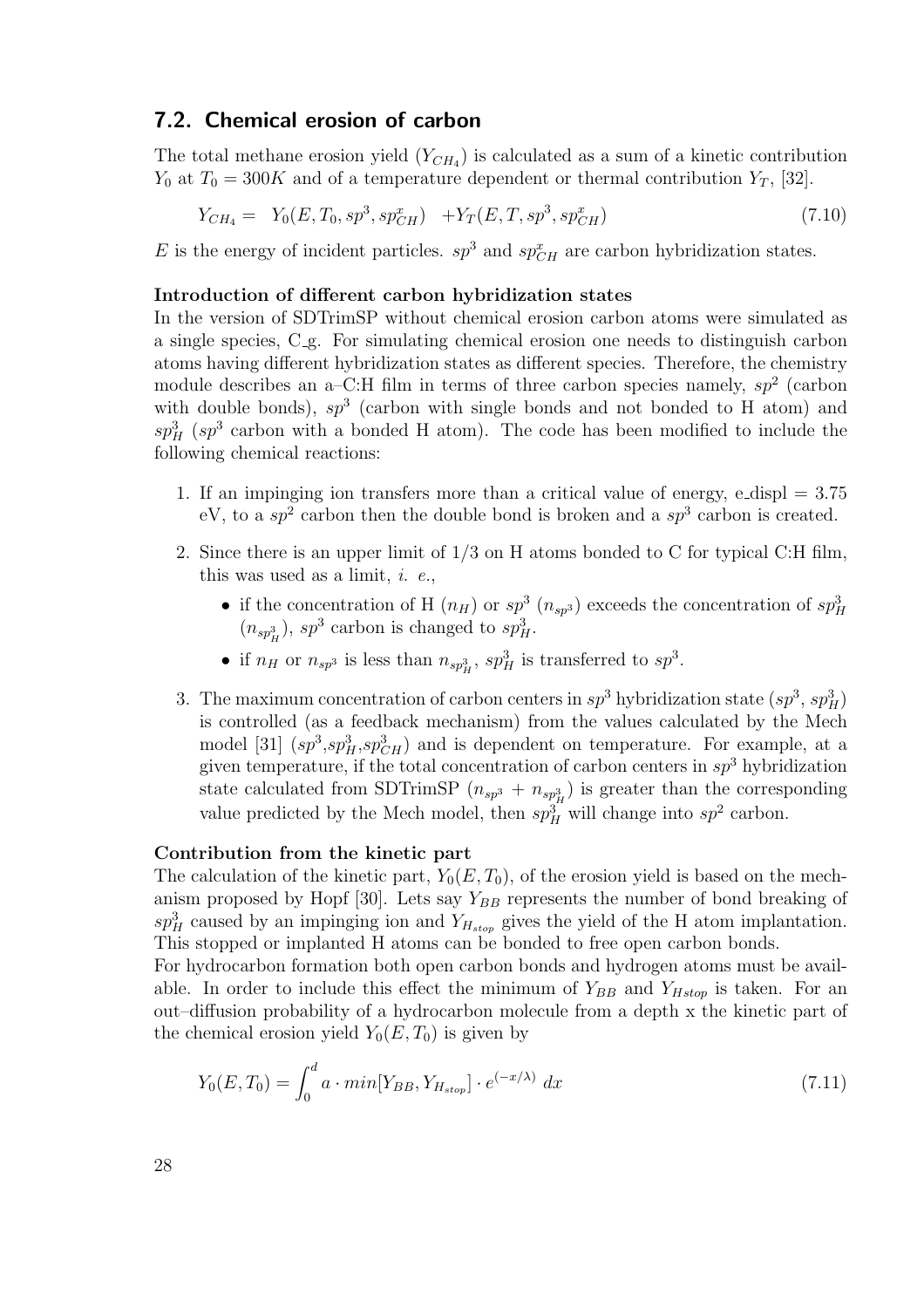## 7.2. Chemical erosion of carbon

The total methane erosion yield ($Y_{CH_4}$) is calculated as a sum of a kinetic contribution $Y_0$ at $T_0 = 300K$ and of a temperature dependent or thermal contribution $Y_T$, [32].

$$Y_{CH_4} = \quad Y_0(E, T_0, sp^3, sp^x_{CH}) \quad + Y_T(E, T, sp^3, sp^x_{CH}) \tag{7.10}$$

$E$ is the energy of incident particles. $sp^3$ and $sp^x_{CH}$ are carbon hybridization states.

**Introduction of different carbon hybridization states**

In the version of SDTrimSP without chemical erosion carbon atoms were simulated as a single species, C_g. For simulating chemical erosion one needs to distinguish carbon atoms having different hybridization states as different species. Therefore, the chemistry module describes an a–C:H film in terms of three carbon species namely, $sp^2$ (carbon with double bonds), $sp^3$ (carbon with single bonds and not bonded to H atom) and $sp^3_H$ ($sp^3$ carbon with a bonded H atom). The code has been modified to include the following chemical reactions:

1. If an impinging ion transfers more than a critical value of energy, e_displ = 3.75 eV, to a $sp^2$ carbon then the double bond is broken and a $sp^3$ carbon is created.
2. Since there is an upper limit of 1/3 on H atoms bonded to C for typical C:H film, this was used as a limit, *i. e.*,
   - if the concentration of H ($n_H$) or $sp^3$ ($n_{sp^3}$) exceeds the concentration of $sp^3_H$ ($n_{sp^3_H}$), $sp^3$ carbon is changed to $sp^3_H$.
   - if $n_H$ or $n_{sp^3}$ is less than $n_{sp^3_H}$, $sp^3_H$ is transferred to $sp^3$.
3. The maximum concentration of carbon centers in $sp^3$ hybridization state ($sp^3$, $sp^3_H$) is controlled (as a feedback mechanism) from the values calculated by the Mech model [31] ($sp^3$,$sp^3_H$,$sp^3_{CH}$) and is dependent on temperature. For example, at a given temperature, if the total concentration of carbon centers in $sp^3$ hybridization state calculated from SDTrimSP ($n_{sp^3} + n_{sp^3_H}$) is greater than the corresponding value predicted by the Mech model, then $sp^3_H$ will change into $sp^2$ carbon.

**Contribution from the kinetic part**

The calculation of the kinetic part, $Y_0(E, T_0)$, of the erosion yield is based on the mechanism proposed by Hopf [30]. Lets say $Y_{BB}$ represents the number of bond breaking of $sp^3_H$ caused by an impinging ion and $Y_{H_{stop}}$ gives the yield of the H atom implantation. This stopped or implanted H atoms can be bonded to free open carbon bonds.

For hydrocarbon formation both open carbon bonds and hydrogen atoms must be available. In order to include this effect the minimum of $Y_{BB}$ and $Y_{Hstop}$ is taken. For an out–diffusion probability of a hydrocarbon molecule from a depth x the kinetic part of the chemical erosion yield $Y_0(E, T_0)$ is given by

$$Y_0(E, T_0) = \int_0^d a \cdot min[Y_{BB}, Y_{H_{stop}}] \cdot e^{(-x/\lambda)} \, dx \tag{7.11}$$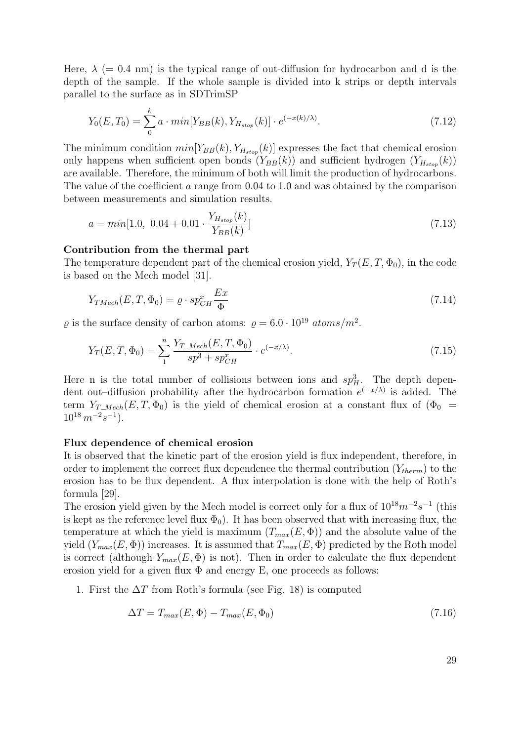Here, $\lambda$ (= 0.4 nm) is the typical range of out-diffusion for hydrocarbon and d is the depth of the sample. If the whole sample is divided into k strips or depth intervals parallel to the surface as in SDTrimSP

$$Y_0(E, T_0) = \sum_0^k a \cdot min[Y_{BB}(k), Y_{H_{stop}}(k)] \cdot e^{(-x(k)/\lambda)}. \tag{7.12}$$

The minimum condition $min[Y_{BB}(k), Y_{H_{stop}}(k)]$ expresses the fact that chemical erosion only happens when sufficient open bonds ($Y_{BB}(k)$) and sufficient hydrogen ($Y_{H_{stop}}(k)$) are available. Therefore, the minimum of both will limit the production of hydrocarbons. The value of the coefficient $a$ range from 0.04 to 1.0 and was obtained by the comparison between measurements and simulation results.

$$a = min[1.0,\ 0.04 + 0.01 \cdot \frac{Y_{H_{stop}}(k)}{Y_{BB}(k)}] \tag{7.13}$$

**Contribution from the thermal part**

The temperature dependent part of the chemical erosion yield, $Y_T(E, T, \Phi_0)$, in the code is based on the Mech model [31].

$$Y_{TMech}(E, T, \Phi_0) = \varrho \cdot sp^x_{CH} \frac{Ex}{\Phi} \tag{7.14}$$

$\varrho$ is the surface density of carbon atoms: $\varrho = 6.0 \cdot 10^{19}\ atoms/m^2$.

$$Y_T(E, T, \Phi_0) = \sum_1^n \frac{Y_{T\_Mech}(E, T, \Phi_0)}{sp^3 + sp^x_{CH}} \cdot e^{(-x/\lambda)}. \tag{7.15}$$

Here n is the total number of collisions between ions and $sp^3_H$. The depth dependent out–diffusion probability after the hydrocarbon formation $e^{(-x/\lambda)}$ is added. The term $Y_{T\_Mech}(E, T, \Phi_0)$ is the yield of chemical erosion at a constant flux of ($\Phi_0 = 10^{18}\, m^{-2}s^{-1}$).

**Flux dependence of chemical erosion**

It is observed that the kinetic part of the erosion yield is flux independent, therefore, in order to implement the correct flux dependence the thermal contribution ($Y_{therm}$) to the erosion has to be flux dependent. A flux interpolation is done with the help of Roth's formula [29].

The erosion yield given by the Mech model is correct only for a flux of $10^{18} m^{-2}s^{-1}$ (this is kept as the reference level flux $\Phi_0$). It has been observed that with increasing flux, the temperature at which the yield is maximum ($T_{max}(E, \Phi)$) and the absolute value of the yield ($Y_{max}(E, \Phi)$) increases. It is assumed that $T_{max}(E, \Phi)$ predicted by the Roth model is correct (although $Y_{max}(E, \Phi)$ is not). Then in order to calculate the flux dependent erosion yield for a given flux $\Phi$ and energy E, one proceeds as follows:

1. First the $\Delta T$ from Roth's formula (see Fig. 18) is computed

$$\Delta T = T_{max}(E, \Phi) - T_{max}(E, \Phi_0) \tag{7.16}$$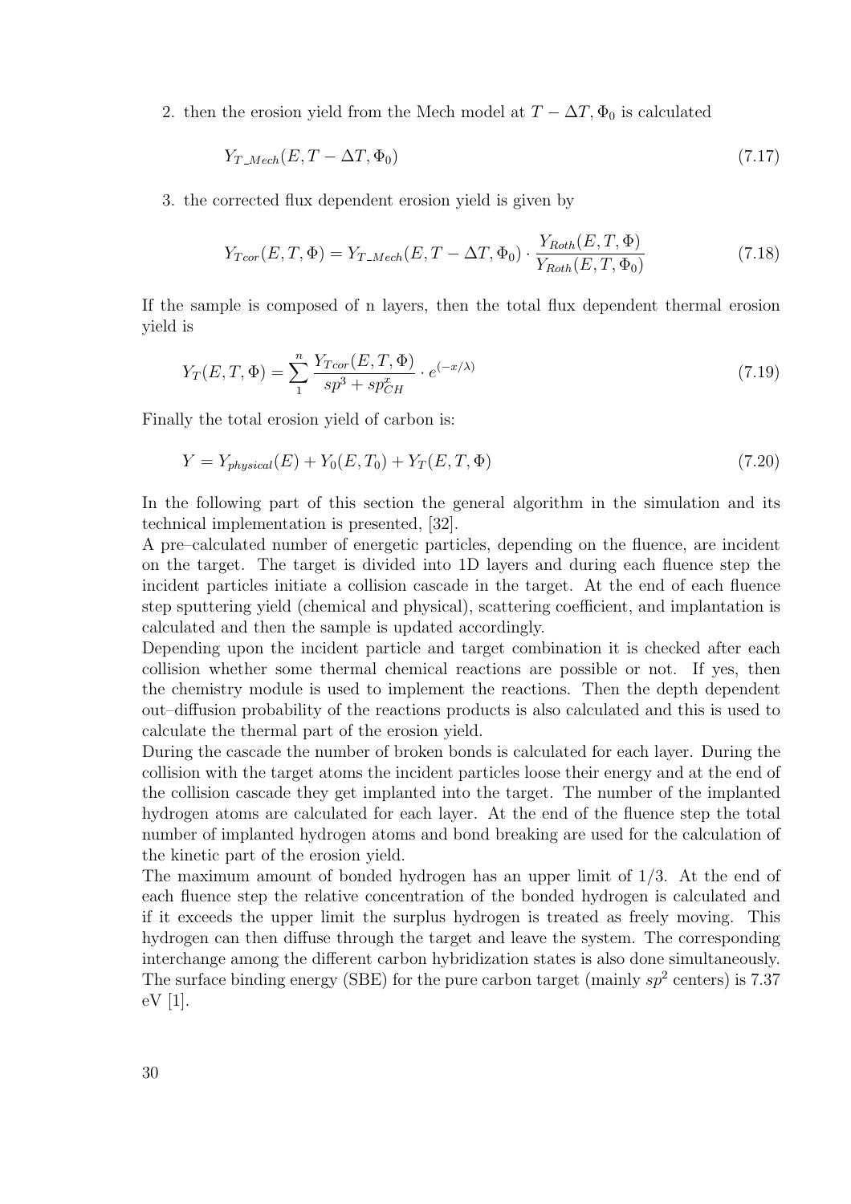2. then the erosion yield from the Mech model at $T - \Delta T, \Phi_0$ is calculated

$$Y_{T\_Mech}(E, T - \Delta T, \Phi_0) \tag{7.17}$$

3. the corrected flux dependent erosion yield is given by

$$Y_{Tcor}(E, T, \Phi) = Y_{T\_Mech}(E, T - \Delta T, \Phi_0) \cdot \frac{Y_{Roth}(E, T, \Phi)}{Y_{Roth}(E, T, \Phi_0)} \tag{7.18}$$

If the sample is composed of n layers, then the total flux dependent thermal erosion yield is

$$Y_T(E, T, \Phi) = \sum_{1}^{n} \frac{Y_{Tcor}(E, T, \Phi)}{sp^3 + sp^x_{CH}} \cdot e^{(-x/\lambda)} \tag{7.19}$$

Finally the total erosion yield of carbon is:

$$Y = Y_{physical}(E) + Y_0(E, T_0) + Y_T(E, T, \Phi) \tag{7.20}$$

In the following part of this section the general algorithm in the simulation and its technical implementation is presented, [32].

A pre–calculated number of energetic particles, depending on the fluence, are incident on the target. The target is divided into 1D layers and during each fluence step the incident particles initiate a collision cascade in the target. At the end of each fluence step sputtering yield (chemical and physical), scattering coefficient, and implantation is calculated and then the sample is updated accordingly.

Depending upon the incident particle and target combination it is checked after each collision whether some thermal chemical reactions are possible or not. If yes, then the chemistry module is used to implement the reactions. Then the depth dependent out–diffusion probability of the reactions products is also calculated and this is used to calculate the thermal part of the erosion yield.

During the cascade the number of broken bonds is calculated for each layer. During the collision with the target atoms the incident particles loose their energy and at the end of the collision cascade they get implanted into the target. The number of the implanted hydrogen atoms are calculated for each layer. At the end of the fluence step the total number of implanted hydrogen atoms and bond breaking are used for the calculation of the kinetic part of the erosion yield.

The maximum amount of bonded hydrogen has an upper limit of 1/3. At the end of each fluence step the relative concentration of the bonded hydrogen is calculated and if it exceeds the upper limit the surplus hydrogen is treated as freely moving. This hydrogen can then diffuse through the target and leave the system. The corresponding interchange among the different carbon hybridization states is also done simultaneously. The surface binding energy (SBE) for the pure carbon target (mainly $sp^2$ centers) is 7.37 eV [1].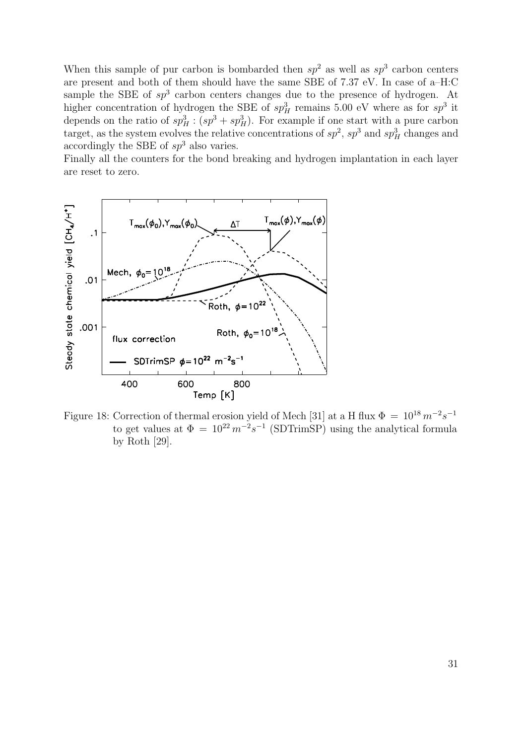When this sample of pur carbon is bombarded then $sp^2$ as well as $sp^3$ carbon centers are present and both of them should have the same SBE of 7.37 eV. In case of a–H:C sample the SBE of $sp^3$ carbon centers changes due to the presence of hydrogen. At higher concentration of hydrogen the SBE of $sp^3_H$ remains 5.00 eV where as for $sp^3$ it depends on the ratio of $sp^3_H : (sp^3 + sp^3_H)$. For example if one start with a pure carbon target, as the system evolves the relative concentrations of $sp^2$, $sp^3$ and $sp^3_H$ changes and accordingly the SBE of $sp^3$ also varies.

Finally all the counters for the bond breaking and hydrogen implantation in each layer are reset to zero.

Figure 18: Correction of thermal erosion yield of Mech [31] at a H flux $\Phi = 10^{18}\, m^{-2}s^{-1}$ to get values at $\Phi = 10^{22}\, m^{-2}s^{-1}$ (SDTrimSP) using the analytical formula by Roth [29].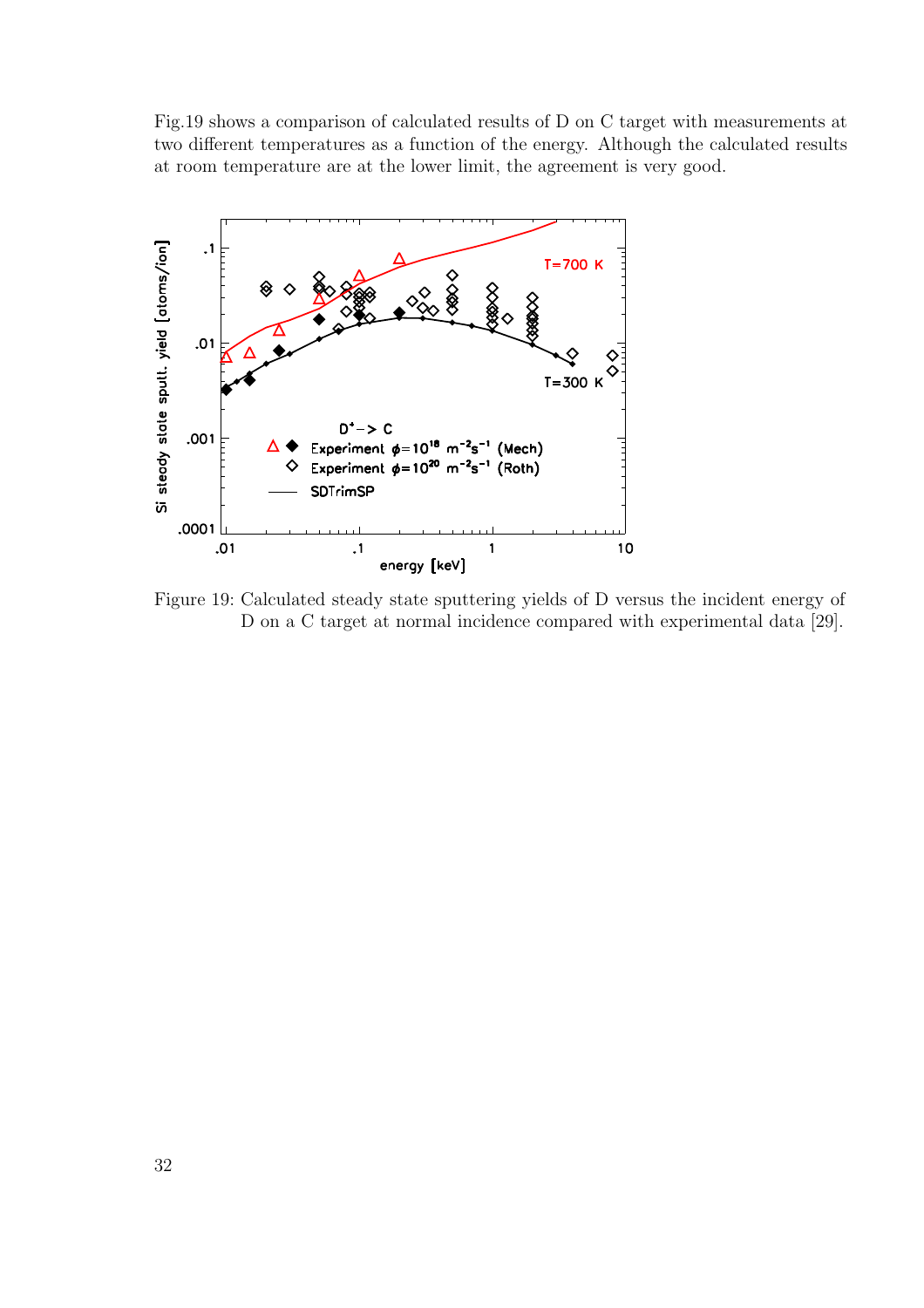Fig.19 shows a comparison of calculated results of D on C target with measurements at two different temperatures as a function of the energy. Although the calculated results at room temperature are at the lower limit, the agreement is very good.

Figure 19: Calculated steady state sputtering yields of D versus the incident energy of D on a C target at normal incidence compared with experimental data [29].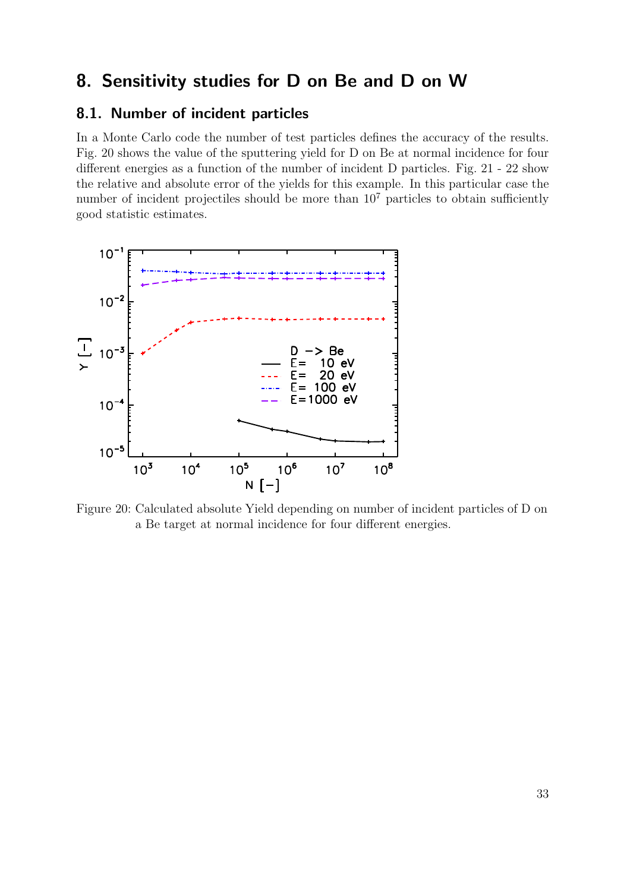# 8. Sensitivity studies for D on Be and D on W

## 8.1. Number of incident particles

In a Monte Carlo code the number of test particles defines the accuracy of the results. Fig. 20 shows the value of the sputtering yield for D on Be at normal incidence for four different energies as a function of the number of incident D particles. Fig. 21 - 22 show the relative and absolute error of the yields for this example. In this particular case the number of incident projectiles should be more than $10^7$ particles to obtain sufficiently good statistic estimates.

Figure 20: Calculated absolute Yield depending on number of incident particles of D on a Be target at normal incidence for four different energies.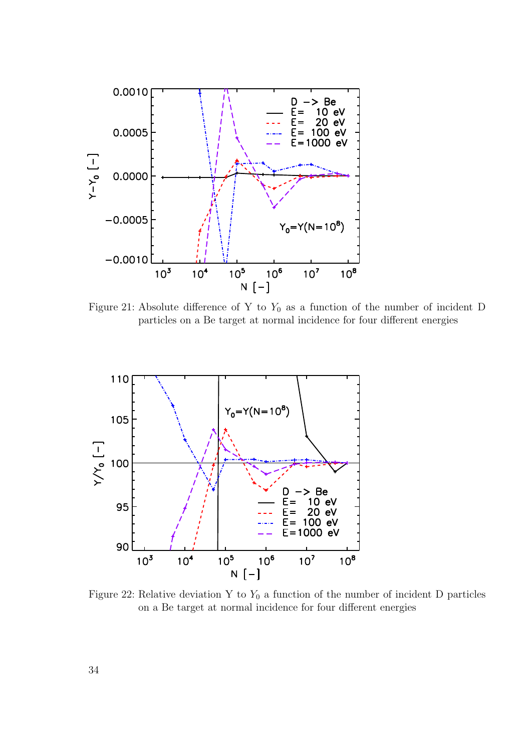Figure 21: Absolute difference of Y to $Y_0$ as a function of the number of incident D particles on a Be target at normal incidence for four different energies

Figure 22: Relative deviation Y to $Y_0$ a function of the number of incident D particles on a Be target at normal incidence for four different energies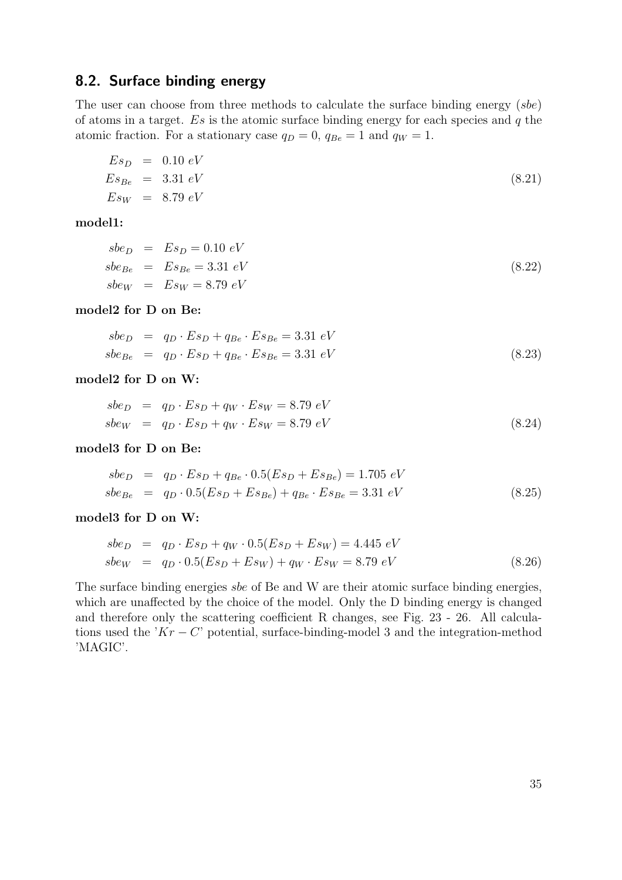## 8.2. Surface binding energy

The user can choose from three methods to calculate the surface binding energy (*sbe*) of atoms in a target. $Es$ is the atomic surface binding energy for each species and $q$ the atomic fraction. For a stationary case $q_D = 0$, $q_{Be} = 1$ and $q_W = 1$.

$$
\begin{aligned}
Es_D &= 0.10\ eV \\
Es_{Be} &= 3.31\ eV \\
Es_W &= 8.79\ eV
\end{aligned}
\tag{8.21}
$$

**model1:**

$$
\begin{aligned}
sbe_D &= Es_D = 0.10\ eV \\
sbe_{Be} &= Es_{Be} = 3.31\ eV \\
sbe_W &= Es_W = 8.79\ eV
\end{aligned}
\tag{8.22}
$$

**model2 for D on Be:**

$$
\begin{aligned}
sbe_D &= q_D \cdot Es_D + q_{Be} \cdot Es_{Be} = 3.31\ eV \\
sbe_{Be} &= q_D \cdot Es_D + q_{Be} \cdot Es_{Be} = 3.31\ eV
\end{aligned}
\tag{8.23}
$$

**model2 for D on W:**

$$
\begin{aligned}
sbe_D &= q_D \cdot Es_D + q_W \cdot Es_W = 8.79\ eV \\
sbe_W &= q_D \cdot Es_D + q_W \cdot Es_W = 8.79\ eV
\end{aligned}
\tag{8.24}
$$

**model3 for D on Be:**

$$
\begin{aligned}
sbe_D &= q_D \cdot Es_D + q_{Be} \cdot 0.5(Es_D + Es_{Be}) = 1.705\ eV \\
sbe_{Be} &= q_D \cdot 0.5(Es_D + Es_{Be}) + q_{Be} \cdot Es_{Be} = 3.31\ eV
\end{aligned}
\tag{8.25}
$$

**model3 for D on W:**

$$
\begin{aligned}
sbe_D &= q_D \cdot Es_D + q_W \cdot 0.5(Es_D + Es_W) = 4.445\ eV \\
sbe_W &= q_D \cdot 0.5(Es_D + Es_W) + q_W \cdot Es_W = 8.79\ eV
\end{aligned}
\tag{8.26}
$$

The surface binding energies *sbe* of Be and W are their atomic surface binding energies, which are unaffected by the choice of the model. Only the D binding energy is changed and therefore only the scattering coefficient R changes, see Fig. 23 - 26. All calculations used the '$Kr-C$' potential, surface-binding-model 3 and the integration-method 'MAGIC'.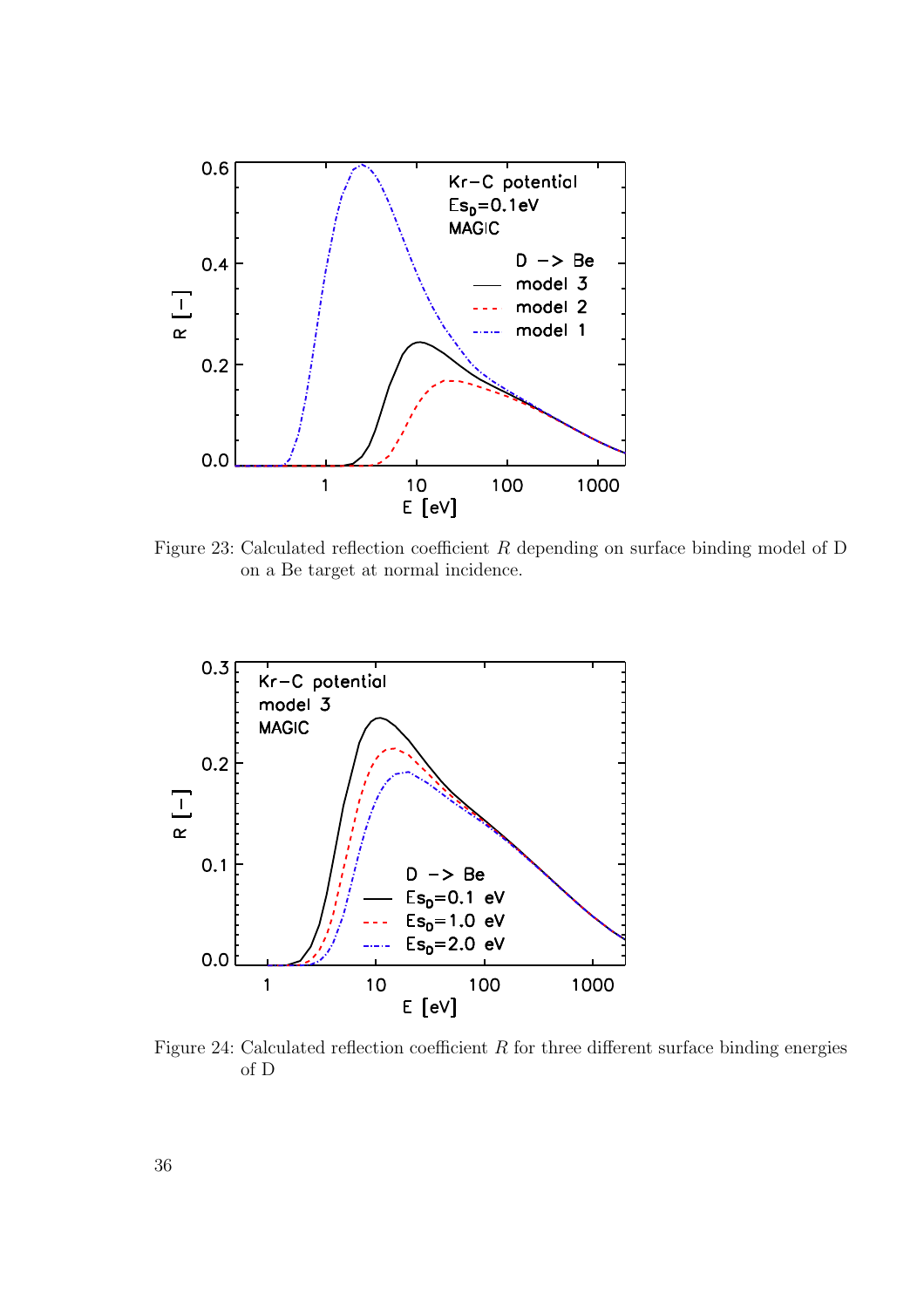Figure 23: Calculated reflection coefficient $R$ depending on surface binding model of D on a Be target at normal incidence.

Figure 24: Calculated reflection coefficient $R$ for three different surface binding energies of D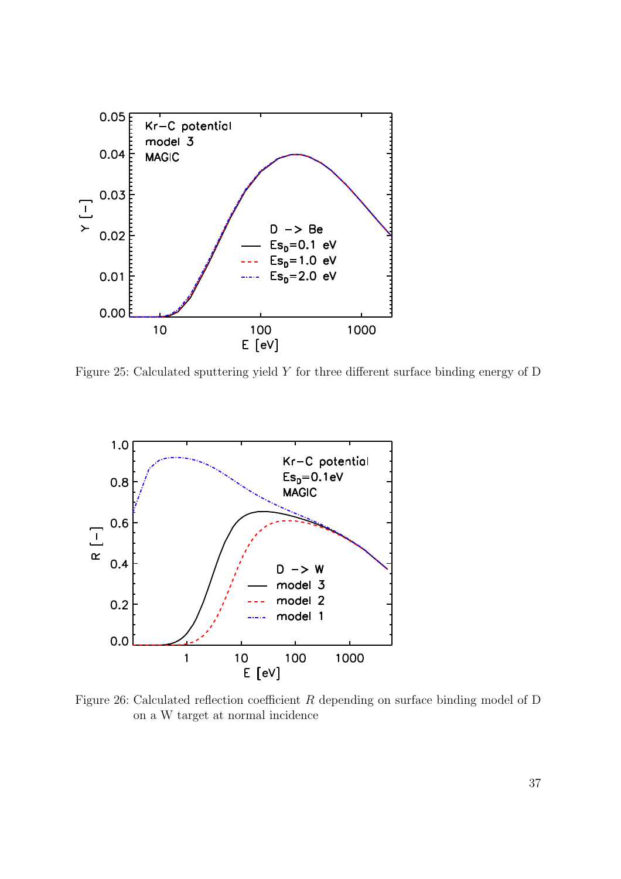Figure 25: Calculated sputtering yield $Y$ for three different surface binding energy of D

Figure 26: Calculated reflection coefficient $R$ depending on surface binding model of D on a W target at normal incidence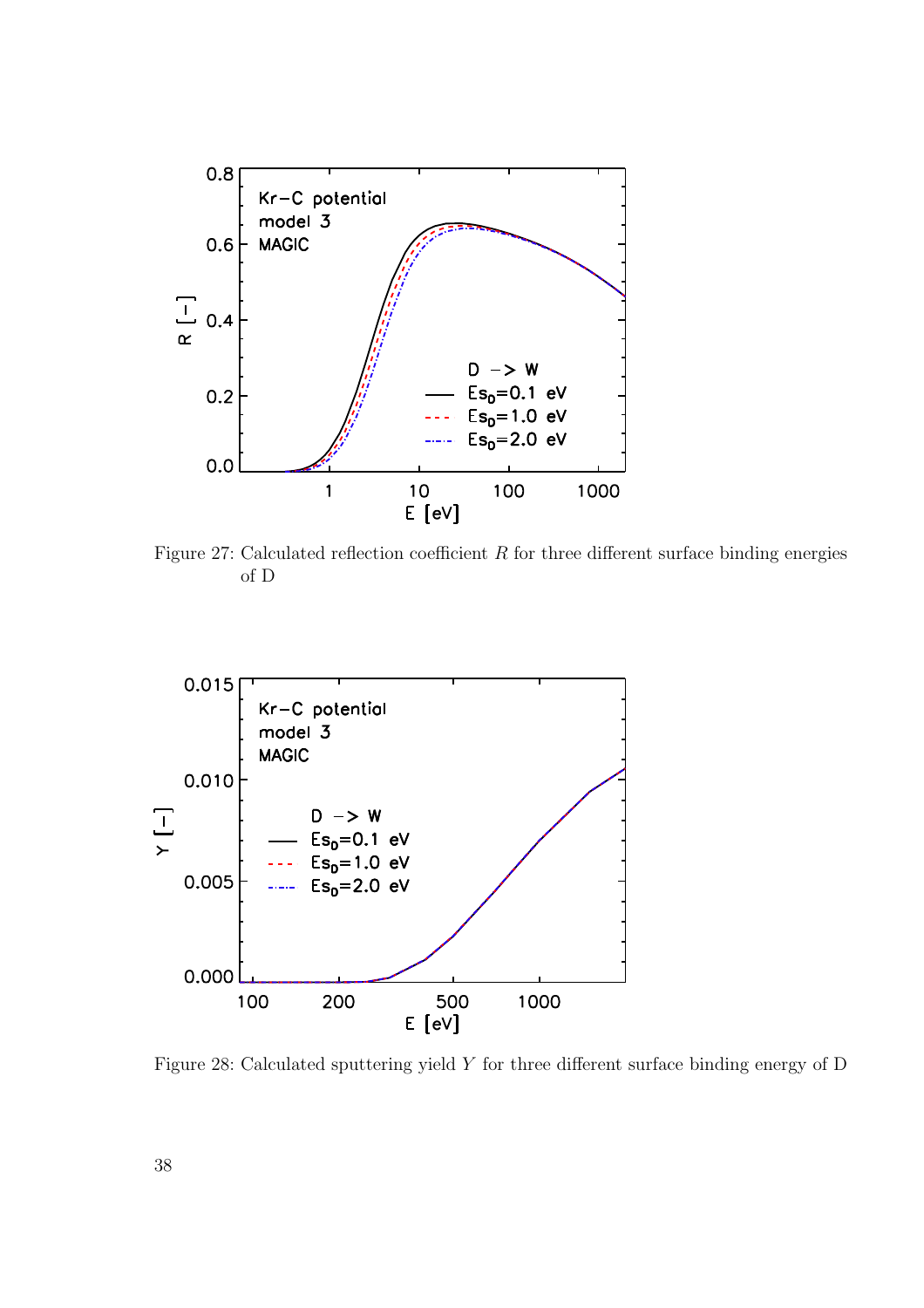Figure 27: Calculated reflection coefficient $R$ for three different surface binding energies of D

Figure 28: Calculated sputtering yield $Y$ for three different surface binding energy of D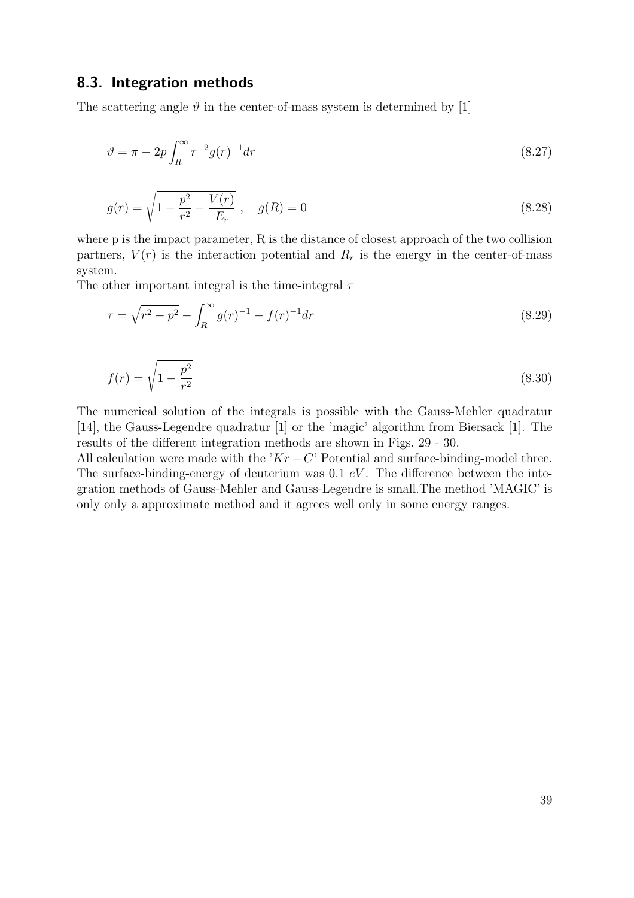## 8.3. Integration methods

The scattering angle $\vartheta$ in the center-of-mass system is determined by [1]

$$\vartheta = \pi - 2p\int_R^\infty r^{-2} g(r)^{-1} dr \tag{8.27}$$

$$g(r) = \sqrt{1 - \frac{p^2}{r^2} - \frac{V(r)}{E_r}}\ , \quad g(R) = 0 \tag{8.28}$$

where p is the impact parameter, R is the distance of closest approach of the two collision partners, $V(r)$ is the interaction potential and $R_r$ is the energy in the center-of-mass system.
The other important integral is the time-integral $\tau$

$$\tau = \sqrt{r^2 - p^2} - \int_R^\infty g(r)^{-1} - f(r)^{-1} dr \tag{8.29}$$

$$f(r) = \sqrt{1 - \frac{p^2}{r^2}} \tag{8.30}$$

The numerical solution of the integrals is possible with the Gauss-Mehler quadratur [14], the Gauss-Legendre quadratur [1] or the 'magic' algorithm from Biersack [1]. The results of the different integration methods are shown in Figs. 29 - 30.
All calculation were made with the '$Kr - C$' Potential and surface-binding-model three. The surface-binding-energy of deuterium was 0.1 $eV$. The difference between the integration methods of Gauss-Mehler and Gauss-Legendre is small.The method 'MAGIC' is only only a approximate method and it agrees well only in some energy ranges.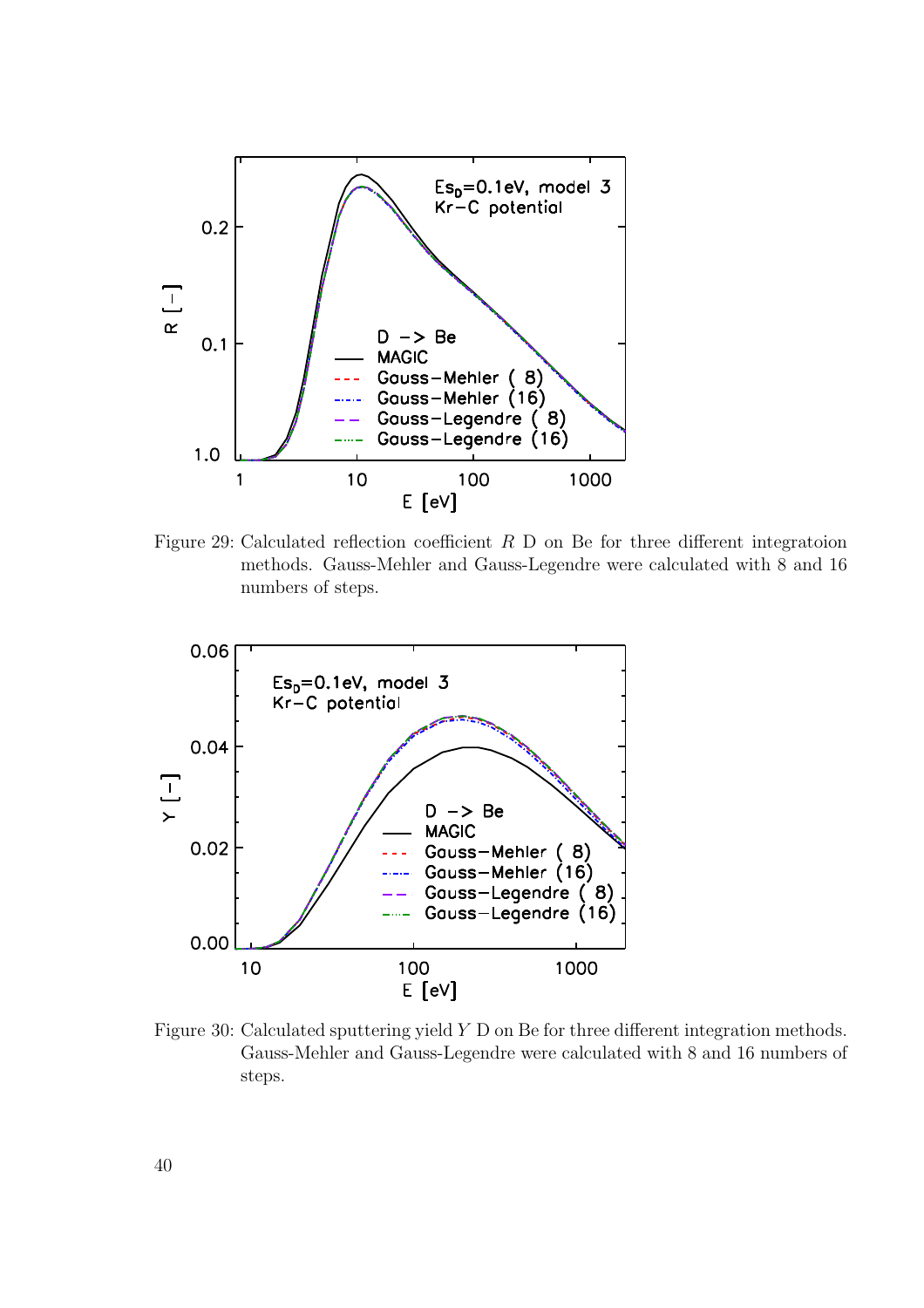Figure 29: Calculated reflection coefficient $R$ D on Be for three different integratoion methods. Gauss-Mehler and Gauss-Legendre were calculated with 8 and 16 numbers of steps.

Figure 30: Calculated sputtering yield $Y$ D on Be for three different integration methods. Gauss-Mehler and Gauss-Legendre were calculated with 8 and 16 numbers of steps.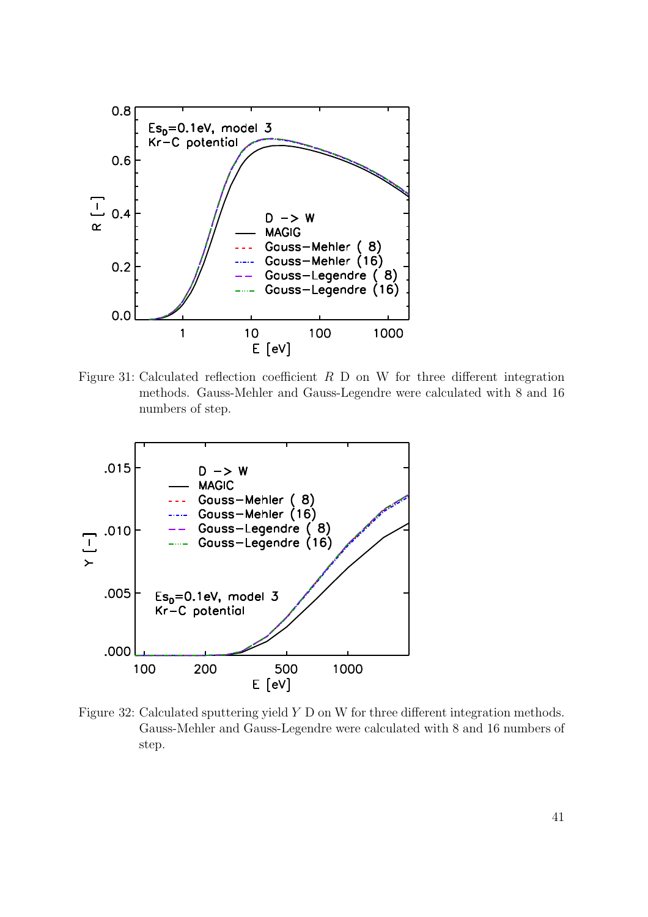Figure 31: Calculated reflection coefficient $R$ D on W for three different integration methods. Gauss-Mehler and Gauss-Legendre were calculated with 8 and 16 numbers of step.

Figure 32: Calculated sputtering yield $Y$ D on W for three different integration methods. Gauss-Mehler and Gauss-Legendre were calculated with 8 and 16 numbers of step.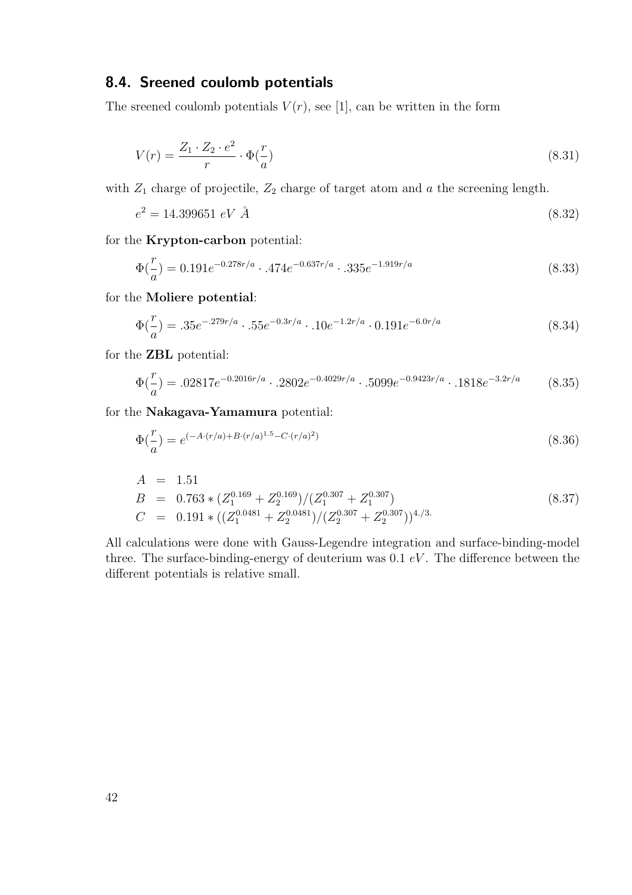## 8.4. Sreened coulomb potentials

The sreened coulomb potentials $V(r)$, see [1], can be written in the form

$$V(r) = \frac{Z_1 \cdot Z_2 \cdot e^2}{r} \cdot \Phi(\frac{r}{a}) \tag{8.31}$$

with $Z_1$ charge of projectile, $Z_2$ charge of target atom and $a$ the screening length.

$$e^2 = 14.399651 \ eV \ \AA \tag{8.32}$$

for the **Krypton-carbon** potential:

$$\Phi(\frac{r}{a}) = 0.191e^{-0.278r/a} \cdot .474e^{-0.637r/a} \cdot .335e^{-1.919r/a} \tag{8.33}$$

for the **Moliere potential**:

$$\Phi(\frac{r}{a}) = .35e^{-.279r/a} \cdot .55e^{-0.3r/a} \cdot .10e^{-1.2r/a} \cdot 0.191e^{-6.0r/a} \tag{8.34}$$

for the **ZBL** potential:

$$\Phi(\frac{r}{a}) = .02817e^{-0.2016r/a} \cdot .2802e^{-0.4029r/a} \cdot .5099e^{-0.9423r/a} \cdot .1818e^{-3.2r/a} \tag{8.35}$$

for the **Nakagava-Yamamura** potential:

$$\Phi(\frac{r}{a}) = e^{(-A \cdot (r/a) + B \cdot (r/a)^{1.5} - C \cdot (r/a)^2)} \tag{8.36}$$

$$\begin{aligned} A &= 1.51 \\ B &= 0.763 * (Z_1^{0.169} + Z_2^{0.169})/(Z_1^{0.307} + Z_1^{0.307}) \\ C &= 0.191 * ((Z_1^{0.0481} + Z_2^{0.0481})/(Z_2^{0.307} + Z_2^{0.307}))^{4./3.} \end{aligned} \tag{8.37}$$

All calculations were done with Gauss-Legendre integration and surface-binding-model three. The surface-binding-energy of deuterium was 0.1 $eV$. The difference between the different potentials is relative small.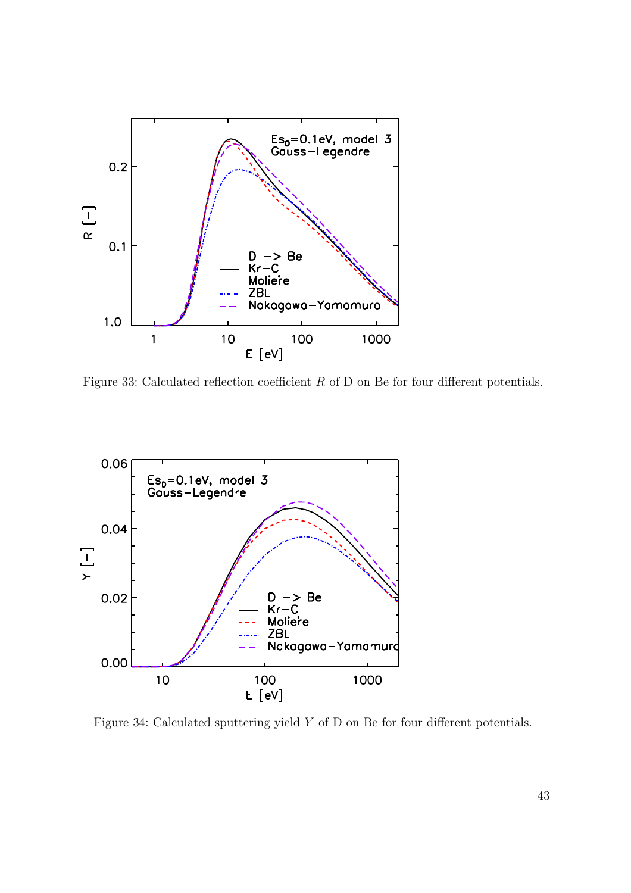Figure 33: Calculated reflection coefficient $R$ of D on Be for four different potentials.

Figure 34: Calculated sputtering yield $Y$ of D on Be for four different potentials.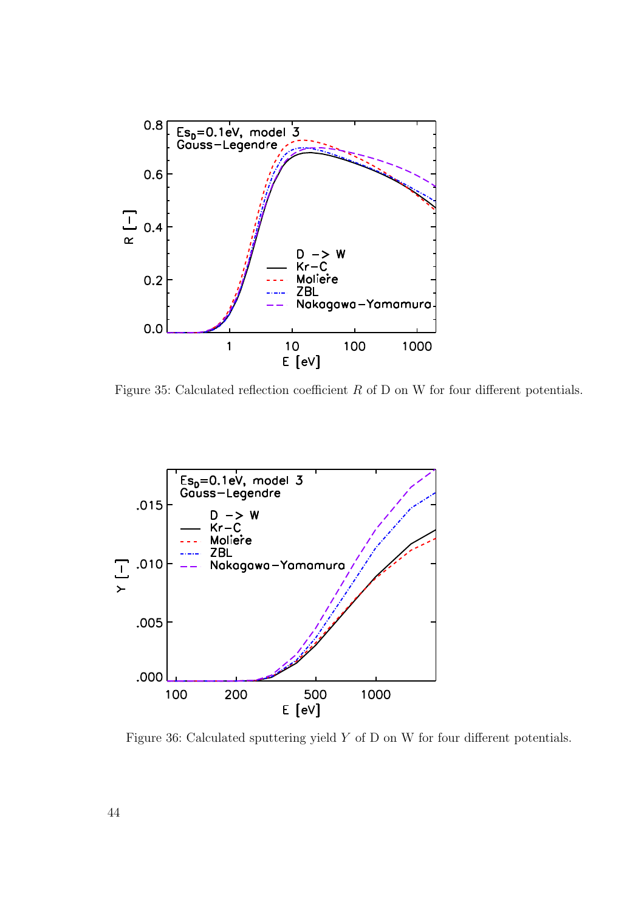Figure 35: Calculated reflection coefficient $R$ of D on W for four different potentials.

Figure 36: Calculated sputtering yield $Y$ of D on W for four different potentials.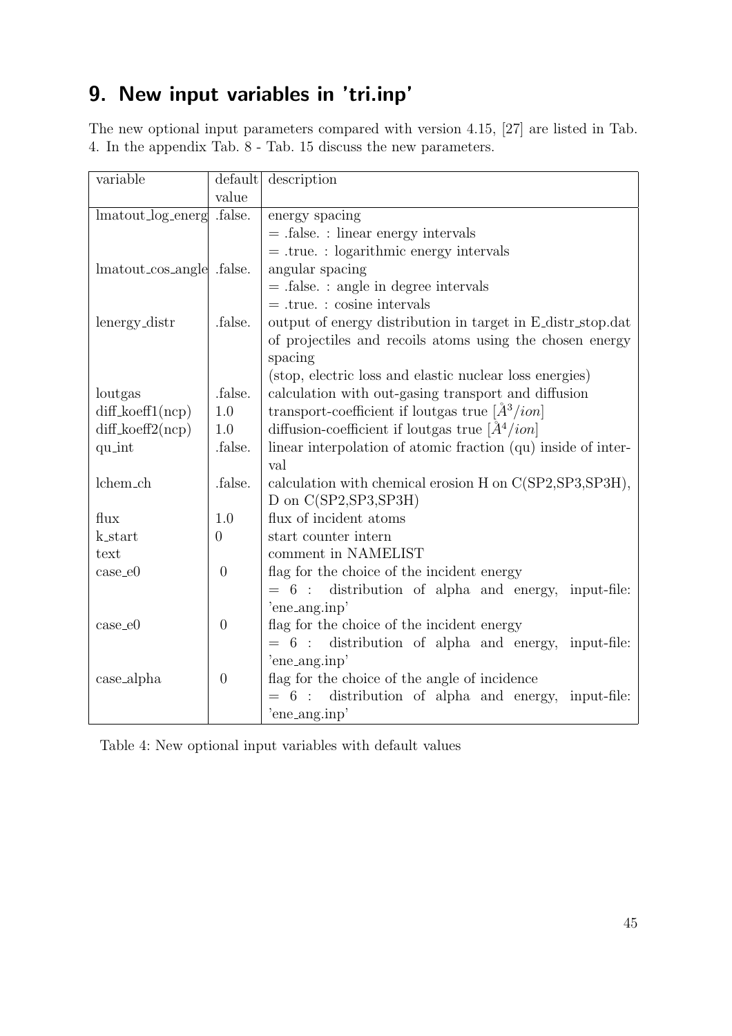# 9. New input variables in 'tri.inp'

The new optional input parameters compared with version 4.15, [27] are listed in Tab. 4. In the appendix Tab. 8 - Tab. 15 discuss the new parameters.

| variable | default value | description |
|---|---|---|
| lmatout_log_energ | .false. | energy spacing<br>= .false. : linear energy intervals<br>= .true. : logarithmic energy intervals |
| lmatout_cos_angle | .false. | angular spacing<br>= .false. : angle in degree intervals<br>= .true. : cosine intervals |
| lenergy_distr | .false. | output of energy distribution in target in E_distr_stop.dat of projectiles and recoils atoms using the chosen energy spacing<br>(stop, electric loss and elastic nuclear loss energies) |
| loutgas | .false. | calculation with out-gasing transport and diffusion |
| diff_koeff1(ncp) | 1.0 | transport-coefficient if loutgas true $[\AA^3/ion]$ |
| diff_koeff2(ncp) | 1.0 | diffusion-coefficient if loutgas true $[\AA^4/ion]$ |
| qu_int | .false. | linear interpolation of atomic fraction (qu) inside of interval |
| lchem_ch | .false. | calculation with chemical erosion H on C(SP2,SP3,SP3H), D on C(SP2,SP3,SP3H) |
| flux | 1.0 | flux of incident atoms |
| k_start | 0 | start counter intern |
| text | | comment in NAMELIST |
| case_e0 | 0 | flag for the choice of the incident energy<br>= 6 : distribution of alpha and energy, input-file: 'ene_ang.inp' |
| case_e0 | 0 | flag for the choice of the incident energy<br>= 6 : distribution of alpha and energy, input-file: 'ene_ang.inp' |
| case_alpha | 0 | flag for the choice of the angle of incidence<br>= 6 : distribution of alpha and energy, input-file: 'ene_ang.inp' |

Table 4: New optional input variables with default values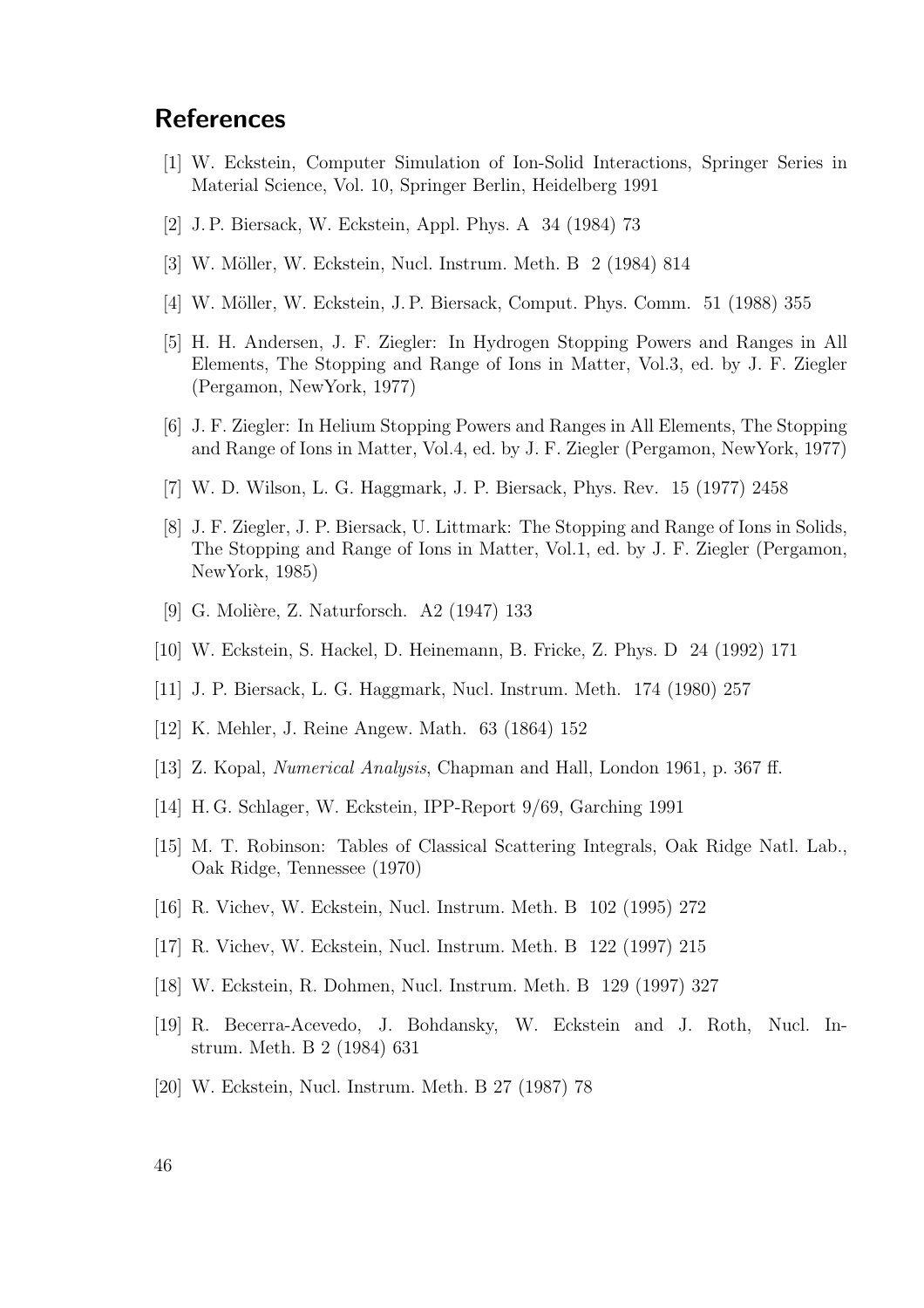## References

[1] W. Eckstein, Computer Simulation of Ion-Solid Interactions, Springer Series in Material Science, Vol. 10, Springer Berlin, Heidelberg 1991

[2] J. P. Biersack, W. Eckstein, Appl. Phys. A 34 (1984) 73

[3] W. Möller, W. Eckstein, Nucl. Instrum. Meth. B 2 (1984) 814

[4] W. Möller, W. Eckstein, J. P. Biersack, Comput. Phys. Comm. 51 (1988) 355

[5] H. H. Andersen, J. F. Ziegler: In Hydrogen Stopping Powers and Ranges in All Elements, The Stopping and Range of Ions in Matter, Vol.3, ed. by J. F. Ziegler (Pergamon, NewYork, 1977)

[6] J. F. Ziegler: In Helium Stopping Powers and Ranges in All Elements, The Stopping and Range of Ions in Matter, Vol.4, ed. by J. F. Ziegler (Pergamon, NewYork, 1977)

[7] W. D. Wilson, L. G. Haggmark, J. P. Biersack, Phys. Rev. 15 (1977) 2458

[8] J. F. Ziegler, J. P. Biersack, U. Littmark: The Stopping and Range of Ions in Solids, The Stopping and Range of Ions in Matter, Vol.1, ed. by J. F. Ziegler (Pergamon, NewYork, 1985)

[9] G. Molière, Z. Naturforsch. A2 (1947) 133

[10] W. Eckstein, S. Hackel, D. Heinemann, B. Fricke, Z. Phys. D 24 (1992) 171

[11] J. P. Biersack, L. G. Haggmark, Nucl. Instrum. Meth. 174 (1980) 257

[12] K. Mehler, J. Reine Angew. Math. 63 (1864) 152

[13] Z. Kopal, *Numerical Analysis*, Chapman and Hall, London 1961, p. 367 ff.

[14] H. G. Schlager, W. Eckstein, IPP-Report 9/69, Garching 1991

[15] M. T. Robinson: Tables of Classical Scattering Integrals, Oak Ridge Natl. Lab., Oak Ridge, Tennessee (1970)

[16] R. Vichev, W. Eckstein, Nucl. Instrum. Meth. B 102 (1995) 272

[17] R. Vichev, W. Eckstein, Nucl. Instrum. Meth. B 122 (1997) 215

[18] W. Eckstein, R. Dohmen, Nucl. Instrum. Meth. B 129 (1997) 327

[19] R. Becerra-Acevedo, J. Bohdansky, W. Eckstein and J. Roth, Nucl. Instrum. Meth. B 2 (1984) 631

[20] W. Eckstein, Nucl. Instrum. Meth. B 27 (1987) 78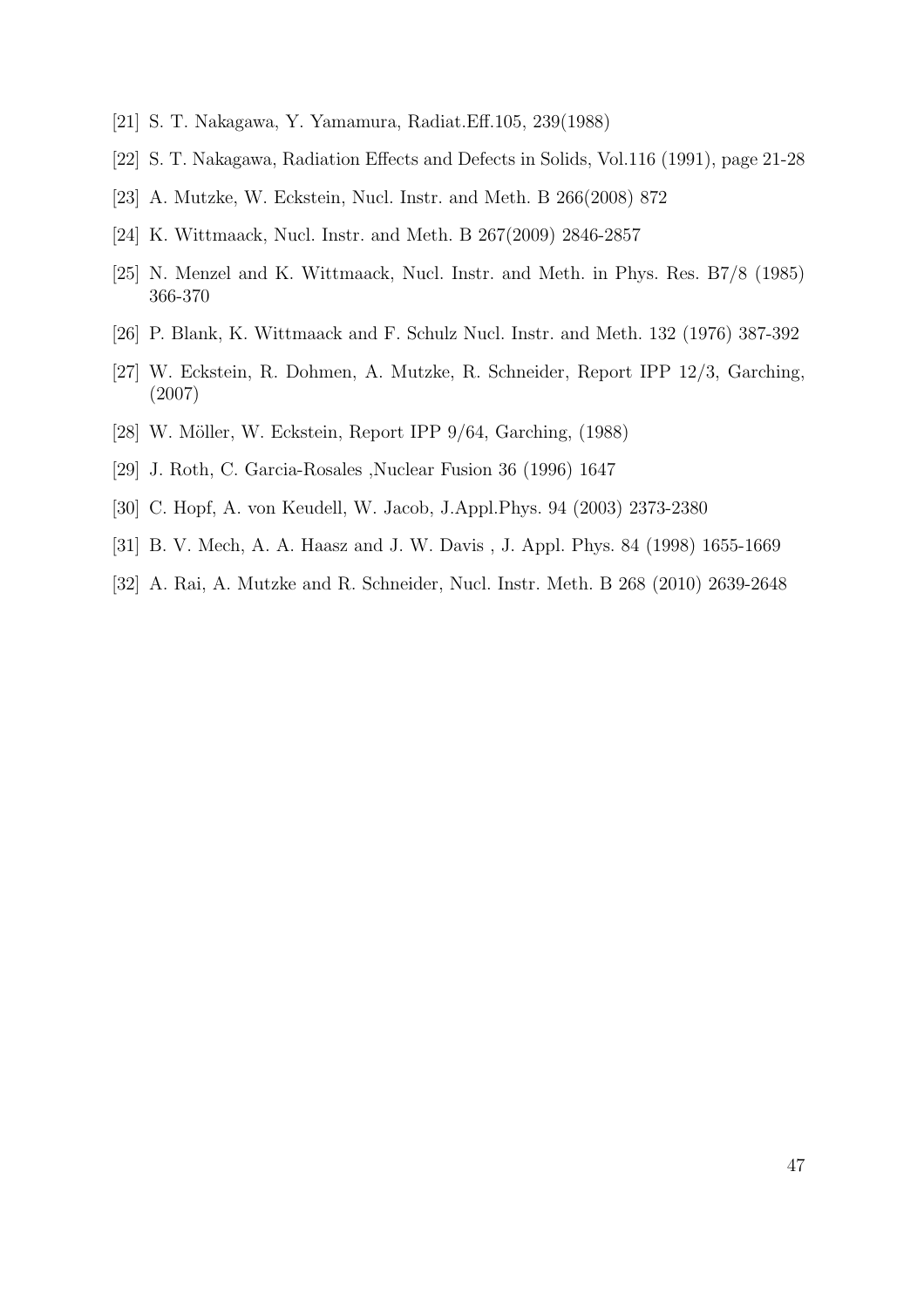[21] S. T. Nakagawa, Y. Yamamura, Radiat.Eff.105, 239(1988)

[22] S. T. Nakagawa, Radiation Effects and Defects in Solids, Vol.116 (1991), page 21-28

[23] A. Mutzke, W. Eckstein, Nucl. Instr. and Meth. B 266(2008) 872

[24] K. Wittmaack, Nucl. Instr. and Meth. B 267(2009) 2846-2857

[25] N. Menzel and K. Wittmaack, Nucl. Instr. and Meth. in Phys. Res. B7/8 (1985) 366-370

[26] P. Blank, K. Wittmaack and F. Schulz Nucl. Instr. and Meth. 132 (1976) 387-392

[27] W. Eckstein, R. Dohmen, A. Mutzke, R. Schneider, Report IPP 12/3, Garching, (2007)

[28] W. Möller, W. Eckstein, Report IPP 9/64, Garching, (1988)

[29] J. Roth, C. Garcia-Rosales ,Nuclear Fusion 36 (1996) 1647

[30] C. Hopf, A. von Keudell, W. Jacob, J.Appl.Phys. 94 (2003) 2373-2380

[31] B. V. Mech, A. A. Haasz and J. W. Davis , J. Appl. Phys. 84 (1998) 1655-1669

[32] A. Rai, A. Mutzke and R. Schneider, Nucl. Instr. Meth. B 268 (2010) 2639-2648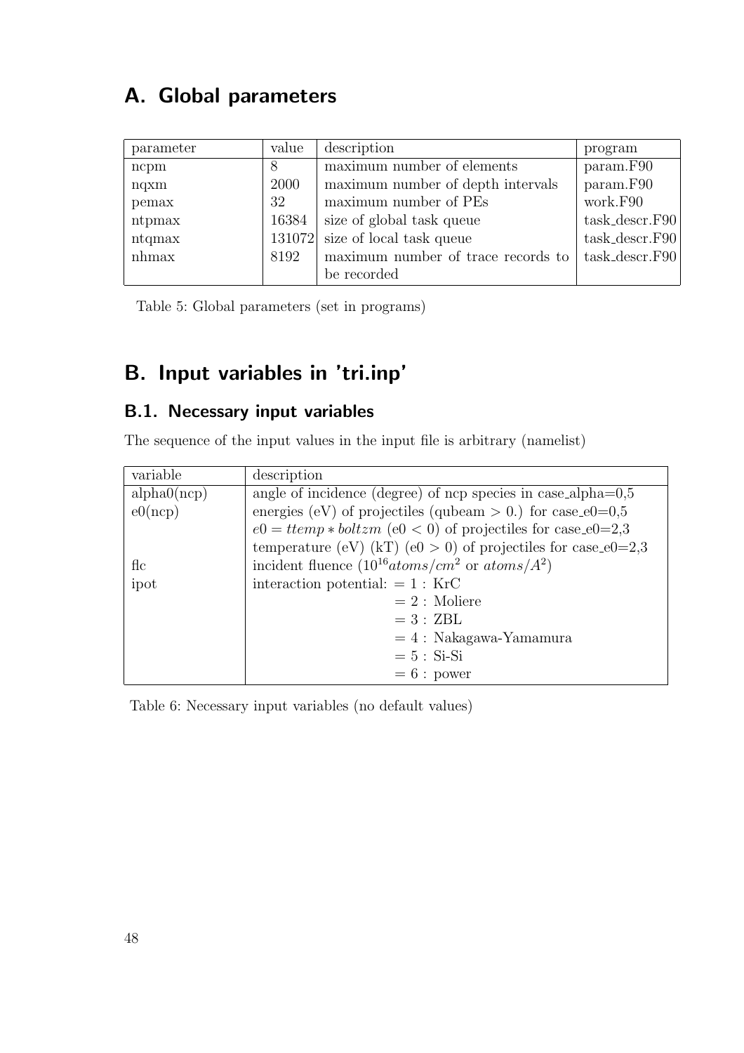# A. Global parameters

| parameter | value | description | program |
|---|---|---|---|
| ncpm | 8 | maximum number of elements | param.F90 |
| nqxm | 2000 | maximum number of depth intervals | param.F90 |
| pemax | 32 | maximum number of PEs | work.F90 |
| ntpmax | 16384 | size of global task queue | task_descr.F90 |
| ntqmax | 131072 | size of local task queue | task_descr.F90 |
| nhmax | 8192 | maximum number of trace records to be recorded | task_descr.F90 |

Table 5: Global parameters (set in programs)

# B. Input variables in 'tri.inp'

## B.1. Necessary input variables

The sequence of the input values in the input file is arbitrary (namelist)

| variable | description |
|---|---|
| alpha0(ncp) | angle of incidence (degree) of ncp species in case_alpha=0,5 |
| e0(ncp) | energies (eV) of projectiles (qubeam > 0.) for case_e0=0,5 |
| | $e0 = ttemp * boltzm$ (e0 < 0) of projectiles for case_e0=2,3 |
| | temperature (eV) (kT) (e0 > 0) of projectiles for case_e0=2,3 |
| flc | incident fluence ($10^{16} atoms/cm^2$ or $atoms/A^2$) |
| ipot | interaction potential: = 1 : KrC |
| | = 2 : Moliere |
| | = 3 : ZBL |
| | = 4 : Nakagawa-Yamamura |
| | = 5 : Si-Si |
| | = 6 : power |

Table 6: Necessary input variables (no default values)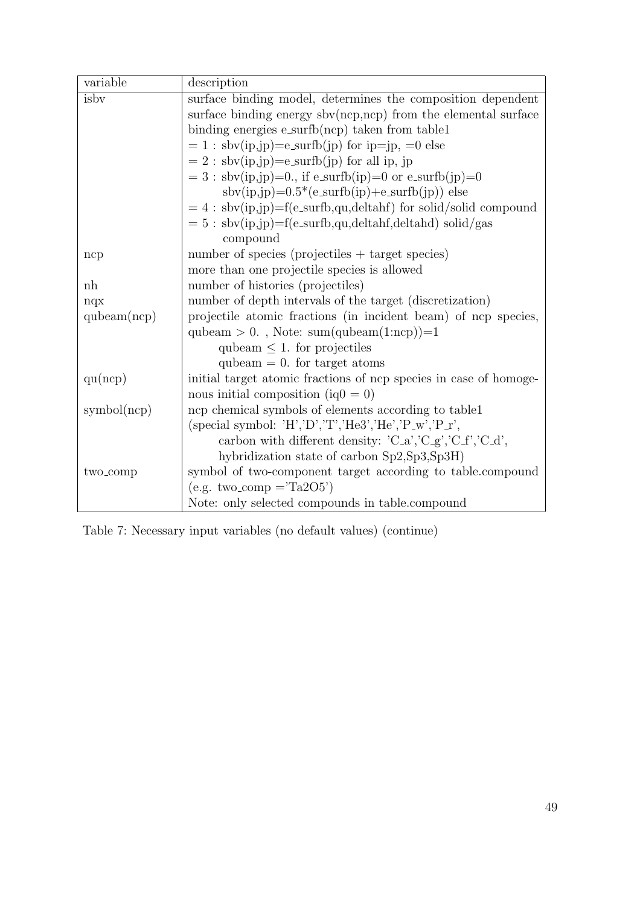| variable | description |
|---|---|
| isbv | surface binding model, determines the composition dependent surface binding energy sbv(ncp,ncp) from the elemental surface binding energies e_surfb(ncp) taken from table1<br>= 1 : sbv(ip,jp)=e_surfb(jp) for ip=jp, =0 else<br>= 2 : sbv(ip,jp)=e_surfb(jp) for all ip, jp<br>= 3 : sbv(ip,jp)=0., if e_surfb(ip)=0 or e_surfb(jp)=0<br>sbv(ip,jp)=0.5*(e_surfb(ip)+e_surfb(jp)) else<br>= 4 : sbv(ip,jp)=f(e_surfb,qu,deltahf) for solid/solid compound<br>= 5 : sbv(ip,jp)=f(e_surfb,qu,deltahf,deltahd) solid/gas compound |
| ncp | number of species (projectiles + target species)<br>more than one projectile species is allowed |
| nh | number of histories (projectiles) |
| nqx | number of depth intervals of the target (discretization) |
| qubeam(ncp) | projectile atomic fractions (in incident beam) of ncp species, qubeam > 0. , Note: sum(qubeam(1:ncp))=1<br>qubeam ≤ 1. for projectiles<br>qubeam = 0. for target atoms |
| qu(ncp) | initial target atomic fractions of ncp species in case of homogenous initial composition (iq0 = 0) |
| symbol(ncp) | ncp chemical symbols of elements according to table1<br>(special symbol: 'H','D','T','He3','He','P_w','P_r',<br>carbon with different density: 'C_a','C_g','C_f','C_d',<br>hybridization state of carbon Sp2,Sp3,Sp3H) |
| two_comp | symbol of two-component target according to table.compound<br>(e.g. two_comp ='Ta2O5')<br>Note: only selected compounds in table.compound |

Table 7: Necessary input variables (no default values) (continue)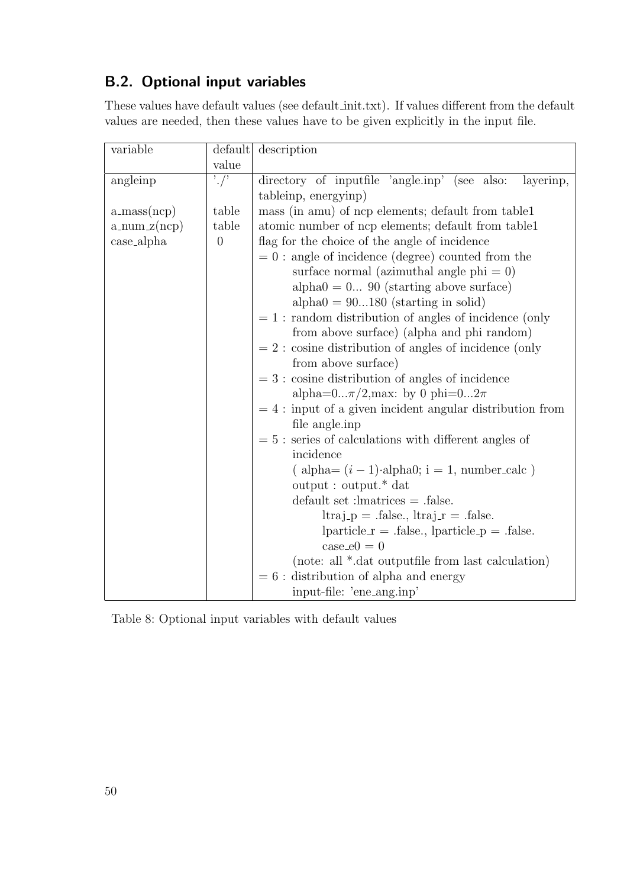## B.2. Optional input variables

These values have default values (see default_init.txt). If values different from the default values are needed, then these values have to be given explicitly in the input file.

| variable | default value | description |
|---|---|---|
| angleinp | './' | directory of inputfile 'angle.inp' (see also: layerinp, tableinp, energyinp) |
| a_mass(ncp) | table | mass (in amu) of ncp elements; default from table1 |
| a_num_z(ncp) | table | atomic number of ncp elements; default from table1 |
| case_alpha | 0 | flag for the choice of the angle of incidence<br>= 0 : angle of incidence (degree) counted from the surface normal (azimuthal angle phi = 0)<br>alpha0 = 0... 90 (starting above surface)<br>alpha0 = 90...180 (starting in solid)<br>= 1 : random distribution of angles of incidence (only from above surface) (alpha and phi random)<br>= 2 : cosine distribution of angles of incidence (only from above surface)<br>= 3 : cosine distribution of angles of incidence alpha=0...$\pi/2$,max: by 0 phi=0...$2\pi$<br>= 4 : input of a given incident angular distribution from file angle.inp<br>= 5 : series of calculations with different angles of incidence<br>( alpha= $(i-1)$·alpha0; i = 1, number_calc )<br>output : output.* dat<br>default set :lmatrices = .false.<br>ltraj_p = .false., ltraj_r = .false.<br>lparticle_r = .false., lparticle_p = .false.<br>case_e0 = 0<br>(note: all *.dat outputfile from last calculation)<br>= 6 : distribution of alpha and energy<br>input-file: 'ene_ang.inp' |

Table 8: Optional input variables with default values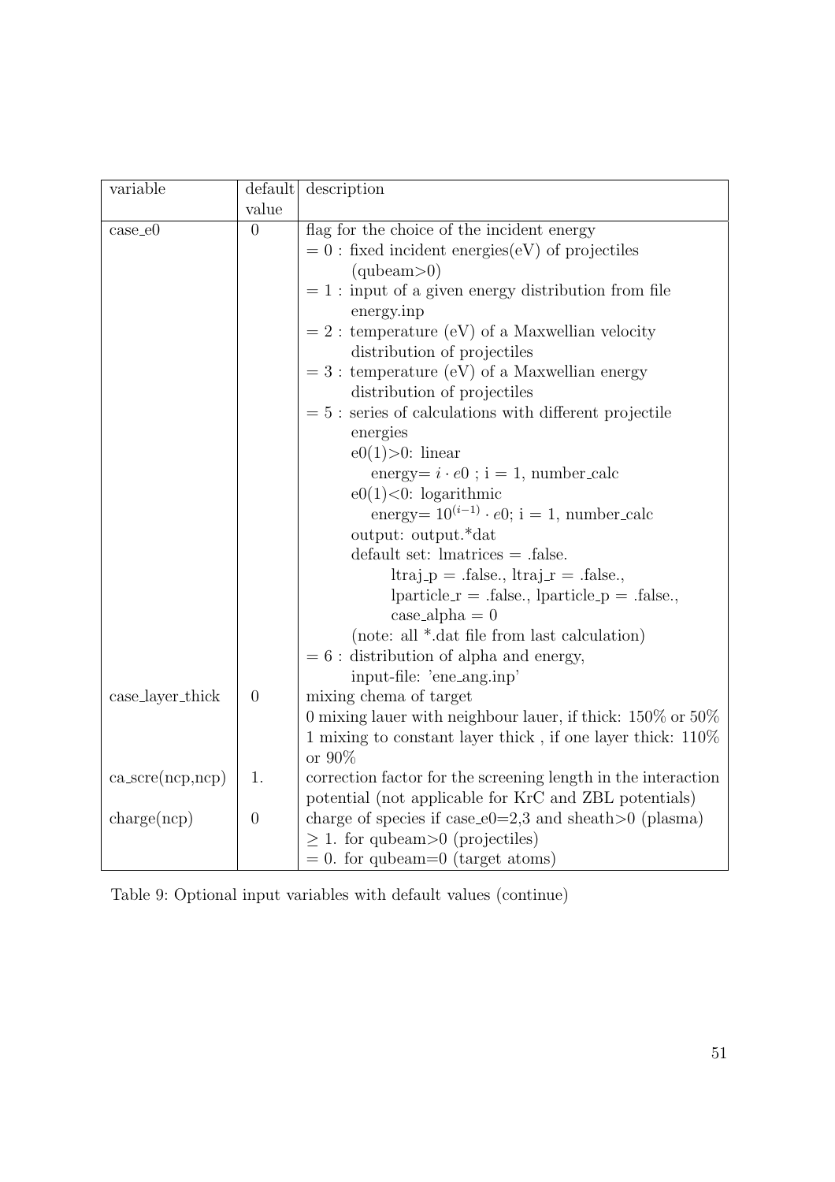| variable | default value | description |
|---|---|---|
| case_e0 | 0 | flag for the choice of the incident energy<br>= 0 : fixed incident energies(eV) of projectiles (qubeam>0)<br>= 1 : input of a given energy distribution from file energy.inp<br>= 2 : temperature (eV) of a Maxwellian velocity distribution of projectiles<br>= 3 : temperature (eV) of a Maxwellian energy distribution of projectiles<br>= 5 : series of calculations with different projectile energies<br>e0(1)>0: linear<br>energy= $i \cdot e0$ ; i = 1, number_calc<br>e0(1)<0: logarithmic<br>energy= $10^{(i-1)} \cdot e0$; i = 1, number_calc<br>output: output.*dat<br>default set: lmatrices = .false.<br>ltraj_p = .false., ltraj_r = .false.,<br>lparticle_r = .false., lparticle_p = .false.,<br>case_alpha = 0<br>(note: all *.dat file from last calculation)<br>= 6 : distribution of alpha and energy,<br>input-file: 'ene_ang.inp' |
| case_layer_thick | 0 | mixing chema of target<br>0 mixing lauer with neighbour lauer, if thick: 150% or 50%<br>1 mixing to constant layer thick , if one layer thick: 110% or 90% |
| ca_scre(ncp,ncp) | 1. | correction factor for the screening length in the interaction potential (not applicable for KrC and ZBL potentials) |
| charge(ncp) | 0 | charge of species if case_e0=2,3 and sheath>0 (plasma)<br>≥ 1. for qubeam>0 (projectiles)<br>= 0. for qubeam=0 (target atoms) |

Table 9: Optional input variables with default values (continue)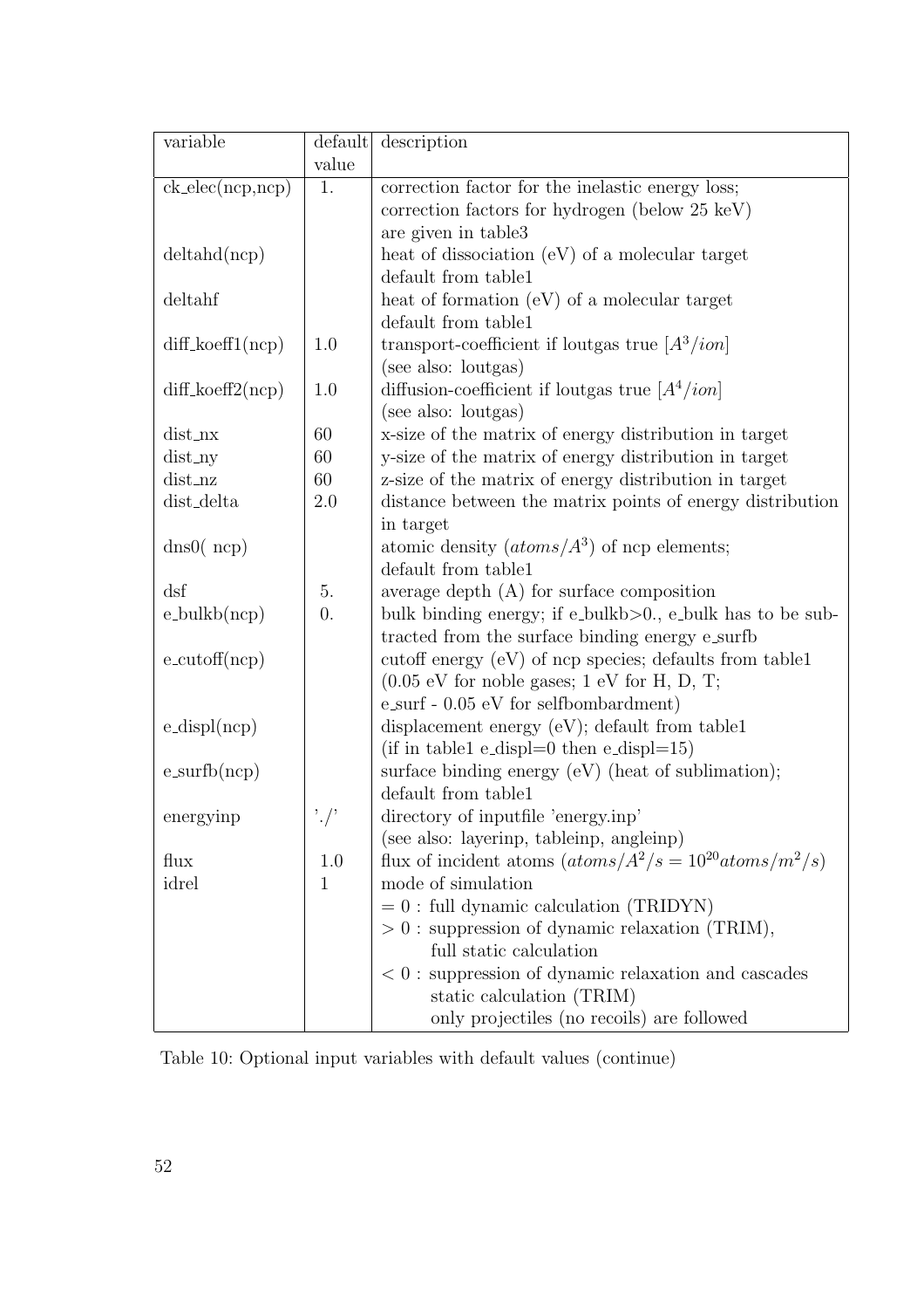| variable | default value | description |
|---|---|---|
| ck_elec(ncp,ncp) | 1. | correction factor for the inelastic energy loss; correction factors for hydrogen (below 25 keV) are given in table3 |
| deltahd(ncp) | | heat of dissociation (eV) of a molecular target default from table1 |
| deltahf | | heat of formation (eV) of a molecular target default from table1 |
| diff_koeff1(ncp) | 1.0 | transport-coefficient if loutgas true $[A^3/ion]$ (see also: loutgas) |
| diff_koeff2(ncp) | 1.0 | diffusion-coefficient if loutgas true $[A^4/ion]$ (see also: loutgas) |
| dist_nx | 60 | x-size of the matrix of energy distribution in target |
| dist_ny | 60 | y-size of the matrix of energy distribution in target |
| dist_nz | 60 | z-size of the matrix of energy distribution in target |
| dist_delta | 2.0 | distance between the matrix points of energy distribution in target |
| dns0( ncp) | | atomic density $(atoms/A^3)$ of ncp elements; default from table1 |
| dsf | 5. | average depth (A) for surface composition |
| e_bulkb(ncp) | 0. | bulk binding energy; if e_bulkb>0., e_bulk has to be subtracted from the surface binding energy e_surfb |
| e_cutoff(ncp) | | cutoff energy (eV) of ncp species; defaults from table1 (0.05 eV for noble gases; 1 eV for H, D, T; e_surf - 0.05 eV for selfbombardment) |
| e_displ(ncp) | | displacement energy (eV); default from table1 (if in table1 e_displ=0 then e_displ=15) |
| e_surfb(ncp) | | surface binding energy (eV) (heat of sublimation); default from table1 |
| energyinp | './' | directory of inputfile 'energy.inp' (see also: layerinp, tableinp, angleinp) |
| flux | 1.0 | flux of incident atoms $(atoms/A^2/s = 10^{20} atoms/m^2/s)$ |
| idrel | 1 | mode of simulation<br>$= 0$ : full dynamic calculation (TRIDYN)<br>$> 0$ : suppression of dynamic relaxation (TRIM), full static calculation<br>$< 0$ : suppression of dynamic relaxation and cascades static calculation (TRIM) only projectiles (no recoils) are followed |

Table 10: Optional input variables with default values (continue)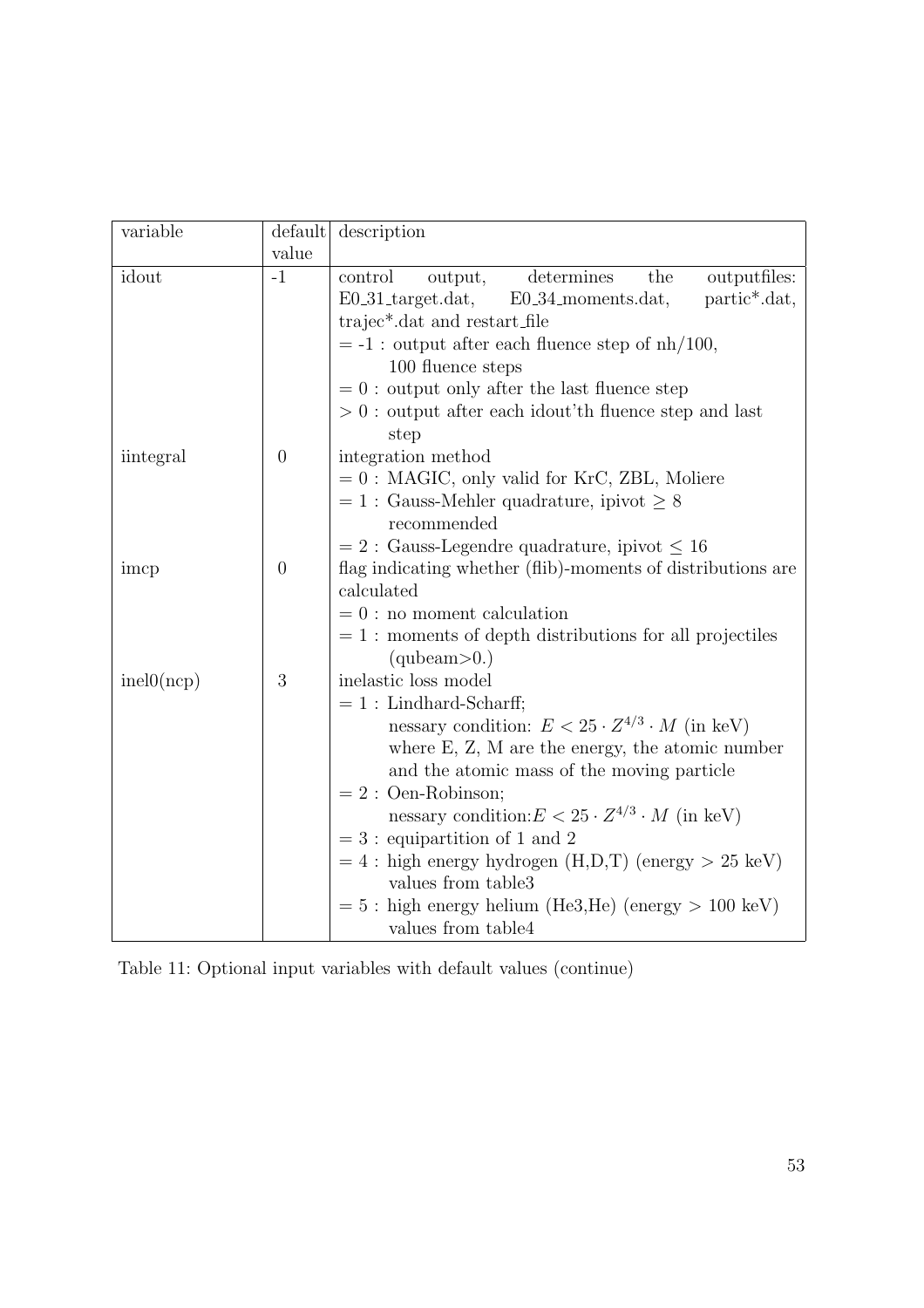| variable | default value | description |
| --- | --- | --- |
| idout | -1 | control output, determines the outputfiles: E0_31_target.dat, E0_34_moments.dat, partic*.dat, trajec*.dat and restart_file<br>= -1 : output after each fluence step of nh/100, 100 fluence steps<br>= 0 : output only after the last fluence step<br>> 0 : output after each idout'th fluence step and last step |
| iintegral | 0 | integration method<br>= 0 : MAGIC, only valid for KrC, ZBL, Moliere<br>= 1 : Gauss-Mehler quadrature, ipivot $\geq 8$ recommended<br>= 2 : Gauss-Legendre quadrature, ipivot $\leq 16$ |
| imcp | 0 | flag indicating whether (flib)-moments of distributions are calculated<br>= 0 : no moment calculation<br>= 1 : moments of depth distributions for all projectiles (qubeam>0.) |
| inel0(ncp) | 3 | inelastic loss model<br>= 1 : Lindhard-Scharff;<br>nessary condition: $E < 25 \cdot Z^{4/3} \cdot M$ (in keV) where E, Z, M are the energy, the atomic number and the atomic mass of the moving particle<br>= 2 : Oen-Robinson;<br>nessary condition: $E < 25 \cdot Z^{4/3} \cdot M$ (in keV)<br>= 3 : equipartition of 1 and 2<br>= 4 : high energy hydrogen (H,D,T) (energy > 25 keV) values from table3<br>= 5 : high energy helium (He3,He) (energy > 100 keV) values from table4 |

Table 11: Optional input variables with default values (continue)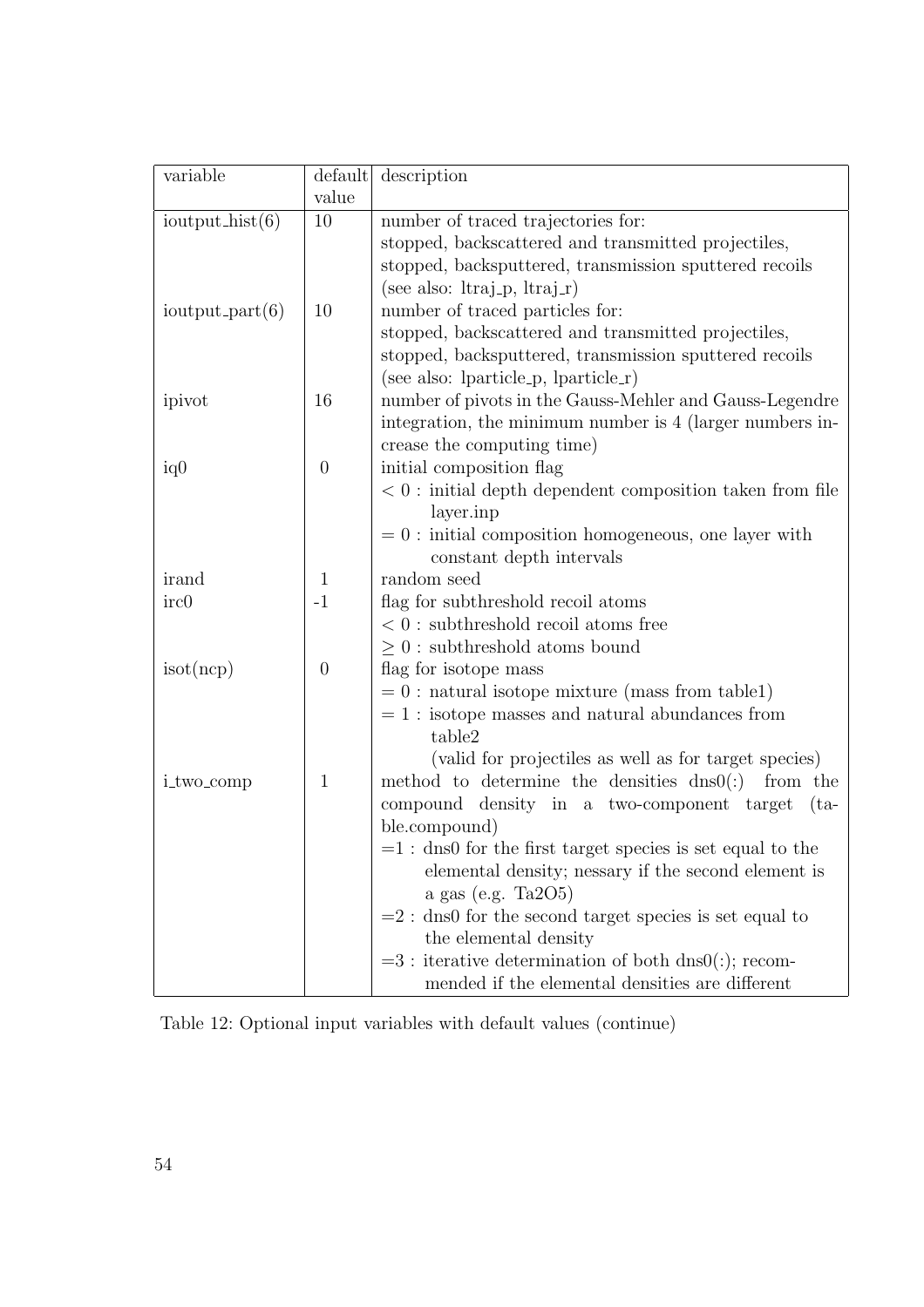| variable | default value | description |
|---|---|---|
| ioutput_hist(6) | 10 | number of traced trajectories for:<br>stopped, backscattered and transmitted projectiles,<br>stopped, backsputtered, transmission sputtered recoils<br>(see also: ltraj_p, ltraj_r) |
| ioutput_part(6) | 10 | number of traced particles for:<br>stopped, backscattered and transmitted projectiles,<br>stopped, backsputtered, transmission sputtered recoils<br>(see also: lparticle_p, lparticle_r) |
| ipivot | 16 | number of pivots in the Gauss-Mehler and Gauss-Legendre integration, the minimum number is 4 (larger numbers increase the computing time) |
| iq0 | 0 | initial composition flag<br>$< 0$ : initial depth dependent composition taken from file layer.inp<br>$= 0$ : initial composition homogeneous, one layer with constant depth intervals |
| irand | 1 | random seed |
| irc0 | -1 | flag for subthreshold recoil atoms<br>$< 0$ : subthreshold recoil atoms free<br>$\geq 0$ : subthreshold atoms bound |
| isot(ncp) | 0 | flag for isotope mass<br>$= 0$ : natural isotope mixture (mass from table1)<br>$= 1$ : isotope masses and natural abundances from table2<br>(valid for projectiles as well as for target species) |
| i_two_comp | 1 | method to determine the densities dns0(:) from the compound density in a two-component target (table.compound)<br>=1 : dns0 for the first target species is set equal to the elemental density; nessary if the second element is a gas (e.g. $Ta_2O_5$)<br>=2 : dns0 for the second target species is set equal to the elemental density<br>=3 : iterative determination of both dns0(:); recommended if the elemental densities are different |

Table 12: Optional input variables with default values (continue)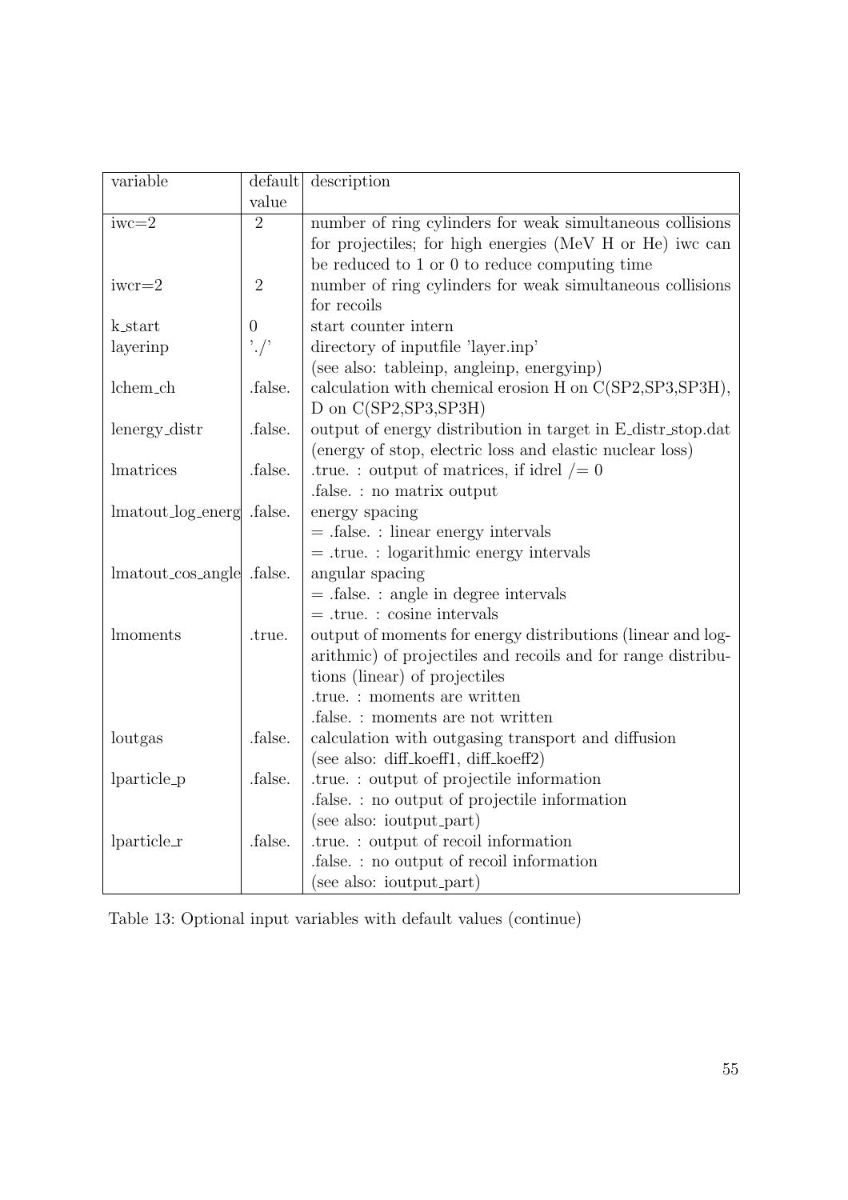| variable | default value | description |
|---|---|---|
| iwc=2 | 2 | number of ring cylinders for weak simultaneous collisions for projectiles; for high energies (MeV H or He) iwc can be reduced to 1 or 0 to reduce computing time |
| iwcr=2 | 2 | number of ring cylinders for weak simultaneous collisions for recoils |
| k_start | 0 | start counter intern |
| layerinp | './' | directory of inputfile 'layer.inp' (see also: tableinp, angleinp, energyinp) |
| lchem_ch | .false. | calculation with chemical erosion H on C(SP2,SP3,SP3H), D on C(SP2,SP3,SP3H) |
| lenergy_distr | .false. | output of energy distribution in target in E_distr_stop.dat (energy of stop, electric loss and elastic nuclear loss) |
| lmatrices | .false. | .true. : output of matrices, if idrel /= 0<br>.false. : no matrix output |
| lmatout_log_energ | .false. | energy spacing<br>= .false. : linear energy intervals<br>= .true. : logarithmic energy intervals |
| lmatout_cos_angle | .false. | angular spacing<br>= .false. : angle in degree intervals<br>= .true. : cosine intervals |
| lmoments | .true. | output of moments for energy distributions (linear and logarithmic) of projectiles and recoils and for range distributions (linear) of projectiles<br>.true. : moments are written<br>.false. : moments are not written |
| loutgas | .false. | calculation with outgasing transport and diffusion (see also: diff_koeff1, diff_koeff2) |
| lparticle_p | .false. | .true. : output of projectile information<br>.false. : no output of projectile information<br>(see also: ioutput_part) |
| lparticle_r | .false. | .true. : output of recoil information<br>.false. : no output of recoil information<br>(see also: ioutput_part) |

Table 13: Optional input variables with default values (continue)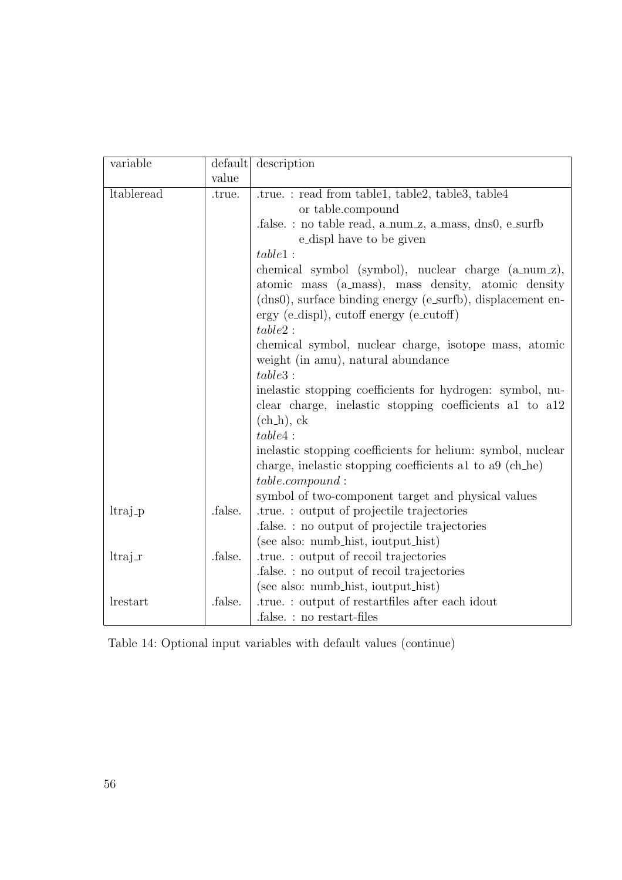| variable | default value | description |
|---|---|---|
| ltableread | .true. | .true. : read from table1, table2, table3, table4 or table.compound<br>.false. : no table read, a_num_z, a_mass, dns0, e_surfb e_displ have to be given<br>*table1* :<br>chemical symbol (symbol), nuclear charge (a_num_z), atomic mass (a_mass), mass density, atomic density (dns0), surface binding energy (e_surfb), displacement energy (e_displ), cutoff energy (e_cutoff)<br>*table2* :<br>chemical symbol, nuclear charge, isotope mass, atomic weight (in amu), natural abundance<br>*table3* :<br>inelastic stopping coefficients for hydrogen: symbol, nuclear charge, inelastic stopping coefficients a1 to a12 (ch_h), ck<br>*table4* :<br>inelastic stopping coefficients for helium: symbol, nuclear charge, inelastic stopping coefficients a1 to a9 (ch_he)<br>*table.compound* :<br>symbol of two-component target and physical values |
| ltraj_p | .false. | .true. : output of projectile trajectories<br>.false. : no output of projectile trajectories<br>(see also: numb_hist, ioutput_hist) |
| ltraj_r | .false. | .true. : output of recoil trajectories<br>.false. : no output of recoil trajectories<br>(see also: numb_hist, ioutput_hist) |
| lrestart | .false. | .true. : output of restartfiles after each idout<br>.false. : no restart-files |

Table 14: Optional input variables with default values (continue)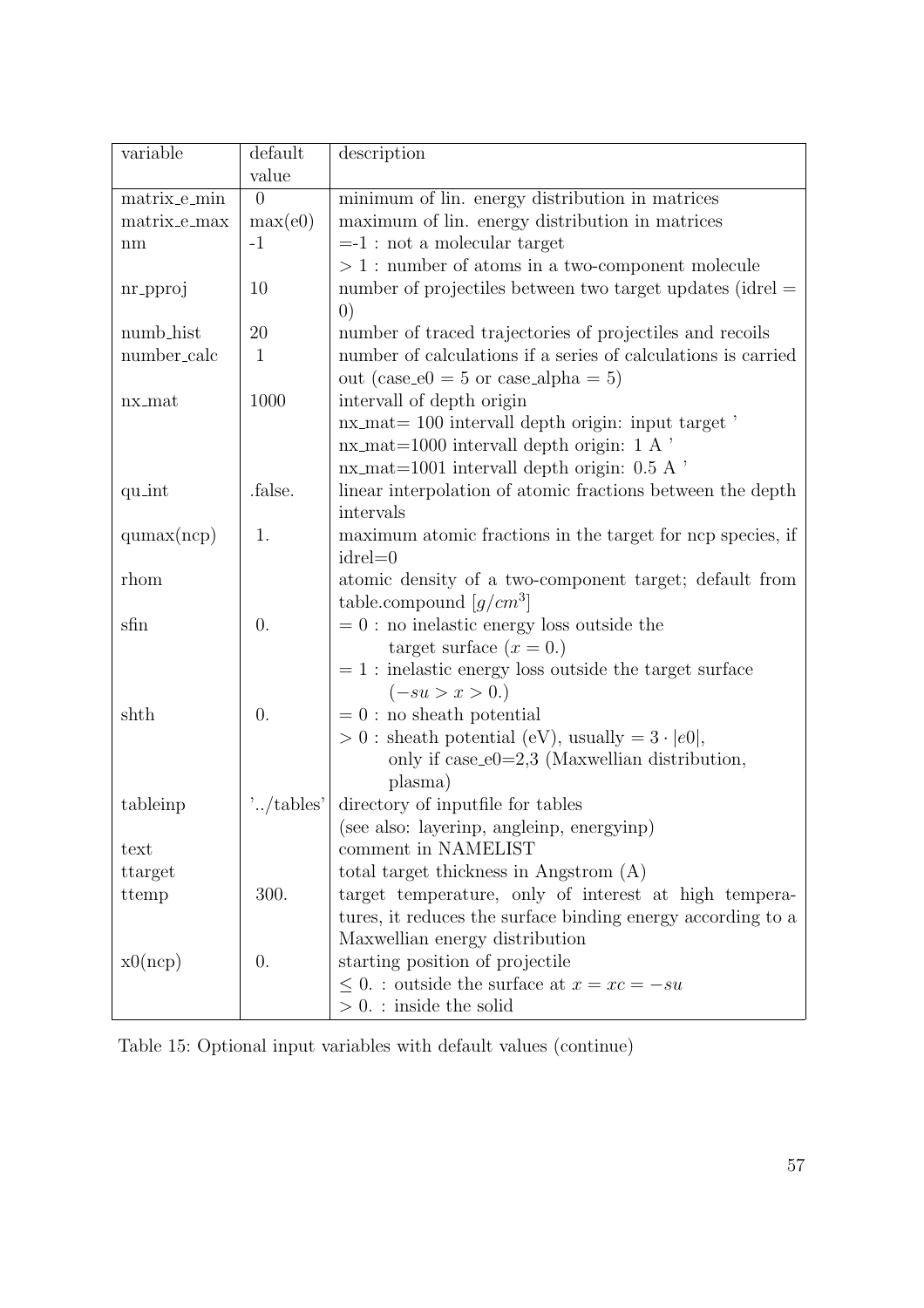| variable | default value | description |
|---|---|---|
| matrix_e_min | 0 | minimum of lin. energy distribution in matrices |
| matrix_e_max | max(e0) | maximum of lin. energy distribution in matrices |
| nm | -1 | =-1 : not a molecular target<br>$> 1$ : number of atoms in a two-component molecule |
| nr_pproj | 10 | number of projectiles between two target updates (idrel = 0) |
| numb_hist | 20 | number of traced trajectories of projectiles and recoils |
| number_calc | 1 | number of calculations if a series of calculations is carried out (case_e0 = 5 or case_alpha = 5) |
| nx_mat | 1000 | intervall of depth origin<br>nx_mat= 100 intervall depth origin: input target '<br>nx_mat=1000 intervall depth origin: 1 A '<br>nx_mat=1001 intervall depth origin: 0.5 A ' |
| qu_int | .false. | linear interpolation of atomic fractions between the depth intervals |
| qumax(ncp) | 1. | maximum atomic fractions in the target for ncp species, if idrel=0 |
| rhom | | atomic density of a two-component target; default from table.compound $[g/cm^3]$ |
| sfin | 0. | $= 0$ : no inelastic energy loss outside the target surface ($x = 0.$)<br>$= 1$ : inelastic energy loss outside the target surface ($-su > x > 0.$) |
| shth | 0. | $= 0$ : no sheath potential<br>$> 0$ : sheath potential (eV), usually $= 3 \cdot \lvert e0 \rvert$, only if case_e0=2,3 (Maxwellian distribution, plasma) |
| tableinp | '../tables' | directory of inputfile for tables<br>(see also: layerinp, angleinp, energyinp) |
| text | | comment in NAMELIST |
| ttarget | | total target thickness in Angstrom (A) |
| ttemp | 300. | target temperature, only of interest at high temperatures, it reduces the surface binding energy according to a Maxwellian energy distribution |
| x0(ncp) | 0. | starting position of projectile<br>$\leq 0.$ : outside the surface at $x = xc = -su$<br>$> 0.$ : inside the solid |

Table 15: Optional input variables with default values (continue)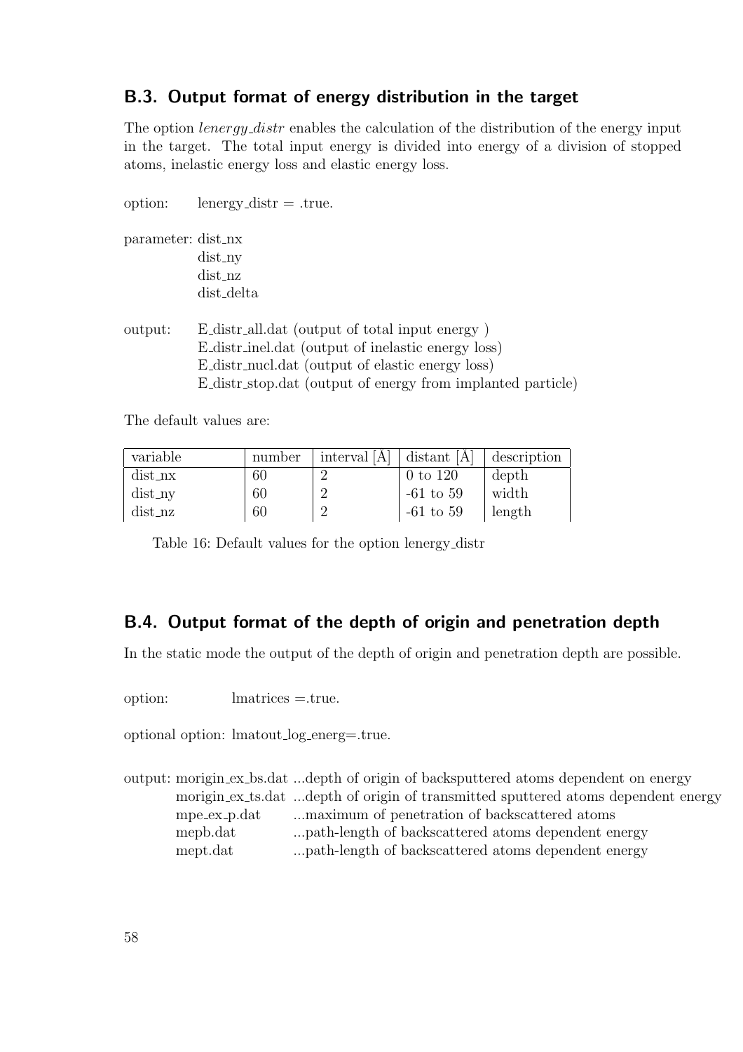## B.3. Output format of energy distribution in the target

The option *lenergy_distr* enables the calculation of the distribution of the energy input in the target. The total input energy is divided into energy of a division of stopped atoms, inelastic energy loss and elastic energy loss.

option: lenergy_distr = .true.

parameter: dist_nx
dist_ny
dist_nz
dist_delta

output: E_distr_all.dat (output of total input energy )
E_distr_inel.dat (output of inelastic energy loss)
E_distr_nucl.dat (output of elastic energy loss)
E_distr_stop.dat (output of energy from implanted particle)

The default values are:

| variable | number | interval [Å] | distant [Å] | description |
|---|---|---|---|---|
| dist_nx | 60 | 2 | 0 to 120 | depth |
| dist_ny | 60 | 2 | -61 to 59 | width |
| dist_nz | 60 | 2 | -61 to 59 | length |

Table 16: Default values for the option lenergy_distr

## B.4. Output format of the depth of origin and penetration depth

In the static mode the output of the depth of origin and penetration depth are possible.

option: lmatrices =.true.

optional option: lmatout_log_energ=.true.

output: morigin_ex_bs.dat ...depth of origin of backsputtered atoms dependent on energy
morigin_ex_ts.dat ...depth of origin of transmitted sputtered atoms dependent energy
mpe_ex_p.dat ...maximum of penetration of backscattered atoms
mepb.dat ...path-length of backscattered atoms dependent energy
mept.dat ...path-length of backscattered atoms dependent energy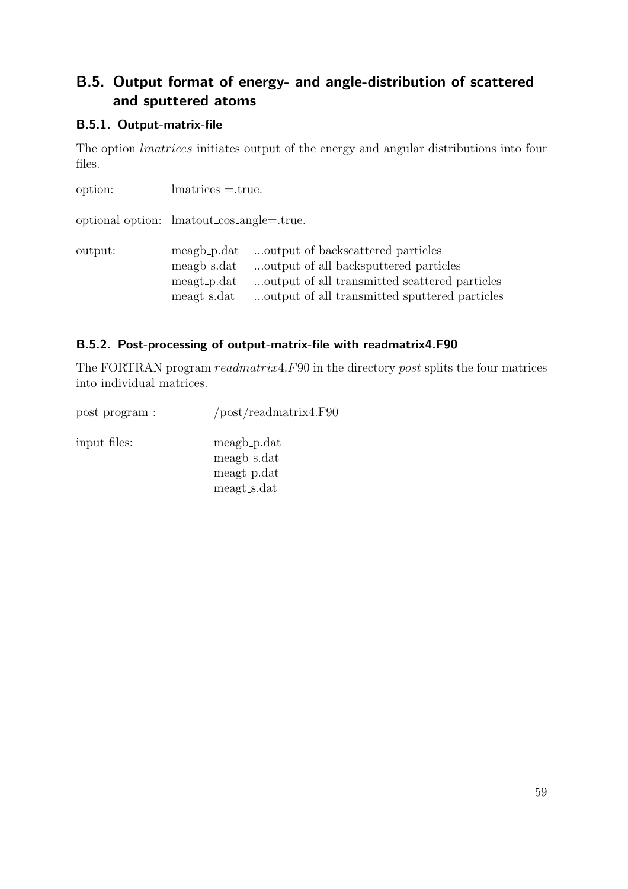## B.5. Output format of energy- and angle-distribution of scattered and sputtered atoms

### B.5.1. Output-matrix-file

The option *lmatrices* initiates output of the energy and angular distributions into four files.

option: lmatrices =.true.

optional option: lmatout_cos_angle=.true.

output:

| | |
|---|---|
| meagb_p.dat | ...output of backscattered particles |
| meagb_s.dat | ...output of all backsputtered particles |
| meagt_p.dat | ...output of all transmitted scattered particles |
| meagt_s.dat | ...output of all transmitted sputtered particles |

### B.5.2. Post-processing of output-matrix-file with readmatrix4.F90

The FORTRAN program *readmatrix4.F90* in the directory *post* splits the four matrices into individual matrices.

post program : /post/readmatrix4.F90

input files:
meagb_p.dat
meagb_s.dat
meagt_p.dat
meagt_s.dat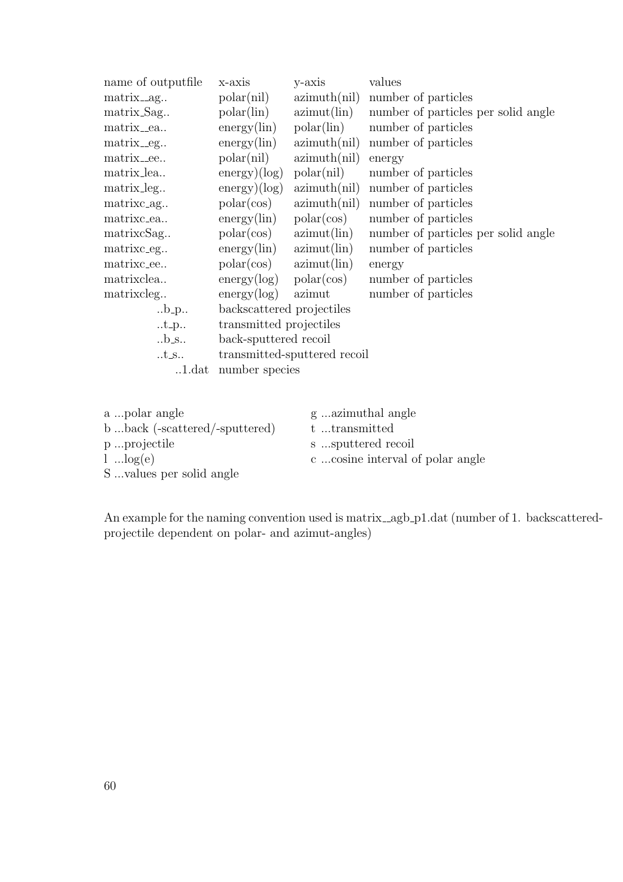| name of outputfile | x-axis | y-axis | values |
|---|---|---|---|
| matrix__ag.. | polar(nil) | azimuth(nil) | number of particles |
| matrix_Sag.. | polar(lin) | azimut(lin) | number of particles per solid angle |
| matrix__ea.. | energy(lin) | polar(lin) | number of particles |
| matrix__eg.. | energy(lin) | azimuth(nil) | number of particles |
| matrix__ee.. | polar(nil) | azimuth(nil) | energy |
| matrix_lea.. | energy)(log) | polar(nil) | number of particles |
| matrix_leg.. | energy)(log) | azimuth(nil) | number of particles |
| matrixc_ag.. | polar(cos) | azimuth(nil) | number of particles |
| matrixc_ea.. | energy(lin) | polar(cos) | number of particles |
| matrixcSag.. | polar(cos) | azimut(lin) | number of particles per solid angle |
| matrixc_eg.. | energy(lin) | azimut(lin) | number of particles |
| matrixc_ee.. | polar(cos) | azimut(lin) | energy |
| matrixclea.. | energy(log) | polar(cos) | number of particles |
| matrixcleg.. | energy(log) | azimut | number of particles |
| ..b_p.. | backscattered projectiles | | |
| ..t_p.. | transmitted projectiles | | |
| ..b_s.. | back-sputtered recoil | | |
| ..t_s.. | transmitted-sputtered recoil | | |
| ..1.dat | number species | | |

a ...polar angle

b ...back (-scattered/-sputtered)

p ...projectile

l ...log(e)

S ...values per solid angle

g ...azimuthal angle

t ...transmitted

s ...sputtered recoil

c ...cosine interval of polar angle

An example for the naming convention used is matrix__agb_p1.dat (number of 1. backscattered-projectile dependent on polar- and azimut-angles)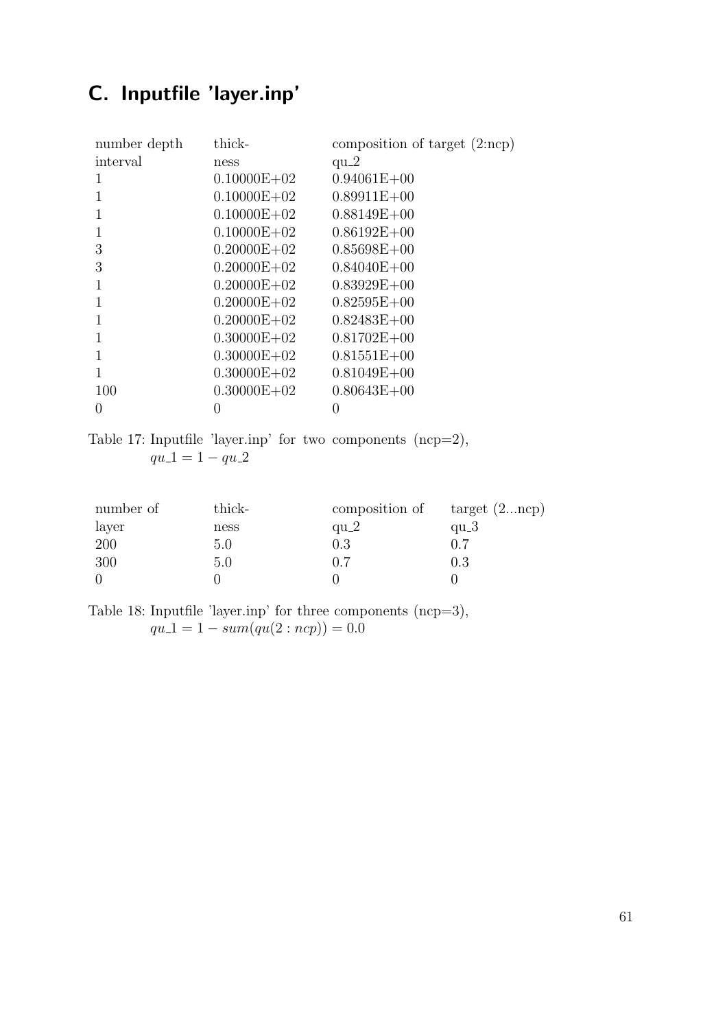# C. Inputfile 'layer.inp'

| number depth interval | thick-ness | composition of target (2:ncp) qu_2 |
|---|---|---|
| 1 | 0.10000E+02 | 0.94061E+00 |
| 1 | 0.10000E+02 | 0.89911E+00 |
| 1 | 0.10000E+02 | 0.88149E+00 |
| 1 | 0.10000E+02 | 0.86192E+00 |
| 3 | 0.20000E+02 | 0.85698E+00 |
| 3 | 0.20000E+02 | 0.84040E+00 |
| 1 | 0.20000E+02 | 0.83929E+00 |
| 1 | 0.20000E+02 | 0.82595E+00 |
| 1 | 0.20000E+02 | 0.82483E+00 |
| 1 | 0.30000E+02 | 0.81702E+00 |
| 1 | 0.30000E+02 | 0.81551E+00 |
| 1 | 0.30000E+02 | 0.81049E+00 |
| 100 | 0.30000E+02 | 0.80643E+00 |
| 0 | 0 | 0 |

Table 17: Inputfile 'layer.inp' for two components (ncp=2), $qu\_1 = 1 - qu\_2$

| number of layer | thick-ness | composition of qu_2 | target (2...ncp) qu_3 |
|---|---|---|---|
| 200 | 5.0 | 0.3 | 0.7 |
| 300 | 5.0 | 0.7 | 0.3 |
| 0 | 0 | 0 | 0 |

Table 18: Inputfile 'layer.inp' for three components (ncp=3), $qu\_1 = 1 - sum(qu(2:ncp)) = 0.0$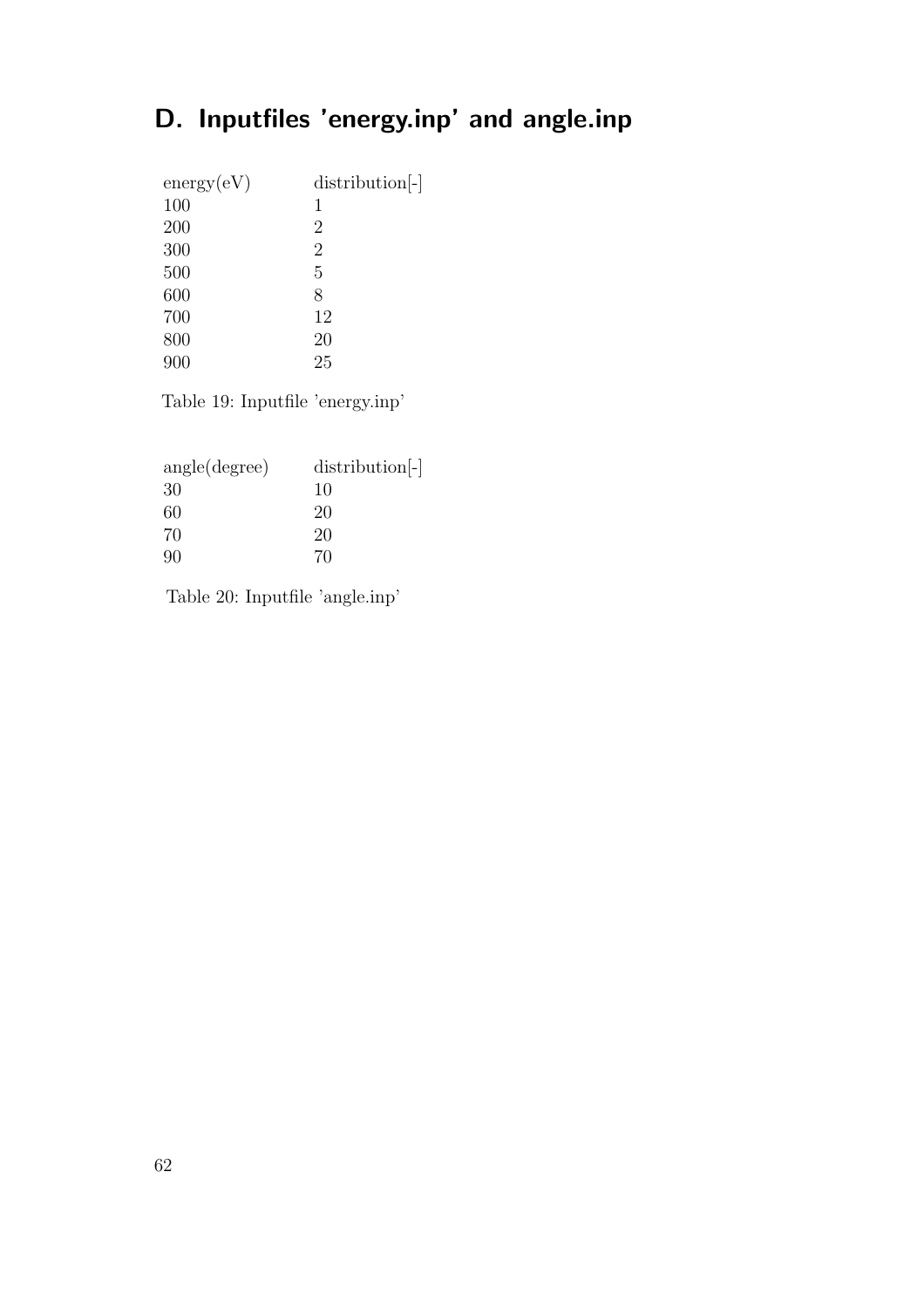# D. Inputfiles 'energy.inp' and angle.inp

| energy(eV) | distribution[-] |
|---|---|
| 100 | 1 |
| 200 | 2 |
| 300 | 2 |
| 500 | 5 |
| 600 | 8 |
| 700 | 12 |
| 800 | 20 |
| 900 | 25 |

Table 19: Inputfile 'energy.inp'

| angle(degree) | distribution[-] |
|---|---|
| 30 | 10 |
| 60 | 20 |
| 70 | 20 |
| 90 | 70 |

Table 20: Inputfile 'angle.inp'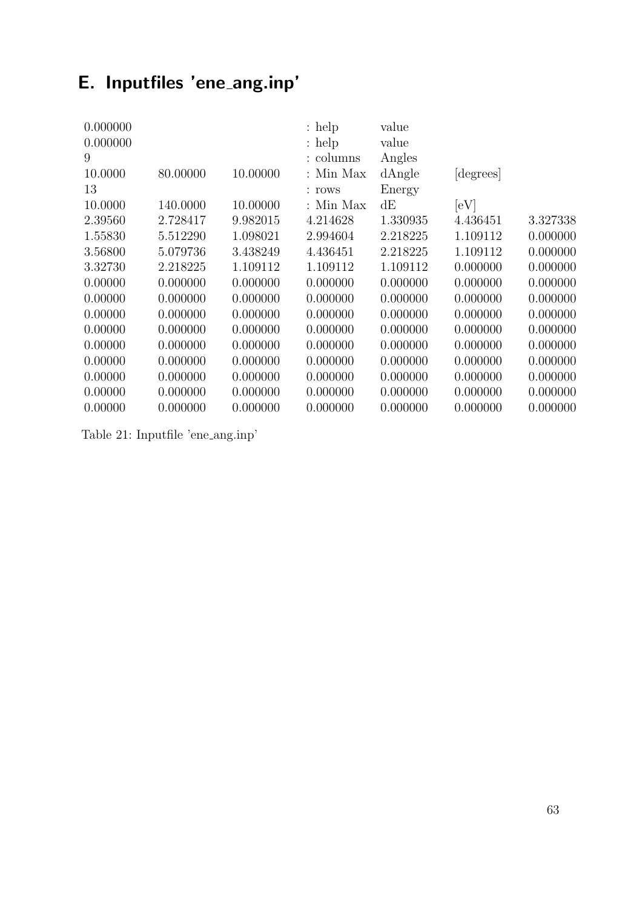# E. Inputfiles 'ene_ang.inp'

| | | | | | | |
|---|---|---|---|---|---|---|
| 0.000000 | | | : help | value | | |
| 0.000000 | | | : help | value | | |
| 9 | | | : columns | Angles | | |
| 10.0000 | 80.00000 | 10.00000 | : Min Max | dAngle | [degrees] | |
| 13 | | | : rows | Energy | | |
| 10.0000 | 140.0000 | 10.00000 | : Min Max | dE | [eV] | |
| 2.39560 | 2.728417 | 9.982015 | 4.214628 | 1.330935 | 4.436451 | 3.327338 |
| 1.55830 | 5.512290 | 1.098021 | 2.994604 | 2.218225 | 1.109112 | 0.000000 |
| 3.56800 | 5.079736 | 3.438249 | 4.436451 | 2.218225 | 1.109112 | 0.000000 |
| 3.32730 | 2.218225 | 1.109112 | 1.109112 | 1.109112 | 0.000000 | 0.000000 |
| 0.00000 | 0.000000 | 0.000000 | 0.000000 | 0.000000 | 0.000000 | 0.000000 |
| 0.00000 | 0.000000 | 0.000000 | 0.000000 | 0.000000 | 0.000000 | 0.000000 |
| 0.00000 | 0.000000 | 0.000000 | 0.000000 | 0.000000 | 0.000000 | 0.000000 |
| 0.00000 | 0.000000 | 0.000000 | 0.000000 | 0.000000 | 0.000000 | 0.000000 |
| 0.00000 | 0.000000 | 0.000000 | 0.000000 | 0.000000 | 0.000000 | 0.000000 |
| 0.00000 | 0.000000 | 0.000000 | 0.000000 | 0.000000 | 0.000000 | 0.000000 |
| 0.00000 | 0.000000 | 0.000000 | 0.000000 | 0.000000 | 0.000000 | 0.000000 |
| 0.00000 | 0.000000 | 0.000000 | 0.000000 | 0.000000 | 0.000000 | 0.000000 |
| 0.00000 | 0.000000 | 0.000000 | 0.000000 | 0.000000 | 0.000000 | 0.000000 |

Table 21: Inputfile 'ene_ang.inp'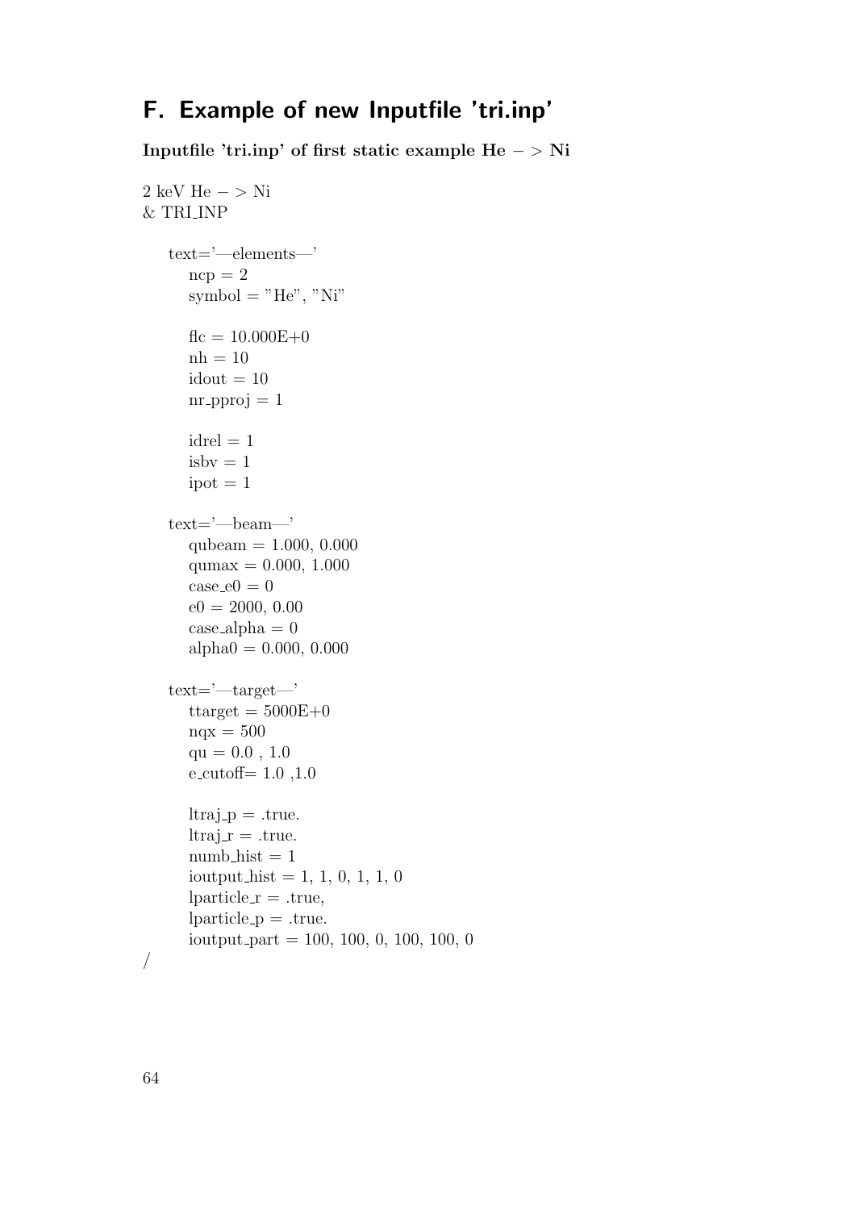# F. Example of new Inputfile 'tri.inp'

**Inputfile 'tri.inp' of first static example He − > Ni**

```
2 keV He -> Ni
& TRI_INP

   text='—elements—'
      ncp = 2
      symbol = "He", "Ni"

      flc = 10.000E+0
      nh = 10
      idout = 10
      nr_pproj = 1

      idrel = 1
      isbv = 1
      ipot = 1

   text='—beam—'
      qubeam = 1.000, 0.000
      qumax = 0.000, 1.000
      case_e0 = 0
      e0 = 2000, 0.00
      case_alpha = 0
      alpha0 = 0.000, 0.000

   text='—target—'
      ttarget = 5000E+0
      nqx = 500
      qu = 0.0 , 1.0
      e_cutoff= 1.0 ,1.0

      ltraj_p = .true.
      ltraj_r = .true.
      numb_hist = 1
      ioutput_hist = 1, 1, 0, 1, 1, 0
      lparticle_r = .true,
      lparticle_p = .true.
      ioutput_part = 100, 100, 0, 100, 100, 0
/
```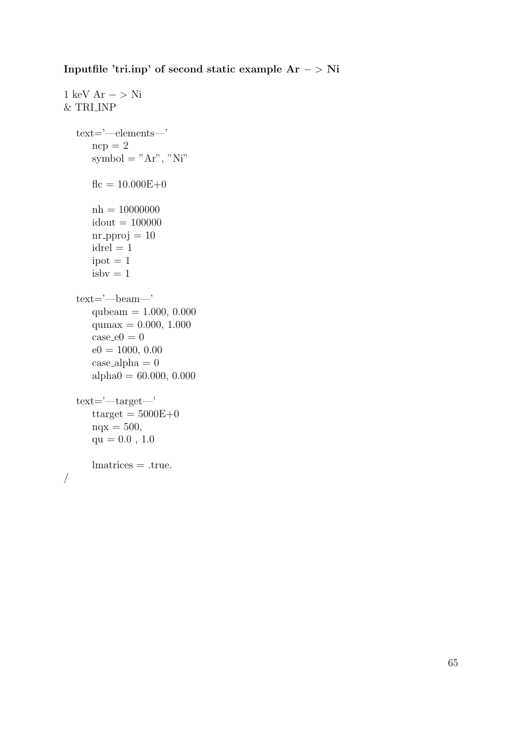**Inputfile 'tri.inp' of second static example Ar − > Ni**

```
1 keV Ar -> Ni
& TRI_INP

  text='—elements—'
    ncp = 2
    symbol = "Ar", "Ni"

    flc = 10.000E+0

    nh = 10000000
    idout = 100000
    nr_pproj = 10
    idrel = 1
    ipot = 1
    isbv = 1

  text='—beam—'
    qubeam = 1.000, 0.000
    qumax = 0.000, 1.000
    case_e0 = 0
    e0 = 1000, 0.00
    case_alpha = 0
    alpha0 = 60.000, 0.000

  text='—target—'
    ttarget = 5000E+0
    nqx = 500,
    qu = 0.0 , 1.0

    lmatrices = .true.
/
```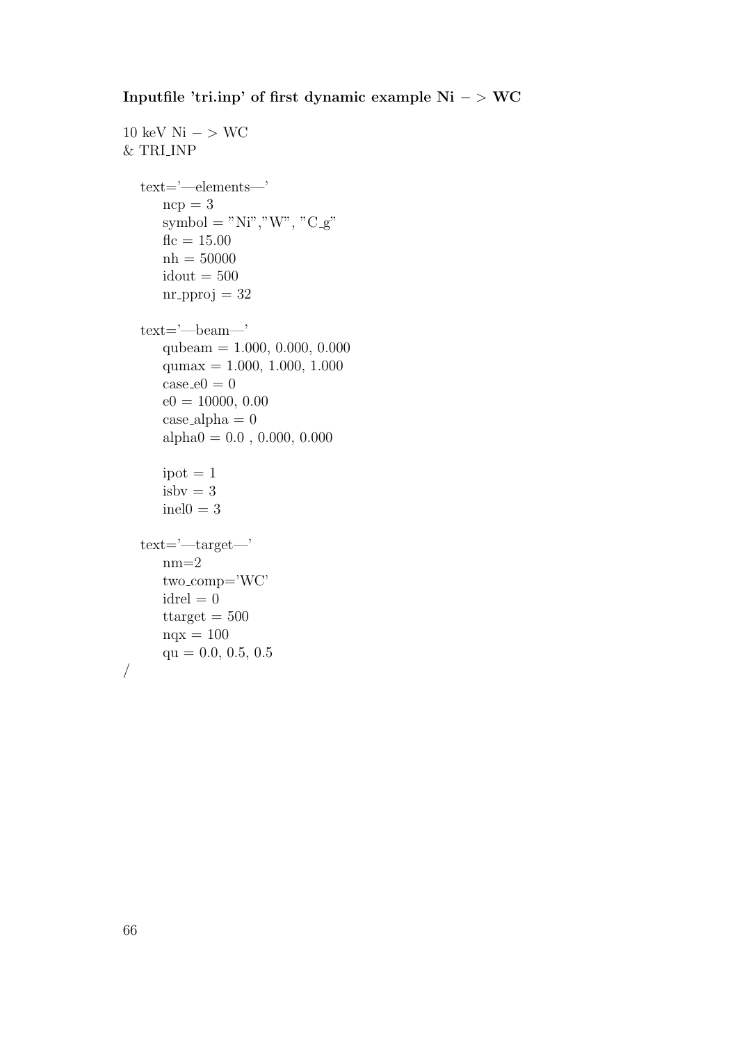**Inputfile 'tri.inp' of first dynamic example Ni − > WC**

```
10 keV Ni − > WC
& TRI_INP

   text='—elements—'
      ncp = 3
      symbol = "Ni","W", "C_g"
      flc = 15.00
      nh = 50000
      idout = 500
      nr_pproj = 32

   text='—beam—'
      qubeam = 1.000, 0.000, 0.000
      qumax = 1.000, 1.000, 1.000
      case_e0 = 0
      e0 = 10000, 0.00
      case_alpha = 0
      alpha0 = 0.0 , 0.000, 0.000

      ipot = 1
      isbv = 3
      inel0 = 3

   text='—target—'
      nm=2
      two_comp='WC'
      idrel = 0
      ttarget = 500
      nqx = 100
      qu = 0.0, 0.5, 0.5
/
```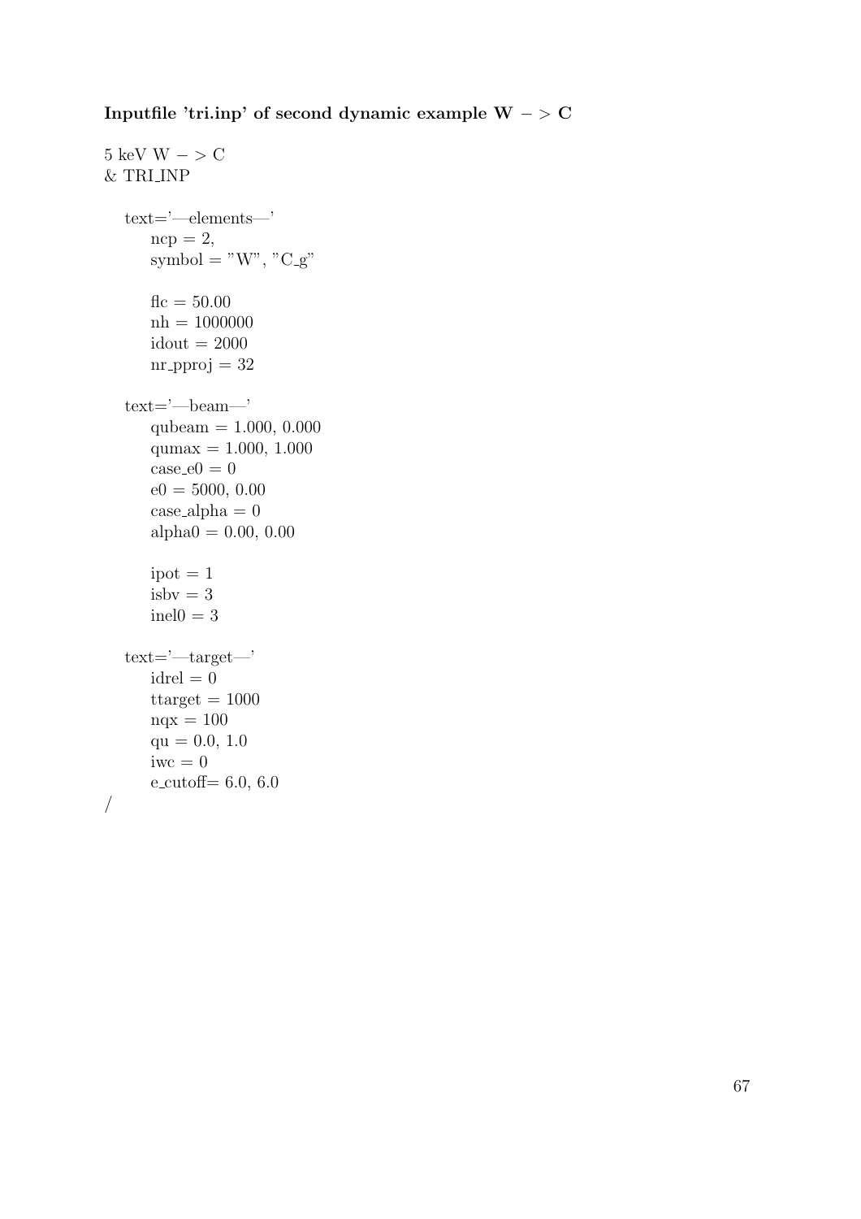**Inputfile 'tri.inp' of second dynamic example W − > C**

```
5 keV W − > C
& TRI_INP

  text='—elements—'
    ncp = 2,
    symbol = "W", "C_g"

    flc = 50.00
    nh = 1000000
    idout = 2000
    nr_pproj = 32

  text='—beam—'
    qubeam = 1.000, 0.000
    qumax = 1.000, 1.000
    case_e0 = 0
    e0 = 5000, 0.00
    case_alpha = 0
    alpha0 = 0.00, 0.00

    ipot = 1
    isbv = 3
    inel0 = 3

  text='—target—'
    idrel = 0
    ttarget = 1000
    nqx = 100
    qu = 0.0, 1.0
    iwc = 0
    e_cutoff= 6.0, 6.0
/
```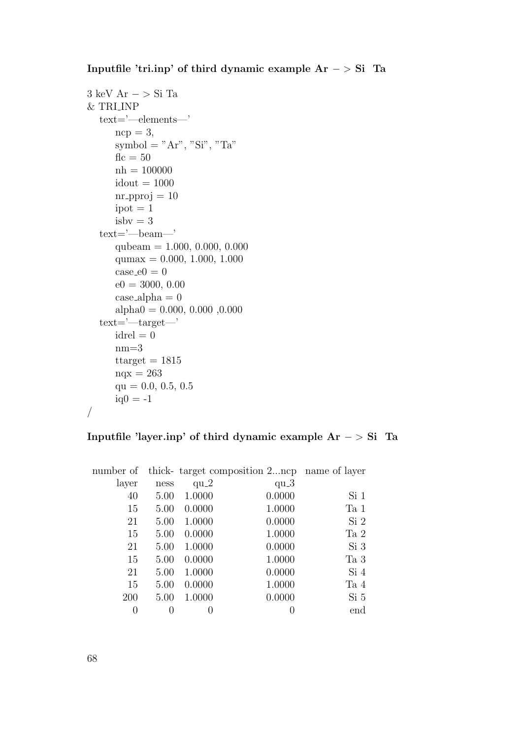**Inputfile 'tri.inp' of third dynamic example Ar − > Si Ta**

```
3 keV Ar − > Si Ta
& TRI_INP
   text='—elements—'
       ncp = 3,
       symbol = "Ar", "Si", "Ta"
       flc = 50
       nh = 100000
       idout = 1000
       nr_pproj = 10
       ipot = 1
       isbv = 3
   text='—beam—'
       qubeam = 1.000, 0.000, 0.000
       qumax = 0.000, 1.000, 1.000
       case_e0 = 0
       e0 = 3000, 0.00
       case_alpha = 0
       alpha0 = 0.000, 0.000 ,0.000
   text='—target—'
       idrel = 0
       nm=3
       ttarget = 1815
       nqx = 263
       qu = 0.0, 0.5, 0.5
       iq0 = -1
/
```

**Inputfile 'layer.inp' of third dynamic example Ar − > Si Ta**

| number of layer | thick- ness | target composition 2...ncp qu_2 | qu_3 | name of layer |
|---|---|---|---|---|
| 40 | 5.00 | 1.0000 | 0.0000 | Si 1 |
| 15 | 5.00 | 0.0000 | 1.0000 | Ta 1 |
| 21 | 5.00 | 1.0000 | 0.0000 | Si 2 |
| 15 | 5.00 | 0.0000 | 1.0000 | Ta 2 |
| 21 | 5.00 | 1.0000 | 0.0000 | Si 3 |
| 15 | 5.00 | 0.0000 | 1.0000 | Ta 3 |
| 21 | 5.00 | 1.0000 | 0.0000 | Si 4 |
| 15 | 5.00 | 0.0000 | 1.0000 | Ta 4 |
| 200 | 5.00 | 1.0000 | 0.0000 | Si 5 |
| 0 | 0 | 0 | 0 | end |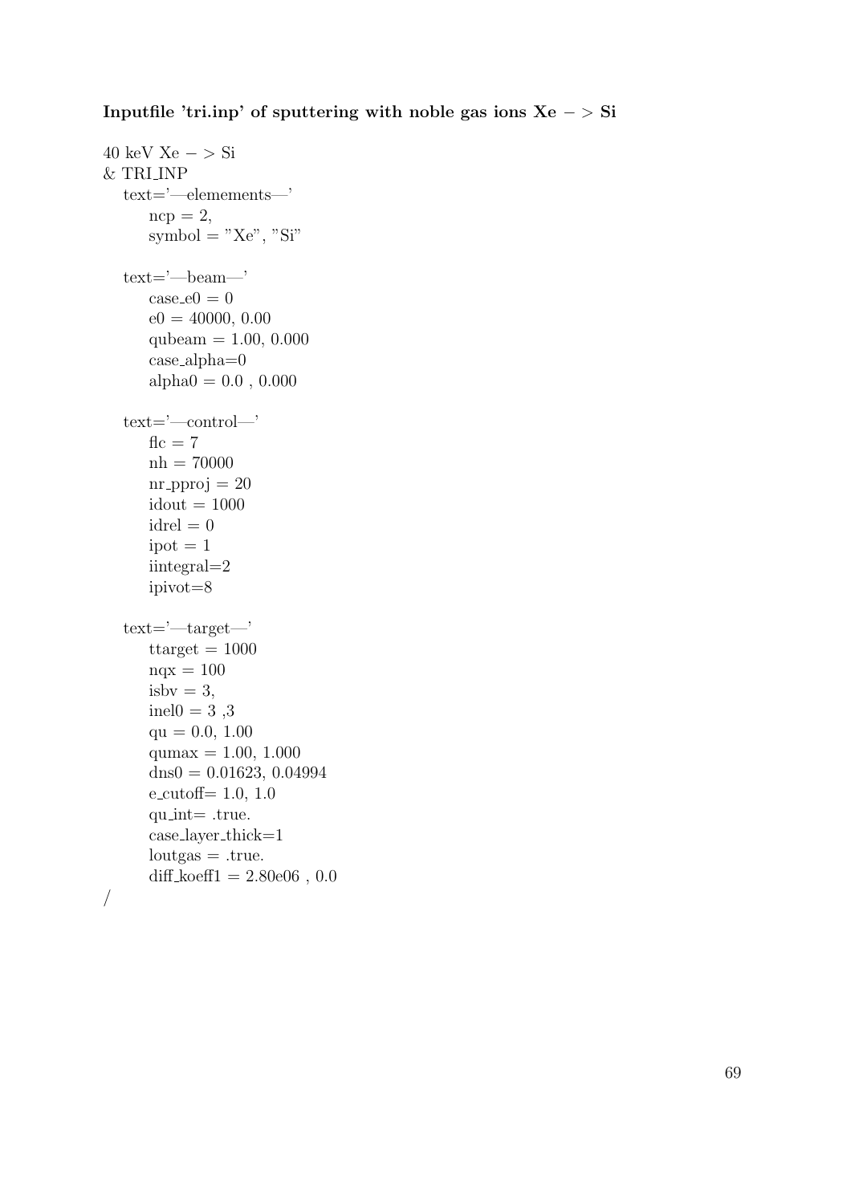**Inputfile 'tri.inp' of sputtering with noble gas ions Xe − > Si**

```
40 keV Xe − > Si
& TRI_INP
   text='—elemements—'
      ncp = 2,
      symbol = "Xe", "Si"

   text='—beam—'
      case_e0 = 0
      e0 = 40000, 0.00
      qubeam = 1.00, 0.000
      case_alpha=0
      alpha0 = 0.0 , 0.000

   text='—control—'
      flc = 7
      nh = 70000
      nr_pproj = 20
      idout = 1000
      idrel = 0
      ipot = 1
      iintegral=2
      ipivot=8

   text='—target—'
      ttarget = 1000
      nqx = 100
      isbv = 3,
      inel0 = 3 ,3
      qu = 0.0, 1.00
      qumax = 1.00, 1.000
      dns0 = 0.01623, 0.04994
      e_cutoff= 1.0, 1.0
      qu_int= .true.
      case_layer_thick=1
      loutgas = .true.
      diff_koeff1 = 2.80e06 , 0.0
/
```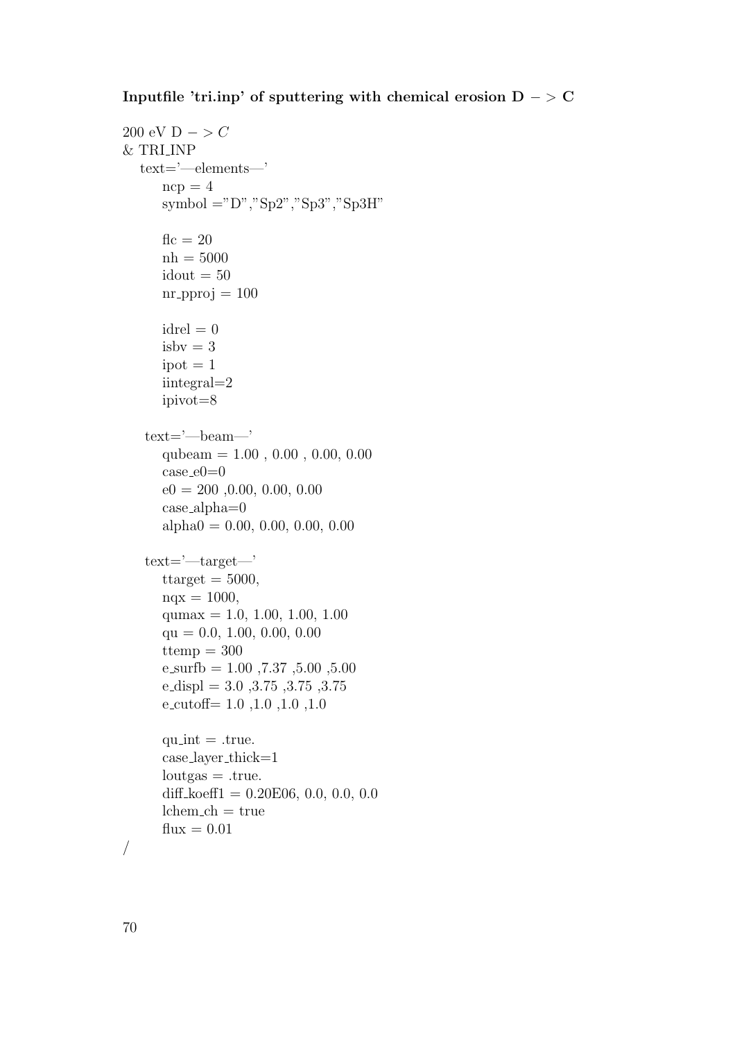**Inputfile 'tri.inp' of sputtering with chemical erosion D − > C**

```
200 eV D − > C
& TRI_INP
  text='—elements—'
    ncp = 4
    symbol ="D","Sp2","Sp3","Sp3H"

    flc = 20
    nh = 5000
    idout = 50
    nr_pproj = 100

    idrel = 0
    isbv = 3
    ipot = 1
    iintegral=2
    ipivot=8

  text='—beam—'
    qubeam = 1.00 , 0.00 , 0.00, 0.00
    case_e0=0
    e0 = 200 ,0.00, 0.00, 0.00
    case_alpha=0
    alpha0 = 0.00, 0.00, 0.00, 0.00

  text='—target—'
    ttarget = 5000,
    nqx = 1000,
    qumax = 1.0, 1.00, 1.00, 1.00
    qu = 0.0, 1.00, 0.00, 0.00
    ttemp = 300
    e_surfb = 1.00 ,7.37 ,5.00 ,5.00
    e_displ = 3.0 ,3.75 ,3.75 ,3.75
    e_cutoff= 1.0 ,1.0 ,1.0 ,1.0

    qu_int = .true.
    case_layer_thick=1
    loutgas = .true.
    diff_koeff1 = 0.20E06, 0.0, 0.0, 0.0
    lchem_ch = true
    flux = 0.01
/
```